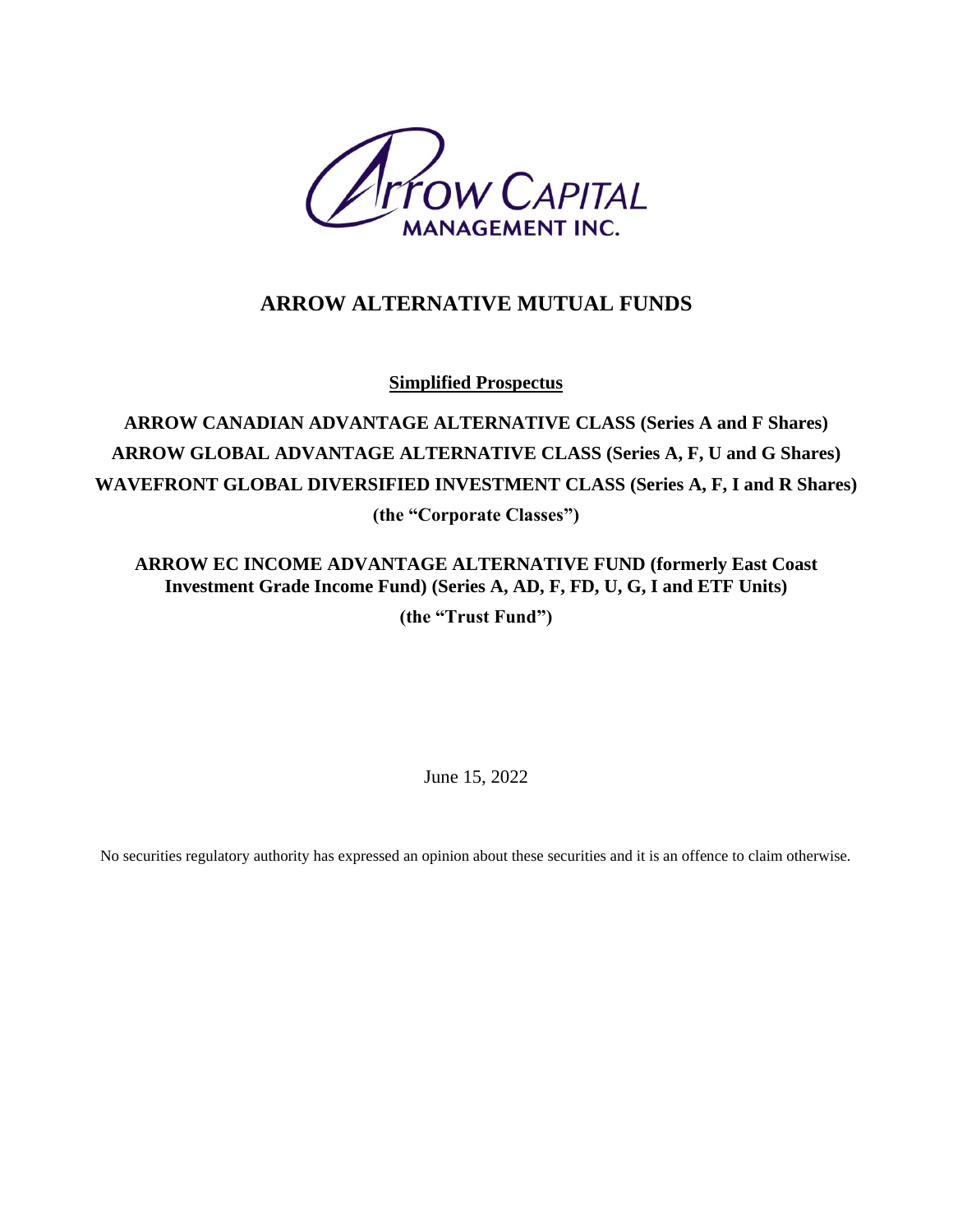Arrow Capital Management Inc.

# ARROW ALTERNATIVE MUTUAL FUNDS

**Simplified Prospectus**

**ARROW CANADIAN ADVANTAGE ALTERNATIVE CLASS (Series A and F Shares)**
**ARROW GLOBAL ADVANTAGE ALTERNATIVE CLASS (Series A, F, U and G Shares)**
**WAVEFRONT GLOBAL DIVERSIFIED INVESTMENT CLASS (Series A, F, I and R Shares)**
**(the "Corporate Classes")**

**ARROW EC INCOME ADVANTAGE ALTERNATIVE FUND (formerly East Coast Investment Grade Income Fund) (Series A, AD, F, FD, U, G, I and ETF Units)**
**(the "Trust Fund")**

June 15, 2022

No securities regulatory authority has expressed an opinion about these securities and it is an offence to claim otherwise.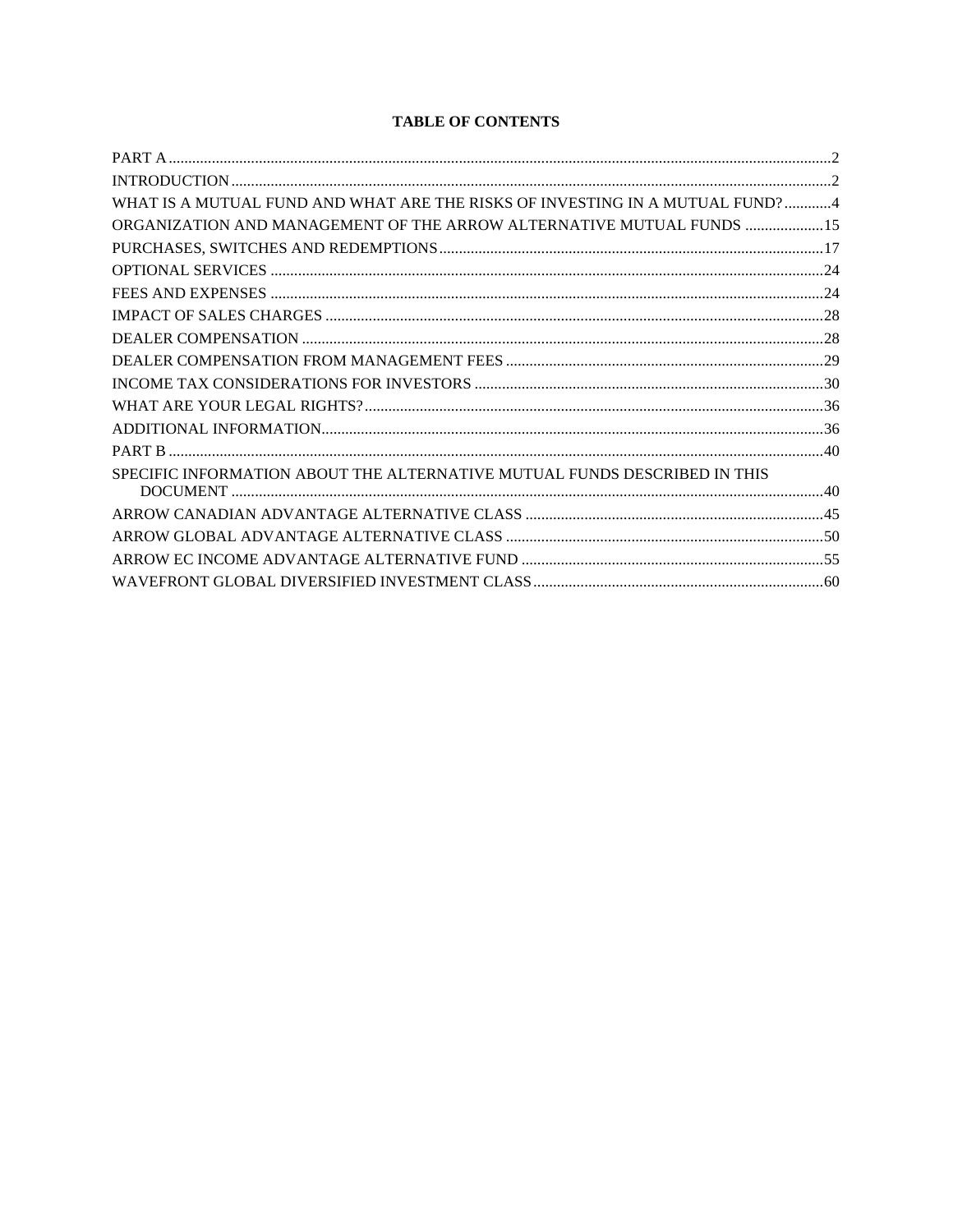# TABLE OF CONTENTS

| | |
|---|---|
| PART A | 2 |
| INTRODUCTION | 2 |
| WHAT IS A MUTUAL FUND AND WHAT ARE THE RISKS OF INVESTING IN A MUTUAL FUND? | 4 |
| ORGANIZATION AND MANAGEMENT OF THE ARROW ALTERNATIVE MUTUAL FUNDS | 15 |
| PURCHASES, SWITCHES AND REDEMPTIONS | 17 |
| OPTIONAL SERVICES | 24 |
| FEES AND EXPENSES | 24 |
| IMPACT OF SALES CHARGES | 28 |
| DEALER COMPENSATION | 28 |
| DEALER COMPENSATION FROM MANAGEMENT FEES | 29 |
| INCOME TAX CONSIDERATIONS FOR INVESTORS | 30 |
| WHAT ARE YOUR LEGAL RIGHTS? | 36 |
| ADDITIONAL INFORMATION | 36 |
| PART B | 40 |
| SPECIFIC INFORMATION ABOUT THE ALTERNATIVE MUTUAL FUNDS DESCRIBED IN THIS DOCUMENT | 40 |
| ARROW CANADIAN ADVANTAGE ALTERNATIVE CLASS | 45 |
| ARROW GLOBAL ADVANTAGE ALTERNATIVE CLASS | 50 |
| ARROW EC INCOME ADVANTAGE ALTERNATIVE FUND | 55 |
| WAVEFRONT GLOBAL DIVERSIFIED INVESTMENT CLASS | 60 |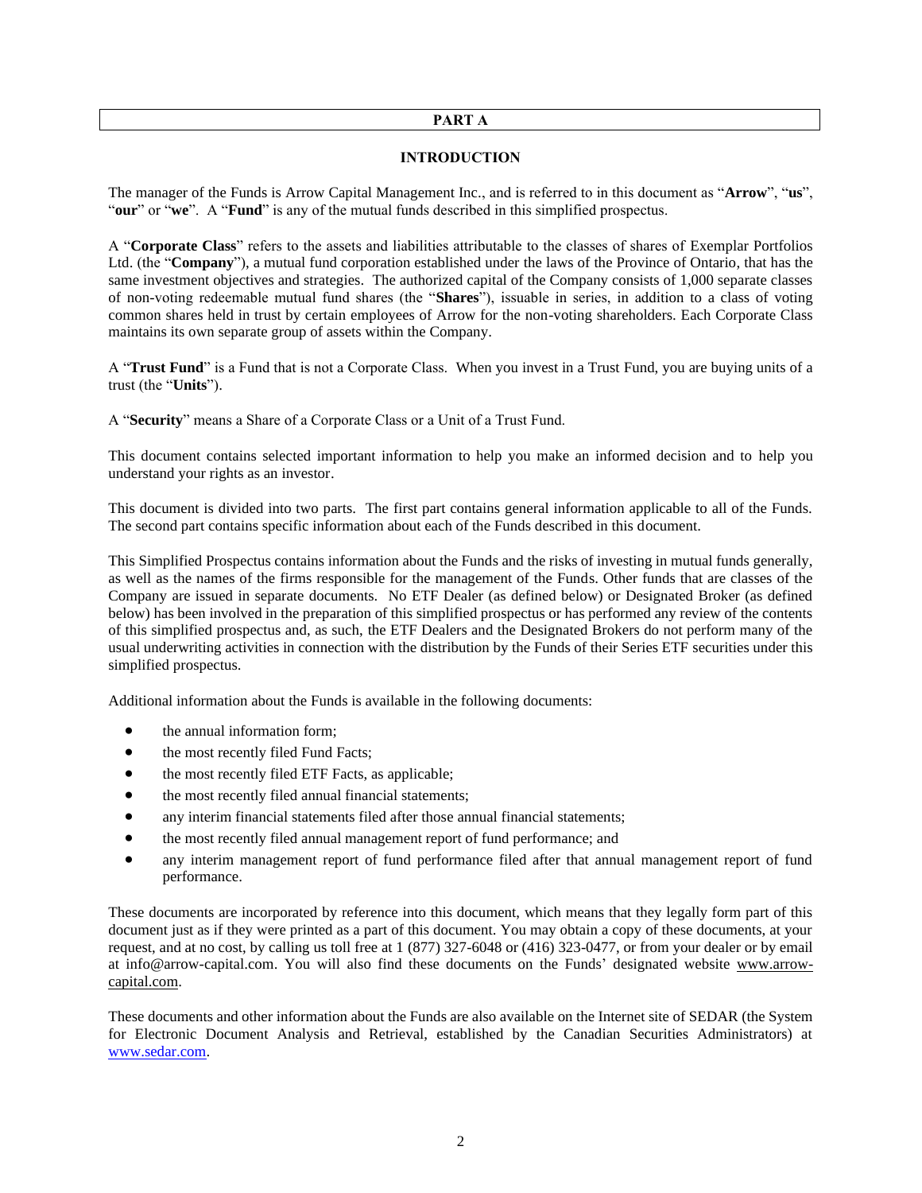# PART A

## INTRODUCTION

The manager of the Funds is Arrow Capital Management Inc., and is referred to in this document as "**Arrow**", "**us**", "**our**" or "**we**". A "**Fund**" is any of the mutual funds described in this simplified prospectus.

A "**Corporate Class**" refers to the assets and liabilities attributable to the classes of shares of Exemplar Portfolios Ltd. (the "**Company**"), a mutual fund corporation established under the laws of the Province of Ontario, that has the same investment objectives and strategies. The authorized capital of the Company consists of 1,000 separate classes of non-voting redeemable mutual fund shares (the "**Shares**"), issuable in series, in addition to a class of voting common shares held in trust by certain employees of Arrow for the non-voting shareholders. Each Corporate Class maintains its own separate group of assets within the Company.

A "**Trust Fund**" is a Fund that is not a Corporate Class. When you invest in a Trust Fund, you are buying units of a trust (the "**Units**").

A "**Security**" means a Share of a Corporate Class or a Unit of a Trust Fund.

This document contains selected important information to help you make an informed decision and to help you understand your rights as an investor.

This document is divided into two parts. The first part contains general information applicable to all of the Funds. The second part contains specific information about each of the Funds described in this document.

This Simplified Prospectus contains information about the Funds and the risks of investing in mutual funds generally, as well as the names of the firms responsible for the management of the Funds. Other funds that are classes of the Company are issued in separate documents. No ETF Dealer (as defined below) or Designated Broker (as defined below) has been involved in the preparation of this simplified prospectus or has performed any review of the contents of this simplified prospectus and, as such, the ETF Dealers and the Designated Brokers do not perform many of the usual underwriting activities in connection with the distribution by the Funds of their Series ETF securities under this simplified prospectus.

Additional information about the Funds is available in the following documents:

- the annual information form;
- the most recently filed Fund Facts;
- the most recently filed ETF Facts, as applicable;
- the most recently filed annual financial statements;
- any interim financial statements filed after those annual financial statements;
- the most recently filed annual management report of fund performance; and
- any interim management report of fund performance filed after that annual management report of fund performance.

These documents are incorporated by reference into this document, which means that they legally form part of this document just as if they were printed as a part of this document. You may obtain a copy of these documents, at your request, and at no cost, by calling us toll free at 1 (877) 327-6048 or (416) 323-0477, or from your dealer or by email at info@arrow-capital.com. You will also find these documents on the Funds' designated website www.arrow-capital.com.

These documents and other information about the Funds are also available on the Internet site of SEDAR (the System for Electronic Document Analysis and Retrieval, established by the Canadian Securities Administrators) at www.sedar.com.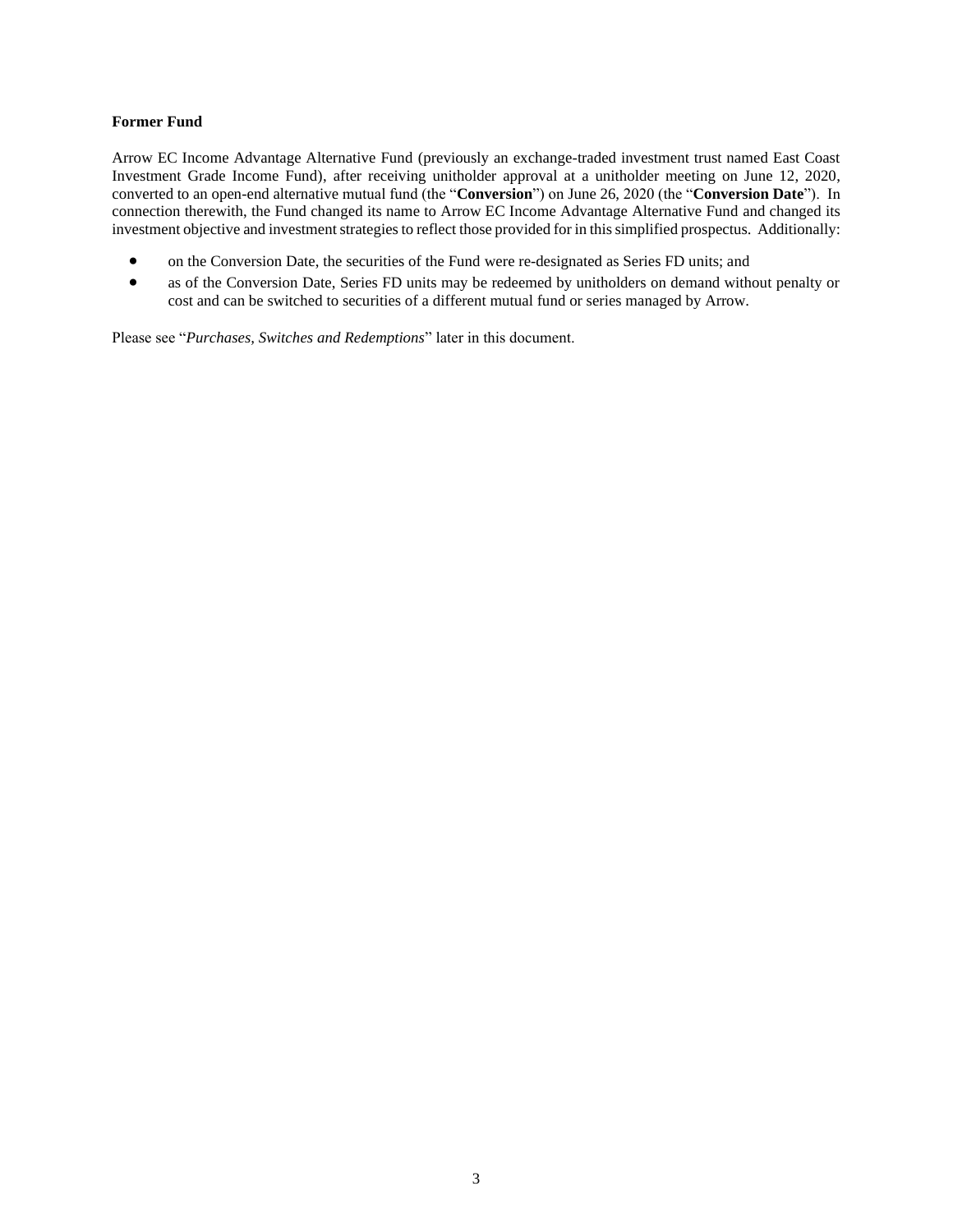**Former Fund**

Arrow EC Income Advantage Alternative Fund (previously an exchange-traded investment trust named East Coast Investment Grade Income Fund), after receiving unitholder approval at a unitholder meeting on June 12, 2020, converted to an open-end alternative mutual fund (the "**Conversion**") on June 26, 2020 (the "**Conversion Date**"). In connection therewith, the Fund changed its name to Arrow EC Income Advantage Alternative Fund and changed its investment objective and investment strategies to reflect those provided for in this simplified prospectus. Additionally:

- on the Conversion Date, the securities of the Fund were re-designated as Series FD units; and
- as of the Conversion Date, Series FD units may be redeemed by unitholders on demand without penalty or cost and can be switched to securities of a different mutual fund or series managed by Arrow.

Please see "*Purchases, Switches and Redemptions*" later in this document.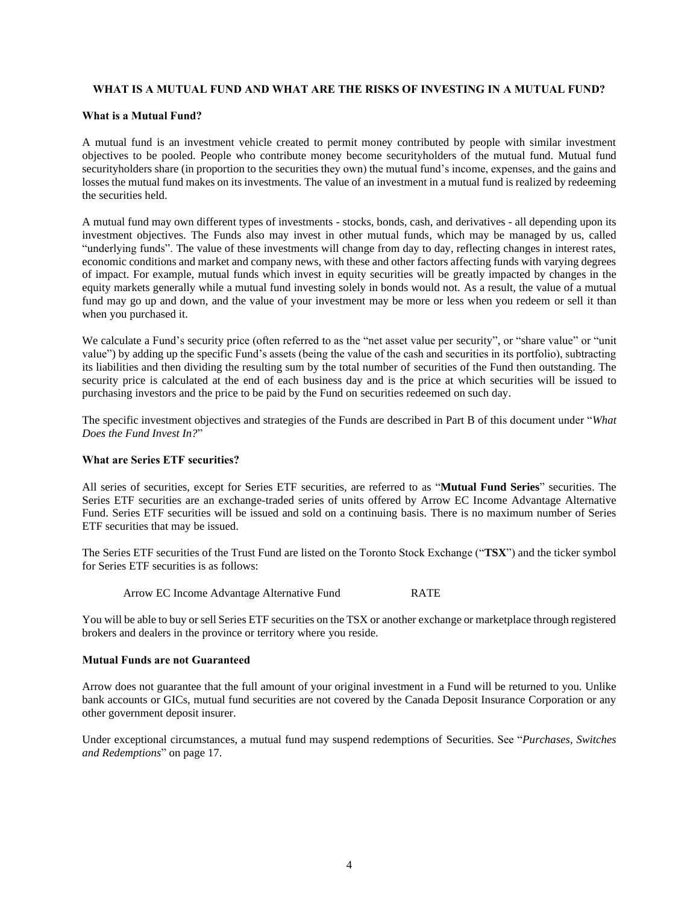## WHAT IS A MUTUAL FUND AND WHAT ARE THE RISKS OF INVESTING IN A MUTUAL FUND?

### What is a Mutual Fund?

A mutual fund is an investment vehicle created to permit money contributed by people with similar investment objectives to be pooled. People who contribute money become securityholders of the mutual fund. Mutual fund securityholders share (in proportion to the securities they own) the mutual fund's income, expenses, and the gains and losses the mutual fund makes on its investments. The value of an investment in a mutual fund is realized by redeeming the securities held.

A mutual fund may own different types of investments - stocks, bonds, cash, and derivatives - all depending upon its investment objectives. The Funds also may invest in other mutual funds, which may be managed by us, called "underlying funds". The value of these investments will change from day to day, reflecting changes in interest rates, economic conditions and market and company news, with these and other factors affecting funds with varying degrees of impact. For example, mutual funds which invest in equity securities will be greatly impacted by changes in the equity markets generally while a mutual fund investing solely in bonds would not. As a result, the value of a mutual fund may go up and down, and the value of your investment may be more or less when you redeem or sell it than when you purchased it.

We calculate a Fund's security price (often referred to as the "net asset value per security", or "share value" or "unit value") by adding up the specific Fund's assets (being the value of the cash and securities in its portfolio), subtracting its liabilities and then dividing the resulting sum by the total number of securities of the Fund then outstanding. The security price is calculated at the end of each business day and is the price at which securities will be issued to purchasing investors and the price to be paid by the Fund on securities redeemed on such day.

The specific investment objectives and strategies of the Funds are described in Part B of this document under "*What Does the Fund Invest In?*"

### What are Series ETF securities?

All series of securities, except for Series ETF securities, are referred to as "**Mutual Fund Series**" securities. The Series ETF securities are an exchange-traded series of units offered by Arrow EC Income Advantage Alternative Fund. Series ETF securities will be issued and sold on a continuing basis. There is no maximum number of Series ETF securities that may be issued.

The Series ETF securities of the Trust Fund are listed on the Toronto Stock Exchange ("**TSX**") and the ticker symbol for Series ETF securities is as follows:

| | |
|---|---|
| Arrow EC Income Advantage Alternative Fund | RATE |

You will be able to buy or sell Series ETF securities on the TSX or another exchange or marketplace through registered brokers and dealers in the province or territory where you reside.

### Mutual Funds are not Guaranteed

Arrow does not guarantee that the full amount of your original investment in a Fund will be returned to you. Unlike bank accounts or GICs, mutual fund securities are not covered by the Canada Deposit Insurance Corporation or any other government deposit insurer.

Under exceptional circumstances, a mutual fund may suspend redemptions of Securities. See "*Purchases, Switches and Redemptions*" on page 17.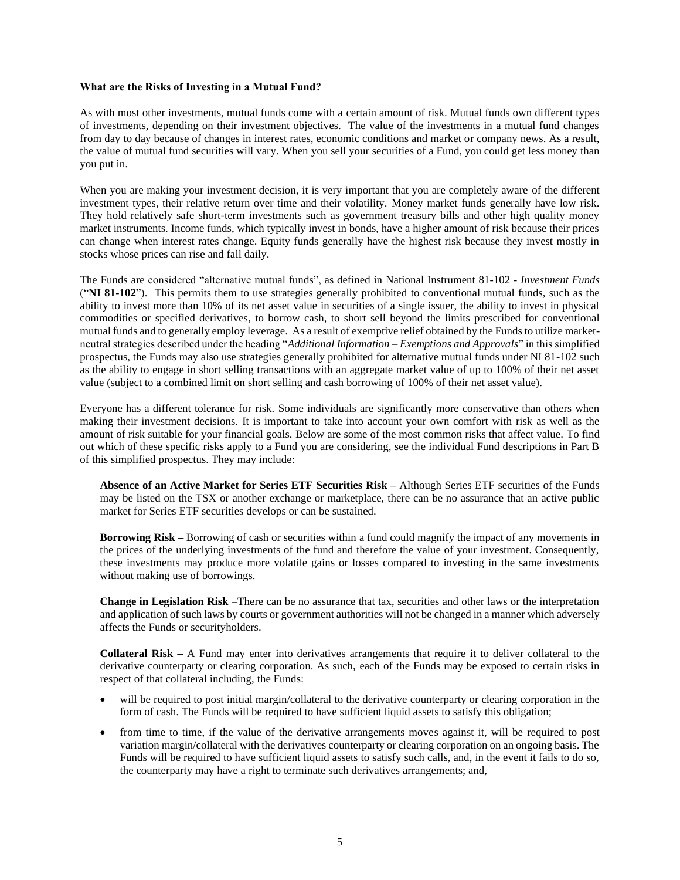### What are the Risks of Investing in a Mutual Fund?

As with most other investments, mutual funds come with a certain amount of risk. Mutual funds own different types of investments, depending on their investment objectives. The value of the investments in a mutual fund changes from day to day because of changes in interest rates, economic conditions and market or company news. As a result, the value of mutual fund securities will vary. When you sell your securities of a Fund, you could get less money than you put in.

When you are making your investment decision, it is very important that you are completely aware of the different investment types, their relative return over time and their volatility. Money market funds generally have low risk. They hold relatively safe short-term investments such as government treasury bills and other high quality money market instruments. Income funds, which typically invest in bonds, have a higher amount of risk because their prices can change when interest rates change. Equity funds generally have the highest risk because they invest mostly in stocks whose prices can rise and fall daily.

The Funds are considered "alternative mutual funds", as defined in National Instrument 81-102 - *Investment Funds* ("**NI 81-102**"). This permits them to use strategies generally prohibited to conventional mutual funds, such as the ability to invest more than 10% of its net asset value in securities of a single issuer, the ability to invest in physical commodities or specified derivatives, to borrow cash, to short sell beyond the limits prescribed for conventional mutual funds and to generally employ leverage. As a result of exemptive relief obtained by the Funds to utilize market-neutral strategies described under the heading "*Additional Information – Exemptions and Approvals*" in this simplified prospectus, the Funds may also use strategies generally prohibited for alternative mutual funds under NI 81-102 such as the ability to engage in short selling transactions with an aggregate market value of up to 100% of their net asset value (subject to a combined limit on short selling and cash borrowing of 100% of their net asset value).

Everyone has a different tolerance for risk. Some individuals are significantly more conservative than others when making their investment decisions. It is important to take into account your own comfort with risk as well as the amount of risk suitable for your financial goals. Below are some of the most common risks that affect value. To find out which of these specific risks apply to a Fund you are considering, see the individual Fund descriptions in Part B of this simplified prospectus. They may include:

**Absence of an Active Market for Series ETF Securities Risk –** Although Series ETF securities of the Funds may be listed on the TSX or another exchange or marketplace, there can be no assurance that an active public market for Series ETF securities develops or can be sustained.

**Borrowing Risk –** Borrowing of cash or securities within a fund could magnify the impact of any movements in the prices of the underlying investments of the fund and therefore the value of your investment. Consequently, these investments may produce more volatile gains or losses compared to investing in the same investments without making use of borrowings.

**Change in Legislation Risk** –There can be no assurance that tax, securities and other laws or the interpretation and application of such laws by courts or government authorities will not be changed in a manner which adversely affects the Funds or securityholders.

**Collateral Risk –** A Fund may enter into derivatives arrangements that require it to deliver collateral to the derivative counterparty or clearing corporation. As such, each of the Funds may be exposed to certain risks in respect of that collateral including, the Funds:

- will be required to post initial margin/collateral to the derivative counterparty or clearing corporation in the form of cash. The Funds will be required to have sufficient liquid assets to satisfy this obligation;
- from time to time, if the value of the derivative arrangements moves against it, will be required to post variation margin/collateral with the derivatives counterparty or clearing corporation on an ongoing basis. The Funds will be required to have sufficient liquid assets to satisfy such calls, and, in the event it fails to do so, the counterparty may have a right to terminate such derivatives arrangements; and,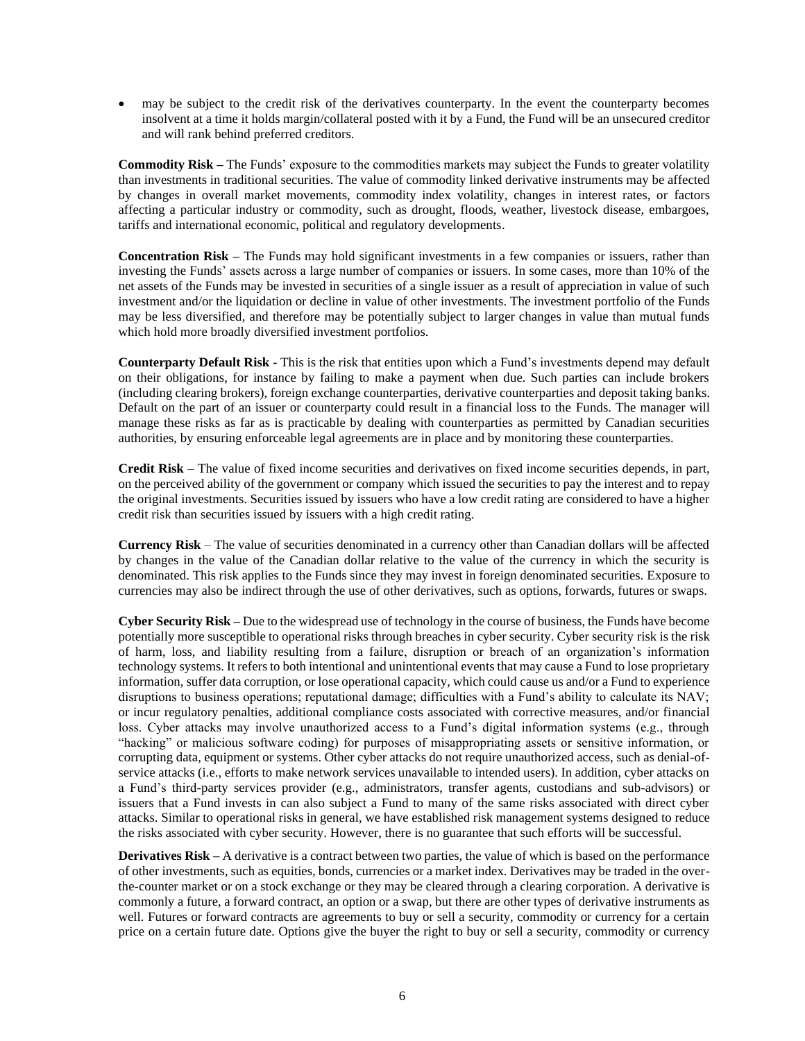- may be subject to the credit risk of the derivatives counterparty. In the event the counterparty becomes insolvent at a time it holds margin/collateral posted with it by a Fund, the Fund will be an unsecured creditor and will rank behind preferred creditors.

**Commodity Risk –** The Funds' exposure to the commodities markets may subject the Funds to greater volatility than investments in traditional securities. The value of commodity linked derivative instruments may be affected by changes in overall market movements, commodity index volatility, changes in interest rates, or factors affecting a particular industry or commodity, such as drought, floods, weather, livestock disease, embargoes, tariffs and international economic, political and regulatory developments.

**Concentration Risk –** The Funds may hold significant investments in a few companies or issuers, rather than investing the Funds' assets across a large number of companies or issuers. In some cases, more than 10% of the net assets of the Funds may be invested in securities of a single issuer as a result of appreciation in value of such investment and/or the liquidation or decline in value of other investments. The investment portfolio of the Funds may be less diversified, and therefore may be potentially subject to larger changes in value than mutual funds which hold more broadly diversified investment portfolios.

**Counterparty Default Risk -** This is the risk that entities upon which a Fund's investments depend may default on their obligations, for instance by failing to make a payment when due. Such parties can include brokers (including clearing brokers), foreign exchange counterparties, derivative counterparties and deposit taking banks. Default on the part of an issuer or counterparty could result in a financial loss to the Funds. The manager will manage these risks as far as is practicable by dealing with counterparties as permitted by Canadian securities authorities, by ensuring enforceable legal agreements are in place and by monitoring these counterparties.

**Credit Risk** – The value of fixed income securities and derivatives on fixed income securities depends, in part, on the perceived ability of the government or company which issued the securities to pay the interest and to repay the original investments. Securities issued by issuers who have a low credit rating are considered to have a higher credit risk than securities issued by issuers with a high credit rating.

**Currency Risk** – The value of securities denominated in a currency other than Canadian dollars will be affected by changes in the value of the Canadian dollar relative to the value of the currency in which the security is denominated. This risk applies to the Funds since they may invest in foreign denominated securities. Exposure to currencies may also be indirect through the use of other derivatives, such as options, forwards, futures or swaps.

**Cyber Security Risk –** Due to the widespread use of technology in the course of business, the Funds have become potentially more susceptible to operational risks through breaches in cyber security. Cyber security risk is the risk of harm, loss, and liability resulting from a failure, disruption or breach of an organization's information technology systems. It refers to both intentional and unintentional events that may cause a Fund to lose proprietary information, suffer data corruption, or lose operational capacity, which could cause us and/or a Fund to experience disruptions to business operations; reputational damage; difficulties with a Fund's ability to calculate its NAV; or incur regulatory penalties, additional compliance costs associated with corrective measures, and/or financial loss. Cyber attacks may involve unauthorized access to a Fund's digital information systems (e.g., through "hacking" or malicious software coding) for purposes of misappropriating assets or sensitive information, or corrupting data, equipment or systems. Other cyber attacks do not require unauthorized access, such as denial-of-service attacks (i.e., efforts to make network services unavailable to intended users). In addition, cyber attacks on a Fund's third-party services provider (e.g., administrators, transfer agents, custodians and sub-advisors) or issuers that a Fund invests in can also subject a Fund to many of the same risks associated with direct cyber attacks. Similar to operational risks in general, we have established risk management systems designed to reduce the risks associated with cyber security. However, there is no guarantee that such efforts will be successful.

**Derivatives Risk –** A derivative is a contract between two parties, the value of which is based on the performance of other investments, such as equities, bonds, currencies or a market index. Derivatives may be traded in the over-the-counter market or on a stock exchange or they may be cleared through a clearing corporation. A derivative is commonly a future, a forward contract, an option or a swap, but there are other types of derivative instruments as well. Futures or forward contracts are agreements to buy or sell a security, commodity or currency for a certain price on a certain future date. Options give the buyer the right to buy or sell a security, commodity or currency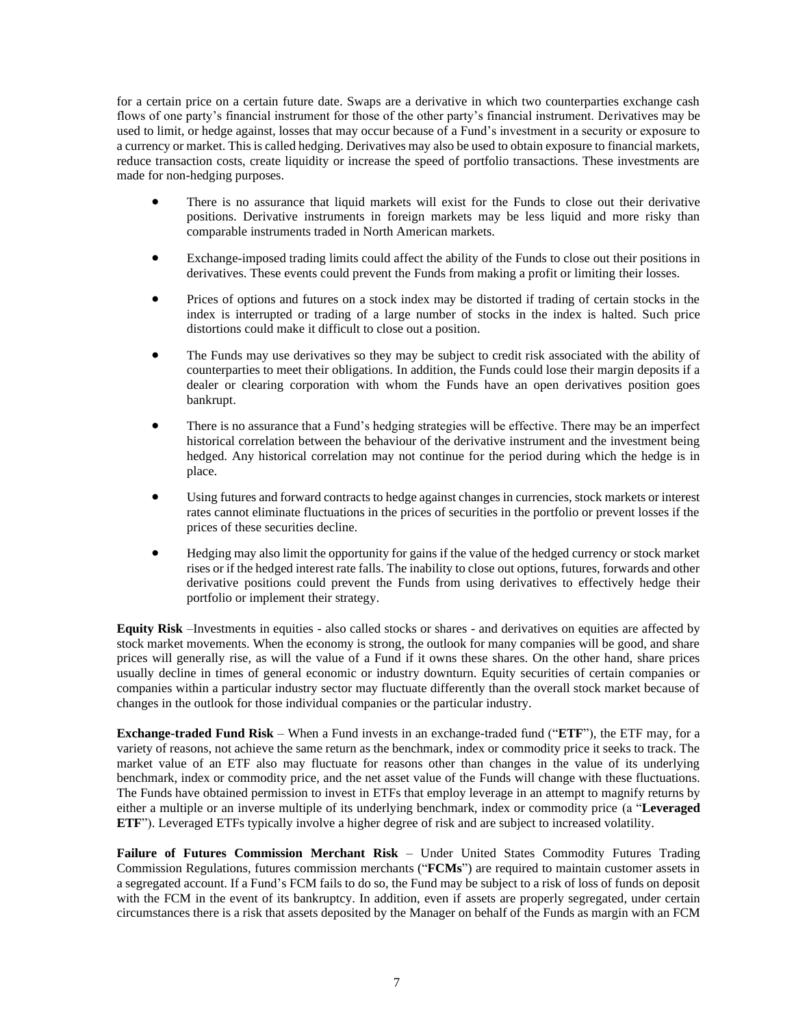for a certain price on a certain future date. Swaps are a derivative in which two counterparties exchange cash flows of one party's financial instrument for those of the other party's financial instrument. Derivatives may be used to limit, or hedge against, losses that may occur because of a Fund's investment in a security or exposure to a currency or market. This is called hedging. Derivatives may also be used to obtain exposure to financial markets, reduce transaction costs, create liquidity or increase the speed of portfolio transactions. These investments are made for non-hedging purposes.

- There is no assurance that liquid markets will exist for the Funds to close out their derivative positions. Derivative instruments in foreign markets may be less liquid and more risky than comparable instruments traded in North American markets.
- Exchange-imposed trading limits could affect the ability of the Funds to close out their positions in derivatives. These events could prevent the Funds from making a profit or limiting their losses.
- Prices of options and futures on a stock index may be distorted if trading of certain stocks in the index is interrupted or trading of a large number of stocks in the index is halted. Such price distortions could make it difficult to close out a position.
- The Funds may use derivatives so they may be subject to credit risk associated with the ability of counterparties to meet their obligations. In addition, the Funds could lose their margin deposits if a dealer or clearing corporation with whom the Funds have an open derivatives position goes bankrupt.
- There is no assurance that a Fund's hedging strategies will be effective. There may be an imperfect historical correlation between the behaviour of the derivative instrument and the investment being hedged. Any historical correlation may not continue for the period during which the hedge is in place.
- Using futures and forward contracts to hedge against changes in currencies, stock markets or interest rates cannot eliminate fluctuations in the prices of securities in the portfolio or prevent losses if the prices of these securities decline.
- Hedging may also limit the opportunity for gains if the value of the hedged currency or stock market rises or if the hedged interest rate falls. The inability to close out options, futures, forwards and other derivative positions could prevent the Funds from using derivatives to effectively hedge their portfolio or implement their strategy.

**Equity Risk** –Investments in equities - also called stocks or shares - and derivatives on equities are affected by stock market movements. When the economy is strong, the outlook for many companies will be good, and share prices will generally rise, as will the value of a Fund if it owns these shares. On the other hand, share prices usually decline in times of general economic or industry downturn. Equity securities of certain companies or companies within a particular industry sector may fluctuate differently than the overall stock market because of changes in the outlook for those individual companies or the particular industry.

**Exchange-traded Fund Risk** – When a Fund invests in an exchange-traded fund ("**ETF**"), the ETF may, for a variety of reasons, not achieve the same return as the benchmark, index or commodity price it seeks to track. The market value of an ETF also may fluctuate for reasons other than changes in the value of its underlying benchmark, index or commodity price, and the net asset value of the Funds will change with these fluctuations. The Funds have obtained permission to invest in ETFs that employ leverage in an attempt to magnify returns by either a multiple or an inverse multiple of its underlying benchmark, index or commodity price (a "**Leveraged ETF**"). Leveraged ETFs typically involve a higher degree of risk and are subject to increased volatility.

**Failure of Futures Commission Merchant Risk** – Under United States Commodity Futures Trading Commission Regulations, futures commission merchants ("**FCMs**") are required to maintain customer assets in a segregated account. If a Fund's FCM fails to do so, the Fund may be subject to a risk of loss of funds on deposit with the FCM in the event of its bankruptcy. In addition, even if assets are properly segregated, under certain circumstances there is a risk that assets deposited by the Manager on behalf of the Funds as margin with an FCM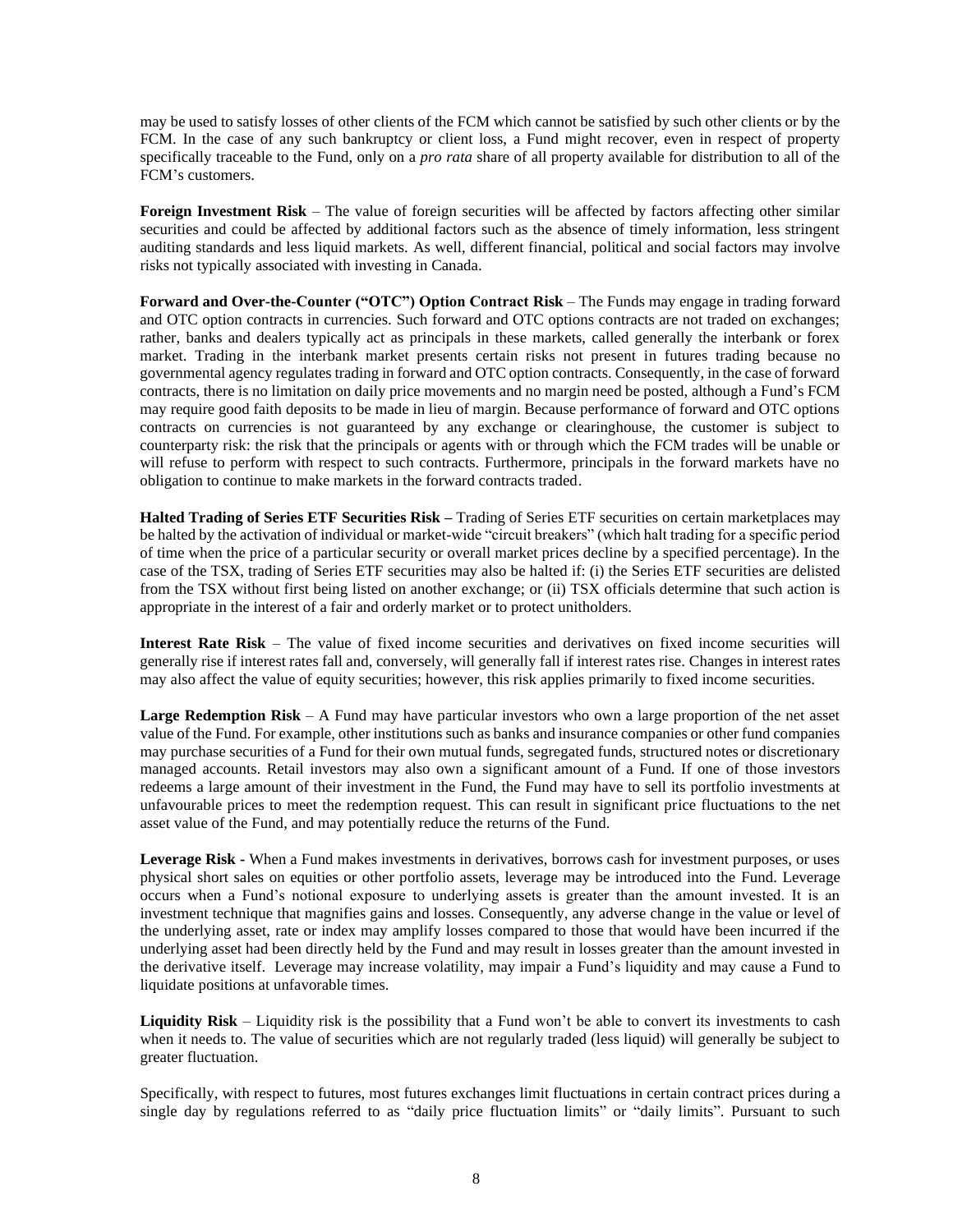may be used to satisfy losses of other clients of the FCM which cannot be satisfied by such other clients or by the FCM. In the case of any such bankruptcy or client loss, a Fund might recover, even in respect of property specifically traceable to the Fund, only on a *pro rata* share of all property available for distribution to all of the FCM's customers.

**Foreign Investment Risk** – The value of foreign securities will be affected by factors affecting other similar securities and could be affected by additional factors such as the absence of timely information, less stringent auditing standards and less liquid markets. As well, different financial, political and social factors may involve risks not typically associated with investing in Canada.

**Forward and Over-the-Counter ("OTC") Option Contract Risk** – The Funds may engage in trading forward and OTC option contracts in currencies. Such forward and OTC options contracts are not traded on exchanges; rather, banks and dealers typically act as principals in these markets, called generally the interbank or forex market. Trading in the interbank market presents certain risks not present in futures trading because no governmental agency regulates trading in forward and OTC option contracts. Consequently, in the case of forward contracts, there is no limitation on daily price movements and no margin need be posted, although a Fund's FCM may require good faith deposits to be made in lieu of margin. Because performance of forward and OTC options contracts on currencies is not guaranteed by any exchange or clearinghouse, the customer is subject to counterparty risk: the risk that the principals or agents with or through which the FCM trades will be unable or will refuse to perform with respect to such contracts. Furthermore, principals in the forward markets have no obligation to continue to make markets in the forward contracts traded.

**Halted Trading of Series ETF Securities Risk –** Trading of Series ETF securities on certain marketplaces may be halted by the activation of individual or market-wide "circuit breakers" (which halt trading for a specific period of time when the price of a particular security or overall market prices decline by a specified percentage). In the case of the TSX, trading of Series ETF securities may also be halted if: (i) the Series ETF securities are delisted from the TSX without first being listed on another exchange; or (ii) TSX officials determine that such action is appropriate in the interest of a fair and orderly market or to protect unitholders.

**Interest Rate Risk** – The value of fixed income securities and derivatives on fixed income securities will generally rise if interest rates fall and, conversely, will generally fall if interest rates rise. Changes in interest rates may also affect the value of equity securities; however, this risk applies primarily to fixed income securities.

**Large Redemption Risk** – A Fund may have particular investors who own a large proportion of the net asset value of the Fund. For example, other institutions such as banks and insurance companies or other fund companies may purchase securities of a Fund for their own mutual funds, segregated funds, structured notes or discretionary managed accounts. Retail investors may also own a significant amount of a Fund. If one of those investors redeems a large amount of their investment in the Fund, the Fund may have to sell its portfolio investments at unfavourable prices to meet the redemption request. This can result in significant price fluctuations to the net asset value of the Fund, and may potentially reduce the returns of the Fund.

**Leverage Risk -** When a Fund makes investments in derivatives, borrows cash for investment purposes, or uses physical short sales on equities or other portfolio assets, leverage may be introduced into the Fund. Leverage occurs when a Fund's notional exposure to underlying assets is greater than the amount invested. It is an investment technique that magnifies gains and losses. Consequently, any adverse change in the value or level of the underlying asset, rate or index may amplify losses compared to those that would have been incurred if the underlying asset had been directly held by the Fund and may result in losses greater than the amount invested in the derivative itself. Leverage may increase volatility, may impair a Fund's liquidity and may cause a Fund to liquidate positions at unfavorable times.

**Liquidity Risk** – Liquidity risk is the possibility that a Fund won't be able to convert its investments to cash when it needs to. The value of securities which are not regularly traded (less liquid) will generally be subject to greater fluctuation.

Specifically, with respect to futures, most futures exchanges limit fluctuations in certain contract prices during a single day by regulations referred to as "daily price fluctuation limits" or "daily limits". Pursuant to such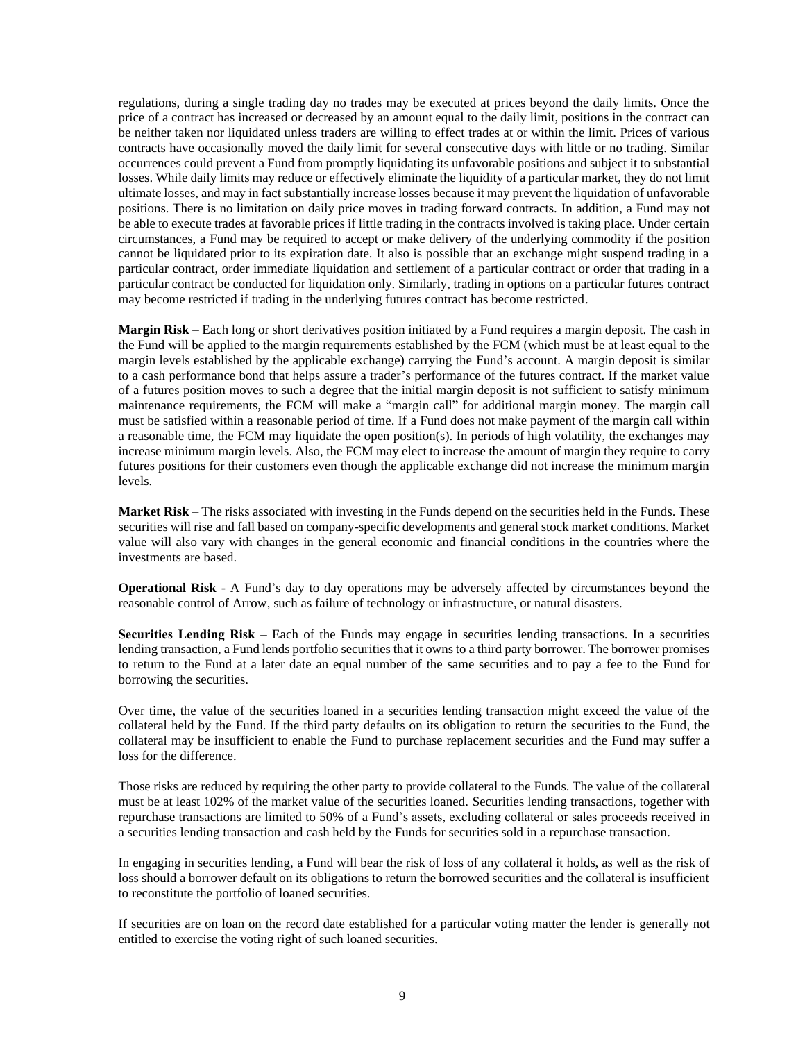regulations, during a single trading day no trades may be executed at prices beyond the daily limits. Once the price of a contract has increased or decreased by an amount equal to the daily limit, positions in the contract can be neither taken nor liquidated unless traders are willing to effect trades at or within the limit. Prices of various contracts have occasionally moved the daily limit for several consecutive days with little or no trading. Similar occurrences could prevent a Fund from promptly liquidating its unfavorable positions and subject it to substantial losses. While daily limits may reduce or effectively eliminate the liquidity of a particular market, they do not limit ultimate losses, and may in fact substantially increase losses because it may prevent the liquidation of unfavorable positions. There is no limitation on daily price moves in trading forward contracts. In addition, a Fund may not be able to execute trades at favorable prices if little trading in the contracts involved is taking place. Under certain circumstances, a Fund may be required to accept or make delivery of the underlying commodity if the position cannot be liquidated prior to its expiration date. It also is possible that an exchange might suspend trading in a particular contract, order immediate liquidation and settlement of a particular contract or order that trading in a particular contract be conducted for liquidation only. Similarly, trading in options on a particular futures contract may become restricted if trading in the underlying futures contract has become restricted.

**Margin Risk** – Each long or short derivatives position initiated by a Fund requires a margin deposit. The cash in the Fund will be applied to the margin requirements established by the FCM (which must be at least equal to the margin levels established by the applicable exchange) carrying the Fund's account. A margin deposit is similar to a cash performance bond that helps assure a trader's performance of the futures contract. If the market value of a futures position moves to such a degree that the initial margin deposit is not sufficient to satisfy minimum maintenance requirements, the FCM will make a "margin call" for additional margin money. The margin call must be satisfied within a reasonable period of time. If a Fund does not make payment of the margin call within a reasonable time, the FCM may liquidate the open position(s). In periods of high volatility, the exchanges may increase minimum margin levels. Also, the FCM may elect to increase the amount of margin they require to carry futures positions for their customers even though the applicable exchange did not increase the minimum margin levels.

**Market Risk** – The risks associated with investing in the Funds depend on the securities held in the Funds. These securities will rise and fall based on company-specific developments and general stock market conditions. Market value will also vary with changes in the general economic and financial conditions in the countries where the investments are based.

**Operational Risk** - A Fund's day to day operations may be adversely affected by circumstances beyond the reasonable control of Arrow, such as failure of technology or infrastructure, or natural disasters.

**Securities Lending Risk** – Each of the Funds may engage in securities lending transactions. In a securities lending transaction, a Fund lends portfolio securities that it owns to a third party borrower. The borrower promises to return to the Fund at a later date an equal number of the same securities and to pay a fee to the Fund for borrowing the securities.

Over time, the value of the securities loaned in a securities lending transaction might exceed the value of the collateral held by the Fund. If the third party defaults on its obligation to return the securities to the Fund, the collateral may be insufficient to enable the Fund to purchase replacement securities and the Fund may suffer a loss for the difference.

Those risks are reduced by requiring the other party to provide collateral to the Funds. The value of the collateral must be at least 102% of the market value of the securities loaned. Securities lending transactions, together with repurchase transactions are limited to 50% of a Fund's assets, excluding collateral or sales proceeds received in a securities lending transaction and cash held by the Funds for securities sold in a repurchase transaction.

In engaging in securities lending, a Fund will bear the risk of loss of any collateral it holds, as well as the risk of loss should a borrower default on its obligations to return the borrowed securities and the collateral is insufficient to reconstitute the portfolio of loaned securities.

If securities are on loan on the record date established for a particular voting matter the lender is generally not entitled to exercise the voting right of such loaned securities.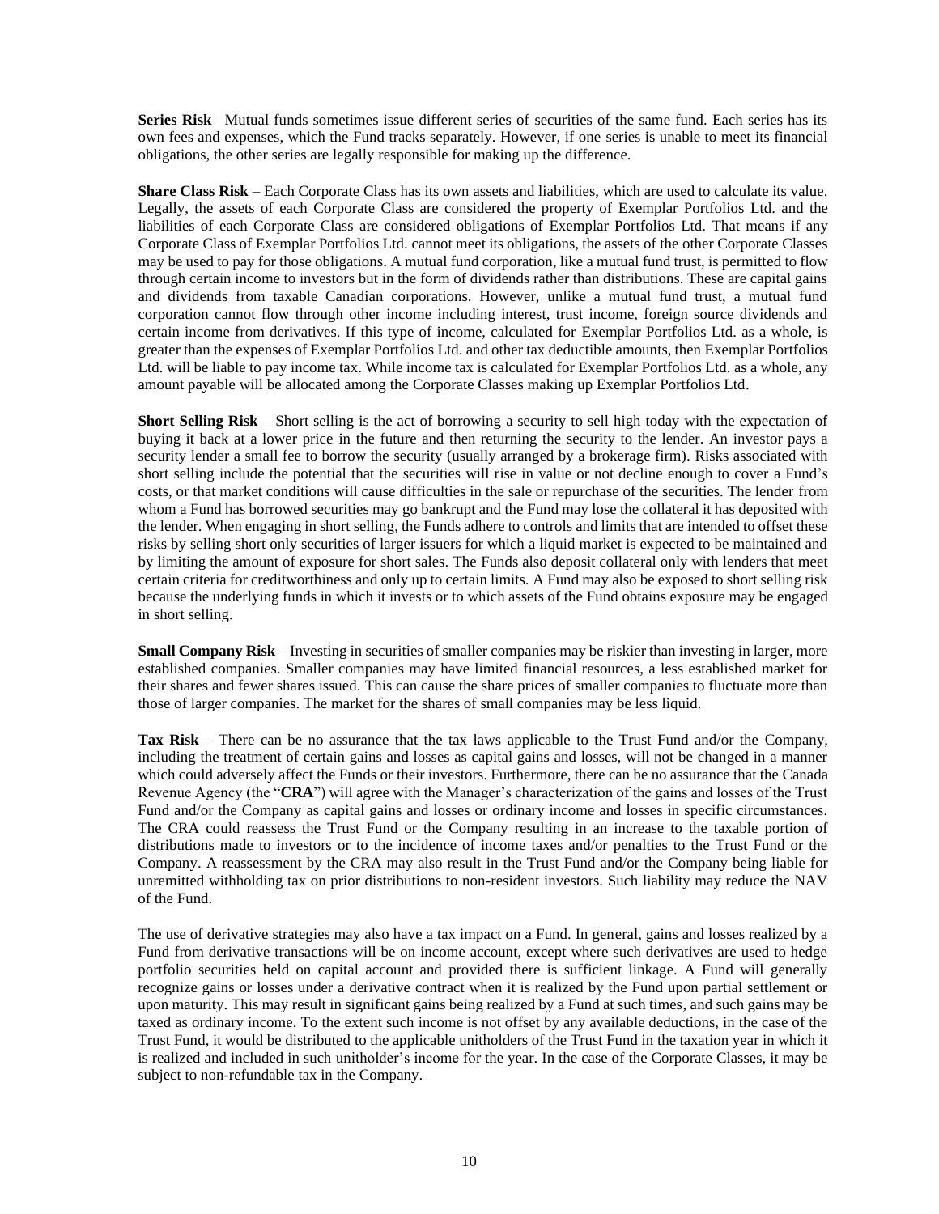**Series Risk** –Mutual funds sometimes issue different series of securities of the same fund. Each series has its own fees and expenses, which the Fund tracks separately. However, if one series is unable to meet its financial obligations, the other series are legally responsible for making up the difference.

**Share Class Risk** – Each Corporate Class has its own assets and liabilities, which are used to calculate its value. Legally, the assets of each Corporate Class are considered the property of Exemplar Portfolios Ltd. and the liabilities of each Corporate Class are considered obligations of Exemplar Portfolios Ltd. That means if any Corporate Class of Exemplar Portfolios Ltd. cannot meet its obligations, the assets of the other Corporate Classes may be used to pay for those obligations. A mutual fund corporation, like a mutual fund trust, is permitted to flow through certain income to investors but in the form of dividends rather than distributions. These are capital gains and dividends from taxable Canadian corporations. However, unlike a mutual fund trust, a mutual fund corporation cannot flow through other income including interest, trust income, foreign source dividends and certain income from derivatives. If this type of income, calculated for Exemplar Portfolios Ltd. as a whole, is greater than the expenses of Exemplar Portfolios Ltd. and other tax deductible amounts, then Exemplar Portfolios Ltd. will be liable to pay income tax. While income tax is calculated for Exemplar Portfolios Ltd. as a whole, any amount payable will be allocated among the Corporate Classes making up Exemplar Portfolios Ltd.

**Short Selling Risk** – Short selling is the act of borrowing a security to sell high today with the expectation of buying it back at a lower price in the future and then returning the security to the lender. An investor pays a security lender a small fee to borrow the security (usually arranged by a brokerage firm). Risks associated with short selling include the potential that the securities will rise in value or not decline enough to cover a Fund's costs, or that market conditions will cause difficulties in the sale or repurchase of the securities. The lender from whom a Fund has borrowed securities may go bankrupt and the Fund may lose the collateral it has deposited with the lender. When engaging in short selling, the Funds adhere to controls and limits that are intended to offset these risks by selling short only securities of larger issuers for which a liquid market is expected to be maintained and by limiting the amount of exposure for short sales. The Funds also deposit collateral only with lenders that meet certain criteria for creditworthiness and only up to certain limits. A Fund may also be exposed to short selling risk because the underlying funds in which it invests or to which assets of the Fund obtains exposure may be engaged in short selling.

**Small Company Risk** – Investing in securities of smaller companies may be riskier than investing in larger, more established companies. Smaller companies may have limited financial resources, a less established market for their shares and fewer shares issued. This can cause the share prices of smaller companies to fluctuate more than those of larger companies. The market for the shares of small companies may be less liquid.

**Tax Risk** – There can be no assurance that the tax laws applicable to the Trust Fund and/or the Company, including the treatment of certain gains and losses as capital gains and losses, will not be changed in a manner which could adversely affect the Funds or their investors. Furthermore, there can be no assurance that the Canada Revenue Agency (the "**CRA**") will agree with the Manager's characterization of the gains and losses of the Trust Fund and/or the Company as capital gains and losses or ordinary income and losses in specific circumstances. The CRA could reassess the Trust Fund or the Company resulting in an increase to the taxable portion of distributions made to investors or to the incidence of income taxes and/or penalties to the Trust Fund or the Company. A reassessment by the CRA may also result in the Trust Fund and/or the Company being liable for unremitted withholding tax on prior distributions to non-resident investors. Such liability may reduce the NAV of the Fund.

The use of derivative strategies may also have a tax impact on a Fund. In general, gains and losses realized by a Fund from derivative transactions will be on income account, except where such derivatives are used to hedge portfolio securities held on capital account and provided there is sufficient linkage. A Fund will generally recognize gains or losses under a derivative contract when it is realized by the Fund upon partial settlement or upon maturity. This may result in significant gains being realized by a Fund at such times, and such gains may be taxed as ordinary income. To the extent such income is not offset by any available deductions, in the case of the Trust Fund, it would be distributed to the applicable unitholders of the Trust Fund in the taxation year in which it is realized and included in such unitholder's income for the year. In the case of the Corporate Classes, it may be subject to non-refundable tax in the Company.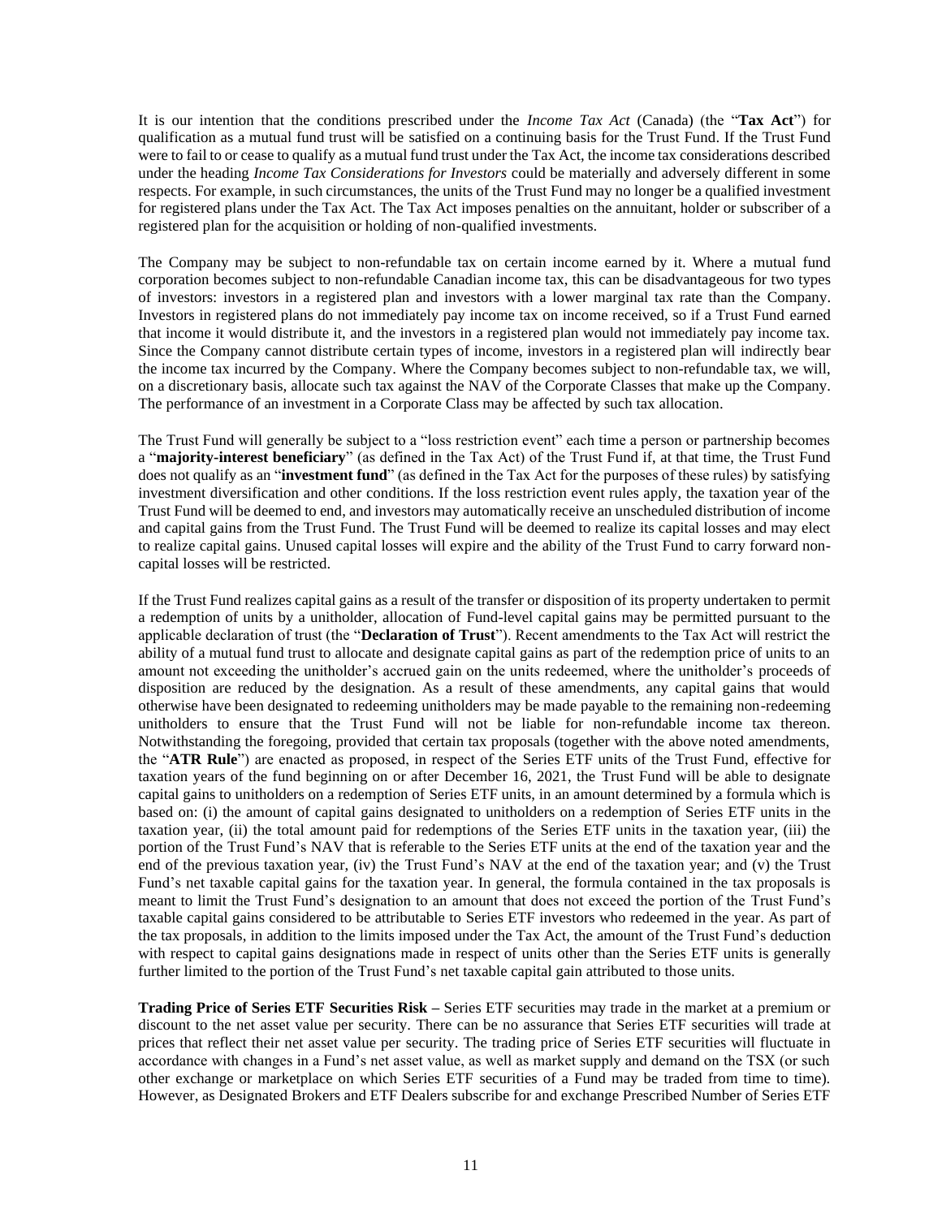It is our intention that the conditions prescribed under the *Income Tax Act* (Canada) (the "**Tax Act**") for qualification as a mutual fund trust will be satisfied on a continuing basis for the Trust Fund. If the Trust Fund were to fail to or cease to qualify as a mutual fund trust under the Tax Act, the income tax considerations described under the heading *Income Tax Considerations for Investors* could be materially and adversely different in some respects. For example, in such circumstances, the units of the Trust Fund may no longer be a qualified investment for registered plans under the Tax Act. The Tax Act imposes penalties on the annuitant, holder or subscriber of a registered plan for the acquisition or holding of non-qualified investments.

The Company may be subject to non-refundable tax on certain income earned by it. Where a mutual fund corporation becomes subject to non-refundable Canadian income tax, this can be disadvantageous for two types of investors: investors in a registered plan and investors with a lower marginal tax rate than the Company. Investors in registered plans do not immediately pay income tax on income received, so if a Trust Fund earned that income it would distribute it, and the investors in a registered plan would not immediately pay income tax. Since the Company cannot distribute certain types of income, investors in a registered plan will indirectly bear the income tax incurred by the Company. Where the Company becomes subject to non-refundable tax, we will, on a discretionary basis, allocate such tax against the NAV of the Corporate Classes that make up the Company. The performance of an investment in a Corporate Class may be affected by such tax allocation.

The Trust Fund will generally be subject to a "loss restriction event" each time a person or partnership becomes a "**majority-interest beneficiary**" (as defined in the Tax Act) of the Trust Fund if, at that time, the Trust Fund does not qualify as an "**investment fund**" (as defined in the Tax Act for the purposes of these rules) by satisfying investment diversification and other conditions. If the loss restriction event rules apply, the taxation year of the Trust Fund will be deemed to end, and investors may automatically receive an unscheduled distribution of income and capital gains from the Trust Fund. The Trust Fund will be deemed to realize its capital losses and may elect to realize capital gains. Unused capital losses will expire and the ability of the Trust Fund to carry forward non-capital losses will be restricted.

If the Trust Fund realizes capital gains as a result of the transfer or disposition of its property undertaken to permit a redemption of units by a unitholder, allocation of Fund-level capital gains may be permitted pursuant to the applicable declaration of trust (the "**Declaration of Trust**"). Recent amendments to the Tax Act will restrict the ability of a mutual fund trust to allocate and designate capital gains as part of the redemption price of units to an amount not exceeding the unitholder's accrued gain on the units redeemed, where the unitholder's proceeds of disposition are reduced by the designation. As a result of these amendments, any capital gains that would otherwise have been designated to redeeming unitholders may be made payable to the remaining non-redeeming unitholders to ensure that the Trust Fund will not be liable for non-refundable income tax thereon. Notwithstanding the foregoing, provided that certain tax proposals (together with the above noted amendments, the "**ATR Rule**") are enacted as proposed, in respect of the Series ETF units of the Trust Fund, effective for taxation years of the fund beginning on or after December 16, 2021, the Trust Fund will be able to designate capital gains to unitholders on a redemption of Series ETF units, in an amount determined by a formula which is based on: (i) the amount of capital gains designated to unitholders on a redemption of Series ETF units in the taxation year, (ii) the total amount paid for redemptions of the Series ETF units in the taxation year, (iii) the portion of the Trust Fund's NAV that is referable to the Series ETF units at the end of the taxation year and the end of the previous taxation year, (iv) the Trust Fund's NAV at the end of the taxation year; and (v) the Trust Fund's net taxable capital gains for the taxation year. In general, the formula contained in the tax proposals is meant to limit the Trust Fund's designation to an amount that does not exceed the portion of the Trust Fund's taxable capital gains considered to be attributable to Series ETF investors who redeemed in the year. As part of the tax proposals, in addition to the limits imposed under the Tax Act, the amount of the Trust Fund's deduction with respect to capital gains designations made in respect of units other than the Series ETF units is generally further limited to the portion of the Trust Fund's net taxable capital gain attributed to those units.

**Trading Price of Series ETF Securities Risk –** Series ETF securities may trade in the market at a premium or discount to the net asset value per security. There can be no assurance that Series ETF securities will trade at prices that reflect their net asset value per security. The trading price of Series ETF securities will fluctuate in accordance with changes in a Fund's net asset value, as well as market supply and demand on the TSX (or such other exchange or marketplace on which Series ETF securities of a Fund may be traded from time to time). However, as Designated Brokers and ETF Dealers subscribe for and exchange Prescribed Number of Series ETF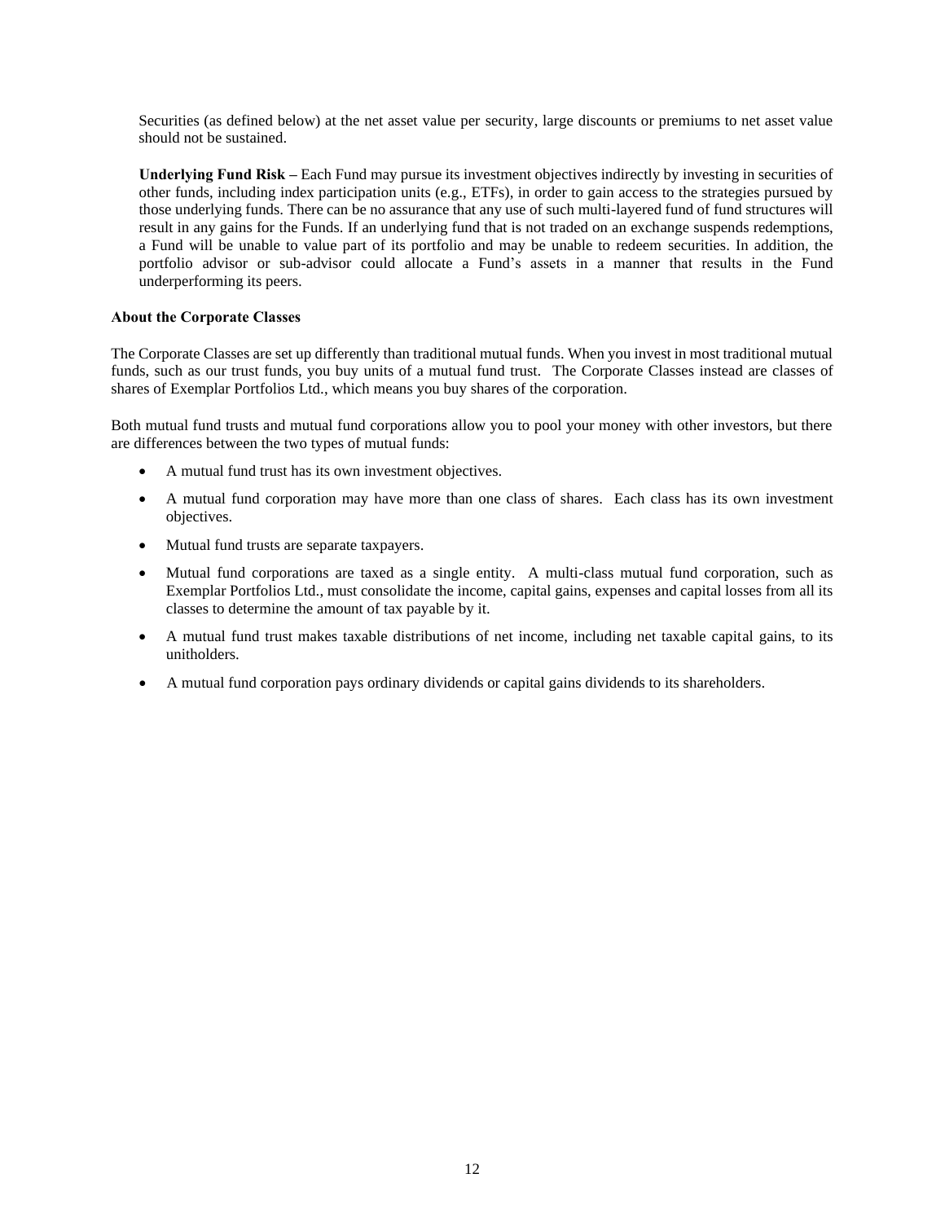Securities (as defined below) at the net asset value per security, large discounts or premiums to net asset value should not be sustained.

**Underlying Fund Risk –** Each Fund may pursue its investment objectives indirectly by investing in securities of other funds, including index participation units (e.g., ETFs), in order to gain access to the strategies pursued by those underlying funds. There can be no assurance that any use of such multi-layered fund of fund structures will result in any gains for the Funds. If an underlying fund that is not traded on an exchange suspends redemptions, a Fund will be unable to value part of its portfolio and may be unable to redeem securities. In addition, the portfolio advisor or sub-advisor could allocate a Fund's assets in a manner that results in the Fund underperforming its peers.

**About the Corporate Classes**

The Corporate Classes are set up differently than traditional mutual funds. When you invest in most traditional mutual funds, such as our trust funds, you buy units of a mutual fund trust. The Corporate Classes instead are classes of shares of Exemplar Portfolios Ltd., which means you buy shares of the corporation.

Both mutual fund trusts and mutual fund corporations allow you to pool your money with other investors, but there are differences between the two types of mutual funds:

- A mutual fund trust has its own investment objectives.
- A mutual fund corporation may have more than one class of shares. Each class has its own investment objectives.
- Mutual fund trusts are separate taxpayers.
- Mutual fund corporations are taxed as a single entity. A multi-class mutual fund corporation, such as Exemplar Portfolios Ltd., must consolidate the income, capital gains, expenses and capital losses from all its classes to determine the amount of tax payable by it.
- A mutual fund trust makes taxable distributions of net income, including net taxable capital gains, to its unitholders.
- A mutual fund corporation pays ordinary dividends or capital gains dividends to its shareholders.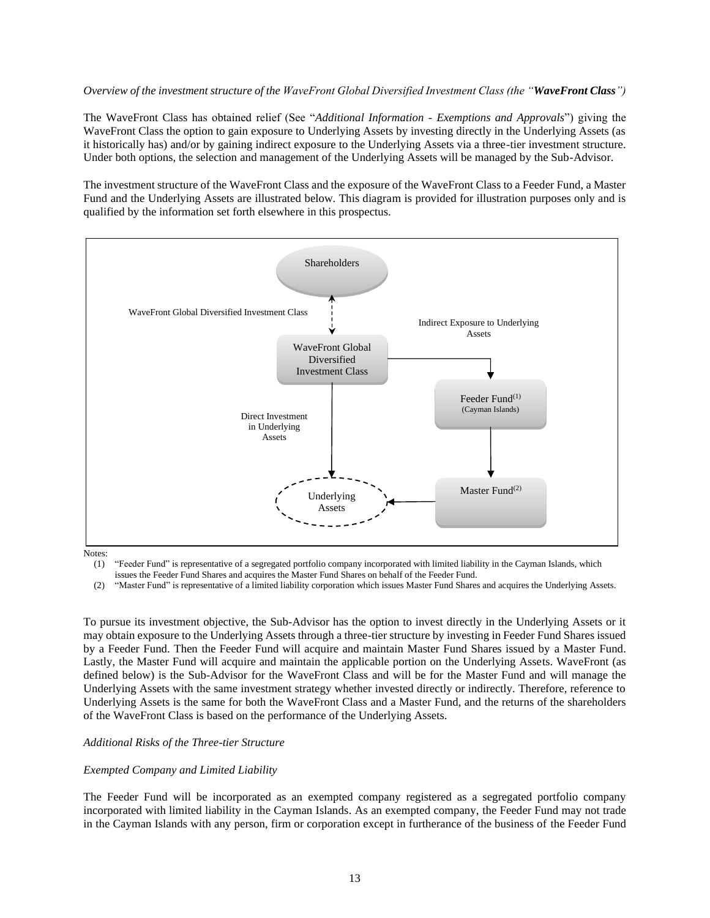*Overview of the investment structure of the WaveFront Global Diversified Investment Class (the "**WaveFront Class**")*

The WaveFront Class has obtained relief (See "*Additional Information - Exemptions and Approvals*") giving the WaveFront Class the option to gain exposure to Underlying Assets by investing directly in the Underlying Assets (as it historically has) and/or by gaining indirect exposure to the Underlying Assets via a three-tier investment structure. Under both options, the selection and management of the Underlying Assets will be managed by the Sub-Advisor.

The investment structure of the WaveFront Class and the exposure of the WaveFront Class to a Feeder Fund, a Master Fund and the Underlying Assets are illustrated below. This diagram is provided for illustration purposes only and is qualified by the information set forth elsewhere in this prospectus.

Shareholders

WaveFront Global Diversified Investment Class

Indirect Exposure to Underlying Assets

WaveFront Global Diversified Investment Class

Feeder Fund(1) (Cayman Islands)

Direct Investment in Underlying Assets

Master Fund(2)

Underlying Assets

Notes:

(1) "Feeder Fund" is representative of a segregated portfolio company incorporated with limited liability in the Cayman Islands, which issues the Feeder Fund Shares and acquires the Master Fund Shares on behalf of the Feeder Fund.

(2) "Master Fund" is representative of a limited liability corporation which issues Master Fund Shares and acquires the Underlying Assets.

To pursue its investment objective, the Sub-Advisor has the option to invest directly in the Underlying Assets or it may obtain exposure to the Underlying Assets through a three-tier structure by investing in Feeder Fund Shares issued by a Feeder Fund. Then the Feeder Fund will acquire and maintain Master Fund Shares issued by a Master Fund. Lastly, the Master Fund will acquire and maintain the applicable portion on the Underlying Assets. WaveFront (as defined below) is the Sub-Advisor for the WaveFront Class and will be for the Master Fund and will manage the Underlying Assets with the same investment strategy whether invested directly or indirectly. Therefore, reference to Underlying Assets is the same for both the WaveFront Class and a Master Fund, and the returns of the shareholders of the WaveFront Class is based on the performance of the Underlying Assets.

*Additional Risks of the Three-tier Structure*

*Exempted Company and Limited Liability*

The Feeder Fund will be incorporated as an exempted company registered as a segregated portfolio company incorporated with limited liability in the Cayman Islands. As an exempted company, the Feeder Fund may not trade in the Cayman Islands with any person, firm or corporation except in furtherance of the business of the Feeder Fund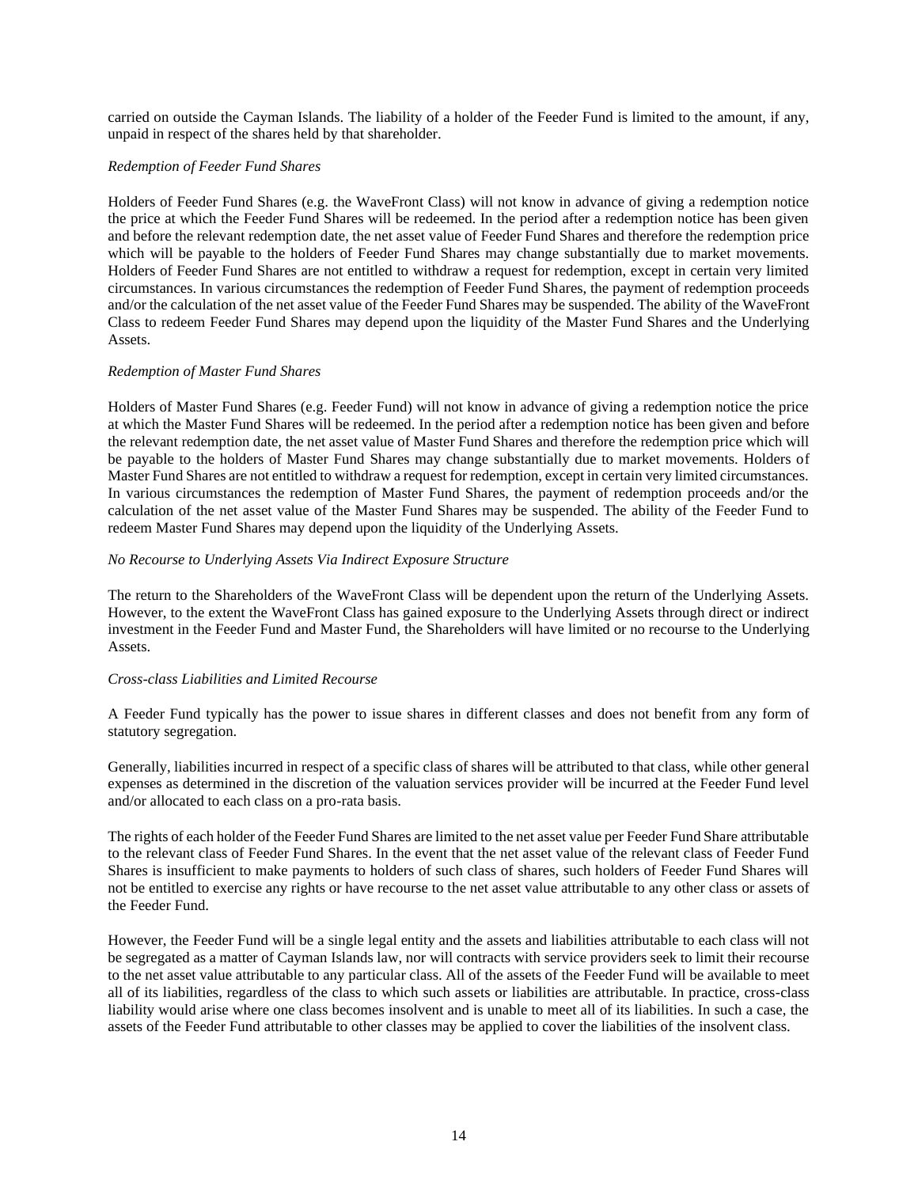carried on outside the Cayman Islands. The liability of a holder of the Feeder Fund is limited to the amount, if any, unpaid in respect of the shares held by that shareholder.

*Redemption of Feeder Fund Shares*

Holders of Feeder Fund Shares (e.g. the WaveFront Class) will not know in advance of giving a redemption notice the price at which the Feeder Fund Shares will be redeemed. In the period after a redemption notice has been given and before the relevant redemption date, the net asset value of Feeder Fund Shares and therefore the redemption price which will be payable to the holders of Feeder Fund Shares may change substantially due to market movements. Holders of Feeder Fund Shares are not entitled to withdraw a request for redemption, except in certain very limited circumstances. In various circumstances the redemption of Feeder Fund Shares, the payment of redemption proceeds and/or the calculation of the net asset value of the Feeder Fund Shares may be suspended. The ability of the WaveFront Class to redeem Feeder Fund Shares may depend upon the liquidity of the Master Fund Shares and the Underlying Assets.

*Redemption of Master Fund Shares*

Holders of Master Fund Shares (e.g. Feeder Fund) will not know in advance of giving a redemption notice the price at which the Master Fund Shares will be redeemed. In the period after a redemption notice has been given and before the relevant redemption date, the net asset value of Master Fund Shares and therefore the redemption price which will be payable to the holders of Master Fund Shares may change substantially due to market movements. Holders of Master Fund Shares are not entitled to withdraw a request for redemption, except in certain very limited circumstances. In various circumstances the redemption of Master Fund Shares, the payment of redemption proceeds and/or the calculation of the net asset value of the Master Fund Shares may be suspended. The ability of the Feeder Fund to redeem Master Fund Shares may depend upon the liquidity of the Underlying Assets.

*No Recourse to Underlying Assets Via Indirect Exposure Structure*

The return to the Shareholders of the WaveFront Class will be dependent upon the return of the Underlying Assets. However, to the extent the WaveFront Class has gained exposure to the Underlying Assets through direct or indirect investment in the Feeder Fund and Master Fund, the Shareholders will have limited or no recourse to the Underlying Assets.

*Cross-class Liabilities and Limited Recourse*

A Feeder Fund typically has the power to issue shares in different classes and does not benefit from any form of statutory segregation.

Generally, liabilities incurred in respect of a specific class of shares will be attributed to that class, while other general expenses as determined in the discretion of the valuation services provider will be incurred at the Feeder Fund level and/or allocated to each class on a pro-rata basis.

The rights of each holder of the Feeder Fund Shares are limited to the net asset value per Feeder Fund Share attributable to the relevant class of Feeder Fund Shares. In the event that the net asset value of the relevant class of Feeder Fund Shares is insufficient to make payments to holders of such class of shares, such holders of Feeder Fund Shares will not be entitled to exercise any rights or have recourse to the net asset value attributable to any other class or assets of the Feeder Fund.

However, the Feeder Fund will be a single legal entity and the assets and liabilities attributable to each class will not be segregated as a matter of Cayman Islands law, nor will contracts with service providers seek to limit their recourse to the net asset value attributable to any particular class. All of the assets of the Feeder Fund will be available to meet all of its liabilities, regardless of the class to which such assets or liabilities are attributable. In practice, cross-class liability would arise where one class becomes insolvent and is unable to meet all of its liabilities. In such a case, the assets of the Feeder Fund attributable to other classes may be applied to cover the liabilities of the insolvent class.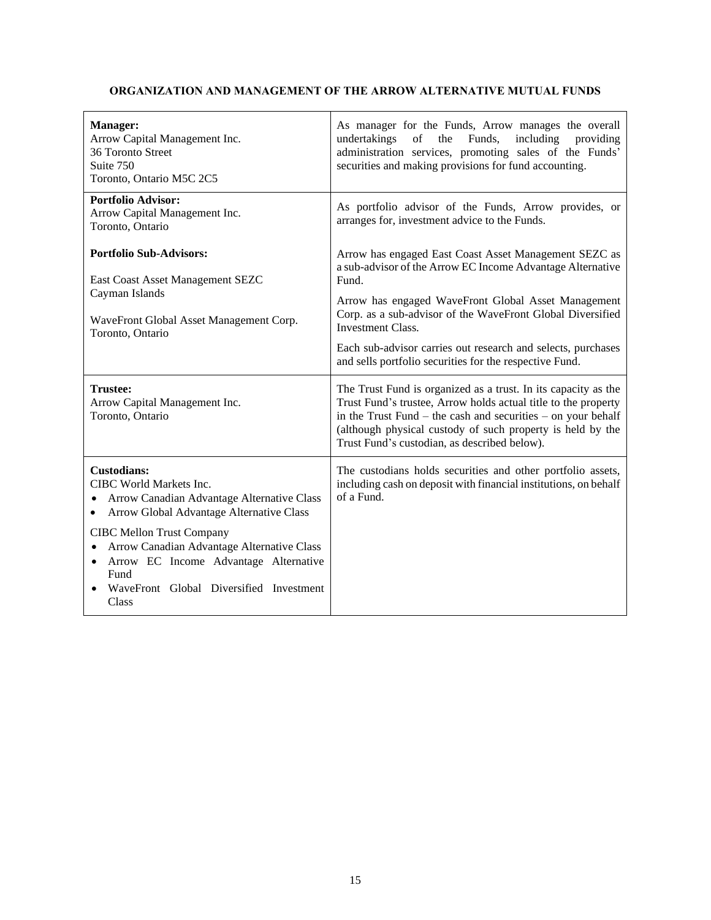**ORGANIZATION AND MANAGEMENT OF THE ARROW ALTERNATIVE MUTUAL FUNDS**

| | |
|---|---|
| **Manager:**<br>Arrow Capital Management Inc.<br>36 Toronto Street<br>Suite 750<br>Toronto, Ontario M5C 2C5 | As manager for the Funds, Arrow manages the overall undertakings of the Funds, including providing administration services, promoting sales of the Funds' securities and making provisions for fund accounting. |
| **Portfolio Advisor:**<br>Arrow Capital Management Inc.<br>Toronto, Ontario<br><br>**Portfolio Sub-Advisors:**<br><br>East Coast Asset Management SEZC<br>Cayman Islands<br><br>WaveFront Global Asset Management Corp.<br>Toronto, Ontario | As portfolio advisor of the Funds, Arrow provides, or arranges for, investment advice to the Funds.<br><br>Arrow has engaged East Coast Asset Management SEZC as a sub-advisor of the Arrow EC Income Advantage Alternative Fund.<br><br>Arrow has engaged WaveFront Global Asset Management Corp. as a sub-advisor of the WaveFront Global Diversified Investment Class.<br><br>Each sub-advisor carries out research and selects, purchases and sells portfolio securities for the respective Fund. |
| **Trustee:**<br>Arrow Capital Management Inc.<br>Toronto, Ontario | The Trust Fund is organized as a trust. In its capacity as the Trust Fund's trustee, Arrow holds actual title to the property in the Trust Fund – the cash and securities – on your behalf (although physical custody of such property is held by the Trust Fund's custodian, as described below). |
| **Custodians:**<br>CIBC World Markets Inc.<br>• Arrow Canadian Advantage Alternative Class<br>• Arrow Global Advantage Alternative Class<br><br>CIBC Mellon Trust Company<br>• Arrow Canadian Advantage Alternative Class<br>• Arrow EC Income Advantage Alternative Fund<br>• WaveFront Global Diversified Investment Class | The custodians holds securities and other portfolio assets, including cash on deposit with financial institutions, on behalf of a Fund. |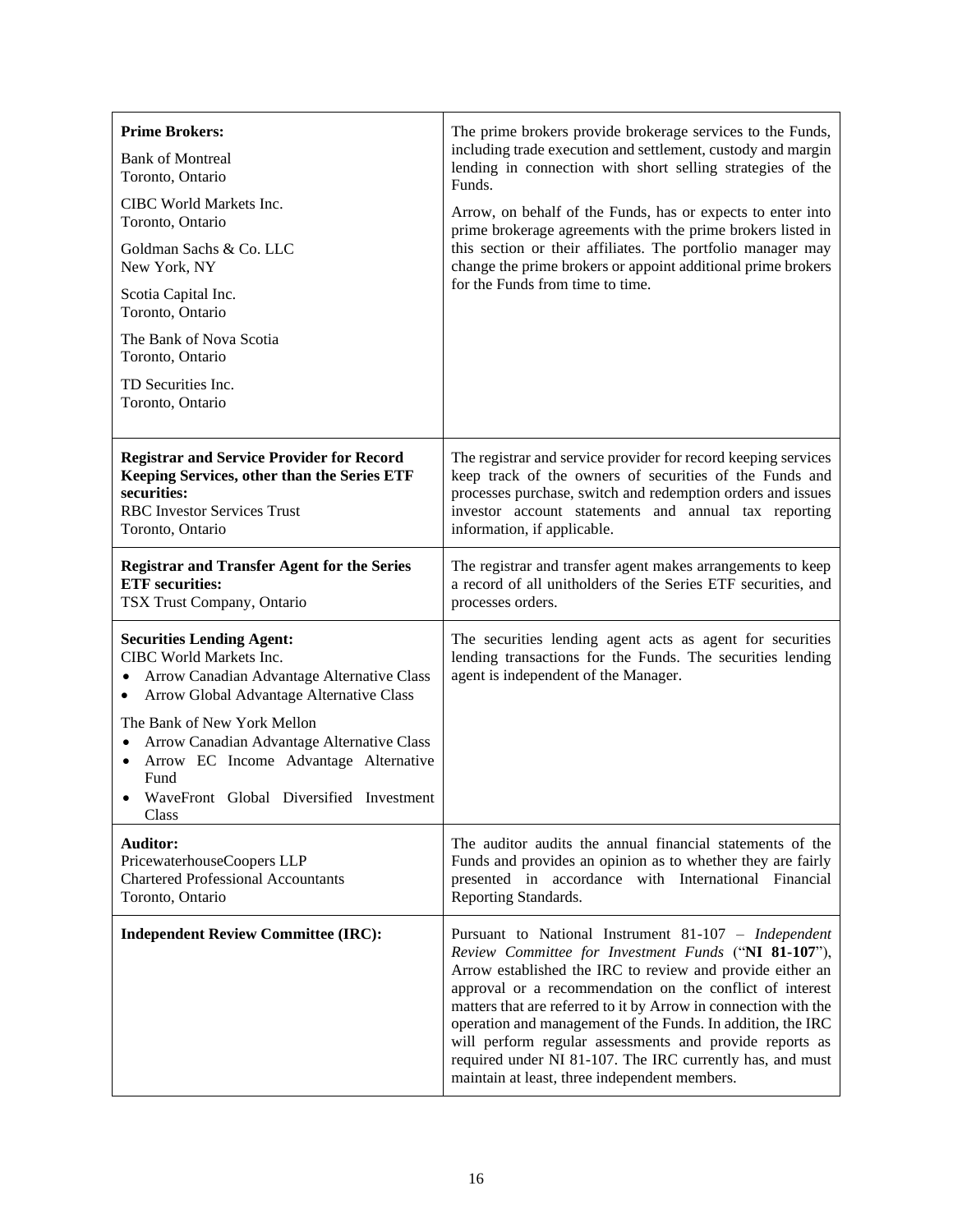| | |
|---|---|
| **Prime Brokers:**<br>Bank of Montreal<br>Toronto, Ontario<br><br>CIBC World Markets Inc.<br>Toronto, Ontario<br><br>Goldman Sachs & Co. LLC<br>New York, NY<br><br>Scotia Capital Inc.<br>Toronto, Ontario<br><br>The Bank of Nova Scotia<br>Toronto, Ontario<br><br>TD Securities Inc.<br>Toronto, Ontario | The prime brokers provide brokerage services to the Funds, including trade execution and settlement, custody and margin lending in connection with short selling strategies of the Funds.<br><br>Arrow, on behalf of the Funds, has or expects to enter into prime brokerage agreements with the prime brokers listed in this section or their affiliates. The portfolio manager may change the prime brokers or appoint additional prime brokers for the Funds from time to time. |
| **Registrar and Service Provider for Record Keeping Services, other than the Series ETF securities:**<br>RBC Investor Services Trust<br>Toronto, Ontario | The registrar and service provider for record keeping services keep track of the owners of securities of the Funds and processes purchase, switch and redemption orders and issues investor account statements and annual tax reporting information, if applicable. |
| **Registrar and Transfer Agent for the Series ETF securities:**<br>TSX Trust Company, Ontario | The registrar and transfer agent makes arrangements to keep a record of all unitholders of the Series ETF securities, and processes orders. |
| **Securities Lending Agent:**<br>CIBC World Markets Inc.<br>• Arrow Canadian Advantage Alternative Class<br>• Arrow Global Advantage Alternative Class<br><br>The Bank of New York Mellon<br>• Arrow Canadian Advantage Alternative Class<br>• Arrow EC Income Advantage Alternative Fund<br>• WaveFront Global Diversified Investment Class | The securities lending agent acts as agent for securities lending transactions for the Funds. The securities lending agent is independent of the Manager. |
| **Auditor:**<br>PricewaterhouseCoopers LLP<br>Chartered Professional Accountants<br>Toronto, Ontario | The auditor audits the annual financial statements of the Funds and provides an opinion as to whether they are fairly presented in accordance with International Financial Reporting Standards. |
| **Independent Review Committee (IRC):** | Pursuant to National Instrument 81-107 – *Independent Review Committee for Investment Funds* ("**NI 81-107**"), Arrow established the IRC to review and provide either an approval or a recommendation on the conflict of interest matters that are referred to it by Arrow in connection with the operation and management of the Funds. In addition, the IRC will perform regular assessments and provide reports as required under NI 81-107. The IRC currently has, and must maintain at least, three independent members. |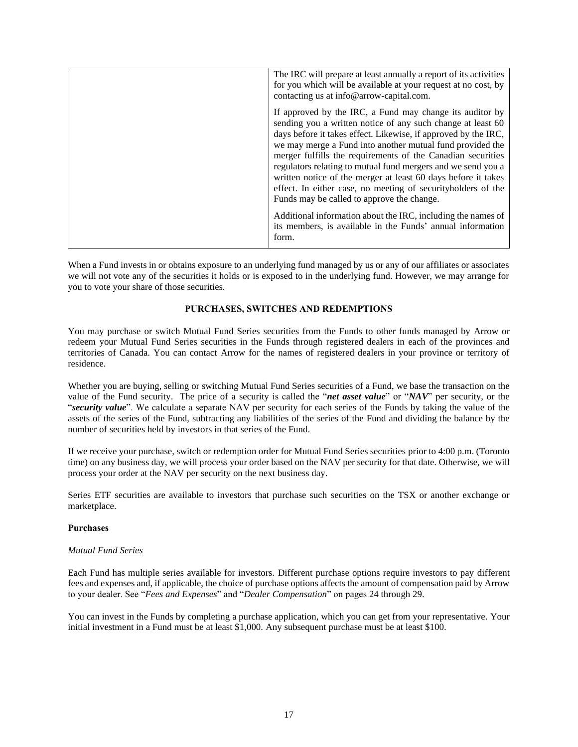|  | The IRC will prepare at least annually a report of its activities for you which will be available at your request at no cost, by contacting us at info@arrow-capital.com.<br><br>If approved by the IRC, a Fund may change its auditor by sending you a written notice of any such change at least 60 days before it takes effect. Likewise, if approved by the IRC, we may merge a Fund into another mutual fund provided the merger fulfills the requirements of the Canadian securities regulators relating to mutual fund mergers and we send you a written notice of the merger at least 60 days before it takes effect. In either case, no meeting of securityholders of the Funds may be called to approve the change.<br><br>Additional information about the IRC, including the names of its members, is available in the Funds' annual information form. |
|---|---|

When a Fund invests in or obtains exposure to an underlying fund managed by us or any of our affiliates or associates we will not vote any of the securities it holds or is exposed to in the underlying fund. However, we may arrange for you to vote your share of those securities.

## PURCHASES, SWITCHES AND REDEMPTIONS

You may purchase or switch Mutual Fund Series securities from the Funds to other funds managed by Arrow or redeem your Mutual Fund Series securities in the Funds through registered dealers in each of the provinces and territories of Canada. You can contact Arrow for the names of registered dealers in your province or territory of residence.

Whether you are buying, selling or switching Mutual Fund Series securities of a Fund, we base the transaction on the value of the Fund security. The price of a security is called the "***net asset value***" or "***NAV***" per security, or the "***security value***". We calculate a separate NAV per security for each series of the Funds by taking the value of the assets of the series of the Fund, subtracting any liabilities of the series of the Fund and dividing the balance by the number of securities held by investors in that series of the Fund.

If we receive your purchase, switch or redemption order for Mutual Fund Series securities prior to 4:00 p.m. (Toronto time) on any business day, we will process your order based on the NAV per security for that date. Otherwise, we will process your order at the NAV per security on the next business day.

Series ETF securities are available to investors that purchase such securities on the TSX or another exchange or marketplace.

### Purchases

#### *Mutual Fund Series*

Each Fund has multiple series available for investors. Different purchase options require investors to pay different fees and expenses and, if applicable, the choice of purchase options affects the amount of compensation paid by Arrow to your dealer. See "*Fees and Expenses*" and "*Dealer Compensation*" on pages 24 through 29.

You can invest in the Funds by completing a purchase application, which you can get from your representative. Your initial investment in a Fund must be at least $1,000. Any subsequent purchase must be at least $100.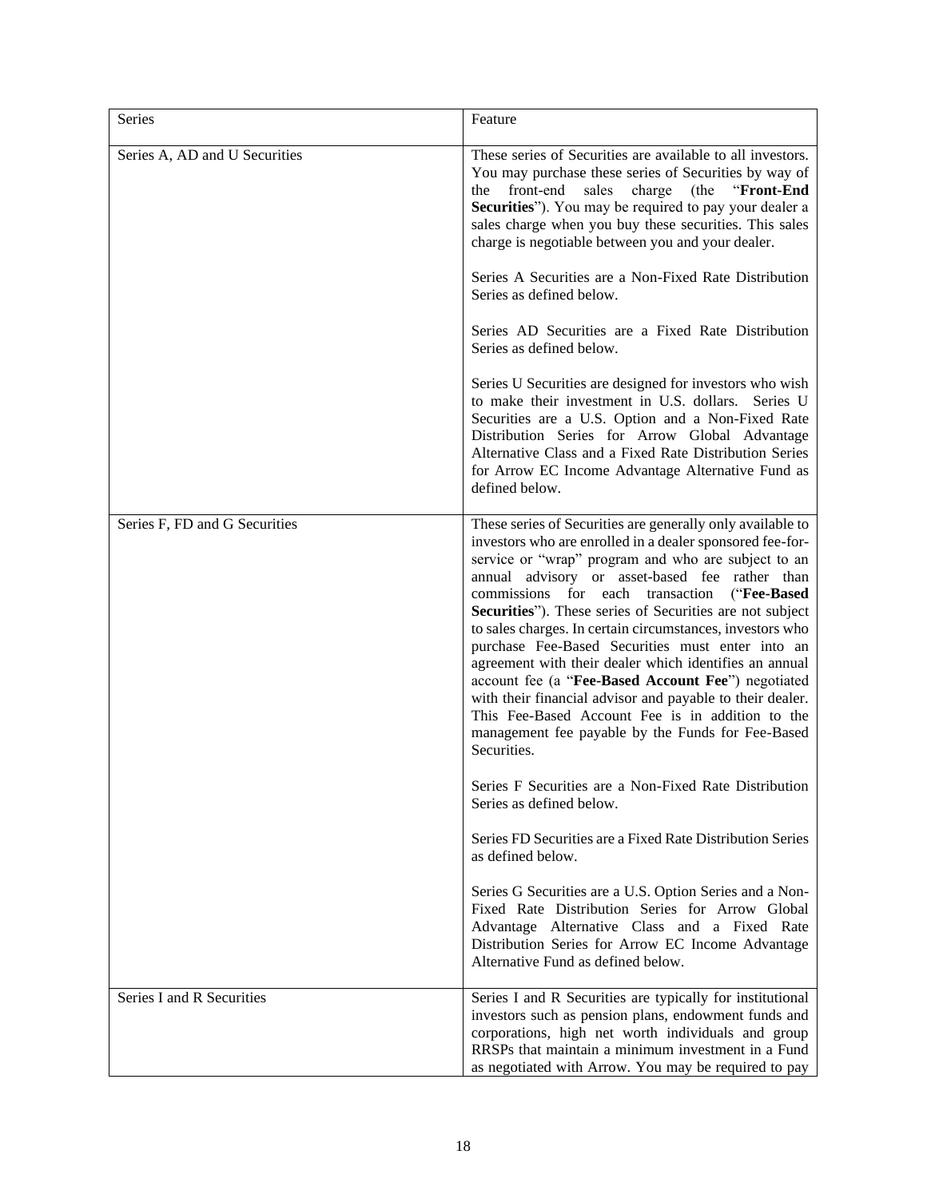| Series | Feature |
|---|---|
| Series A, AD and U Securities | These series of Securities are available to all investors. You may purchase these series of Securities by way of the front-end sales charge (the "**Front-End Securities**"). You may be required to pay your dealer a sales charge when you buy these securities. This sales charge is negotiable between you and your dealer.<br><br>Series A Securities are a Non-Fixed Rate Distribution Series as defined below.<br><br>Series AD Securities are a Fixed Rate Distribution Series as defined below.<br><br>Series U Securities are designed for investors who wish to make their investment in U.S. dollars. Series U Securities are a U.S. Option and a Non-Fixed Rate Distribution Series for Arrow Global Advantage Alternative Class and a Fixed Rate Distribution Series for Arrow EC Income Advantage Alternative Fund as defined below. |
| Series F, FD and G Securities | These series of Securities are generally only available to investors who are enrolled in a dealer sponsored fee-for-service or "wrap" program and who are subject to an annual advisory or asset-based fee rather than commissions for each transaction ("**Fee-Based Securities**"). These series of Securities are not subject to sales charges. In certain circumstances, investors who purchase Fee-Based Securities must enter into an agreement with their dealer which identifies an annual account fee (a "**Fee-Based Account Fee**") negotiated with their financial advisor and payable to their dealer. This Fee-Based Account Fee is in addition to the management fee payable by the Funds for Fee-Based Securities.<br><br>Series F Securities are a Non-Fixed Rate Distribution Series as defined below.<br><br>Series FD Securities are a Fixed Rate Distribution Series as defined below.<br><br>Series G Securities are a U.S. Option Series and a Non-Fixed Rate Distribution Series for Arrow Global Advantage Alternative Class and a Fixed Rate Distribution Series for Arrow EC Income Advantage Alternative Fund as defined below. |
| Series I and R Securities | Series I and R Securities are typically for institutional investors such as pension plans, endowment funds and corporations, high net worth individuals and group RRSPs that maintain a minimum investment in a Fund as negotiated with Arrow. You may be required to pay |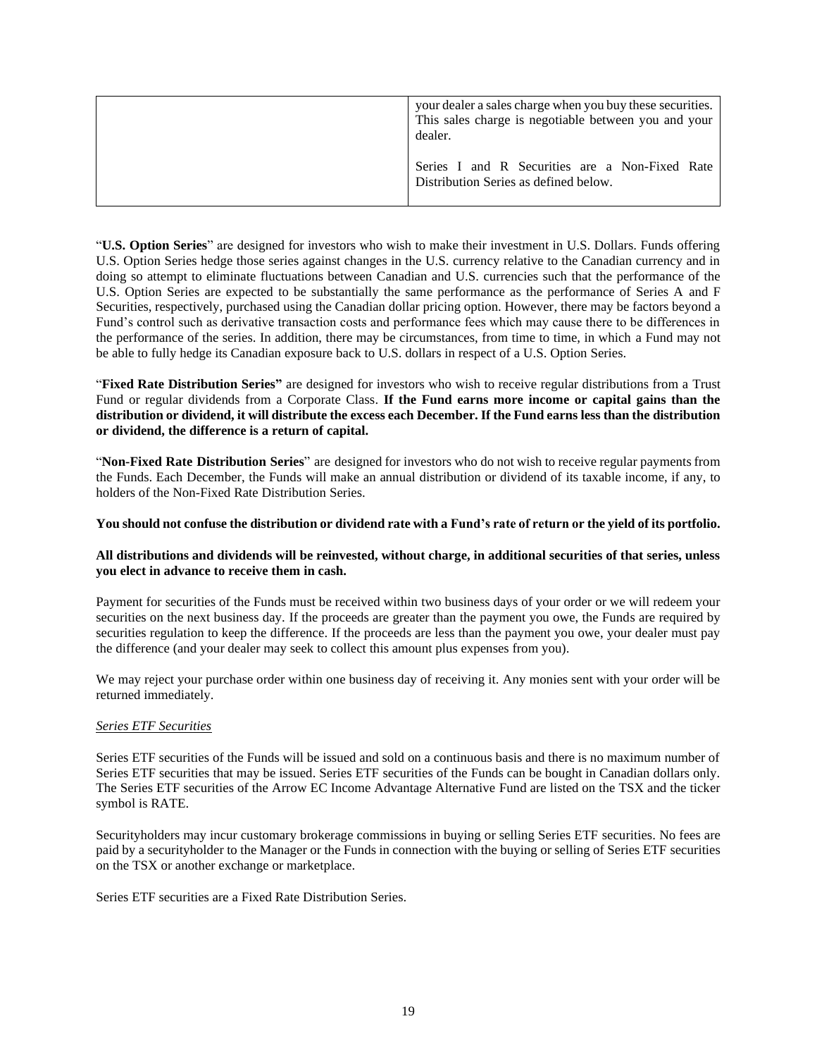| | your dealer a sales charge when you buy these securities. This sales charge is negotiable between you and your dealer.<br><br>Series I and R Securities are a Non-Fixed Rate Distribution Series as defined below. |
|---|---|

"**U.S. Option Series**" are designed for investors who wish to make their investment in U.S. Dollars. Funds offering U.S. Option Series hedge those series against changes in the U.S. currency relative to the Canadian currency and in doing so attempt to eliminate fluctuations between Canadian and U.S. currencies such that the performance of the U.S. Option Series are expected to be substantially the same performance as the performance of Series A and F Securities, respectively, purchased using the Canadian dollar pricing option. However, there may be factors beyond a Fund's control such as derivative transaction costs and performance fees which may cause there to be differences in the performance of the series. In addition, there may be circumstances, from time to time, in which a Fund may not be able to fully hedge its Canadian exposure back to U.S. dollars in respect of a U.S. Option Series.

"**Fixed Rate Distribution Series"** are designed for investors who wish to receive regular distributions from a Trust Fund or regular dividends from a Corporate Class. **If the Fund earns more income or capital gains than the distribution or dividend, it will distribute the excess each December. If the Fund earns less than the distribution or dividend, the difference is a return of capital.**

"**Non-Fixed Rate Distribution Series**" are designed for investors who do not wish to receive regular payments from the Funds. Each December, the Funds will make an annual distribution or dividend of its taxable income, if any, to holders of the Non-Fixed Rate Distribution Series.

**You should not confuse the distribution or dividend rate with a Fund's rate of return or the yield of its portfolio.**

**All distributions and dividends will be reinvested, without charge, in additional securities of that series, unless you elect in advance to receive them in cash.**

Payment for securities of the Funds must be received within two business days of your order or we will redeem your securities on the next business day. If the proceeds are greater than the payment you owe, the Funds are required by securities regulation to keep the difference. If the proceeds are less than the payment you owe, your dealer must pay the difference (and your dealer may seek to collect this amount plus expenses from you).

We may reject your purchase order within one business day of receiving it. Any monies sent with your order will be returned immediately.

*Series ETF Securities*

Series ETF securities of the Funds will be issued and sold on a continuous basis and there is no maximum number of Series ETF securities that may be issued. Series ETF securities of the Funds can be bought in Canadian dollars only. The Series ETF securities of the Arrow EC Income Advantage Alternative Fund are listed on the TSX and the ticker symbol is RATE.

Securityholders may incur customary brokerage commissions in buying or selling Series ETF securities. No fees are paid by a securityholder to the Manager or the Funds in connection with the buying or selling of Series ETF securities on the TSX or another exchange or marketplace.

Series ETF securities are a Fixed Rate Distribution Series.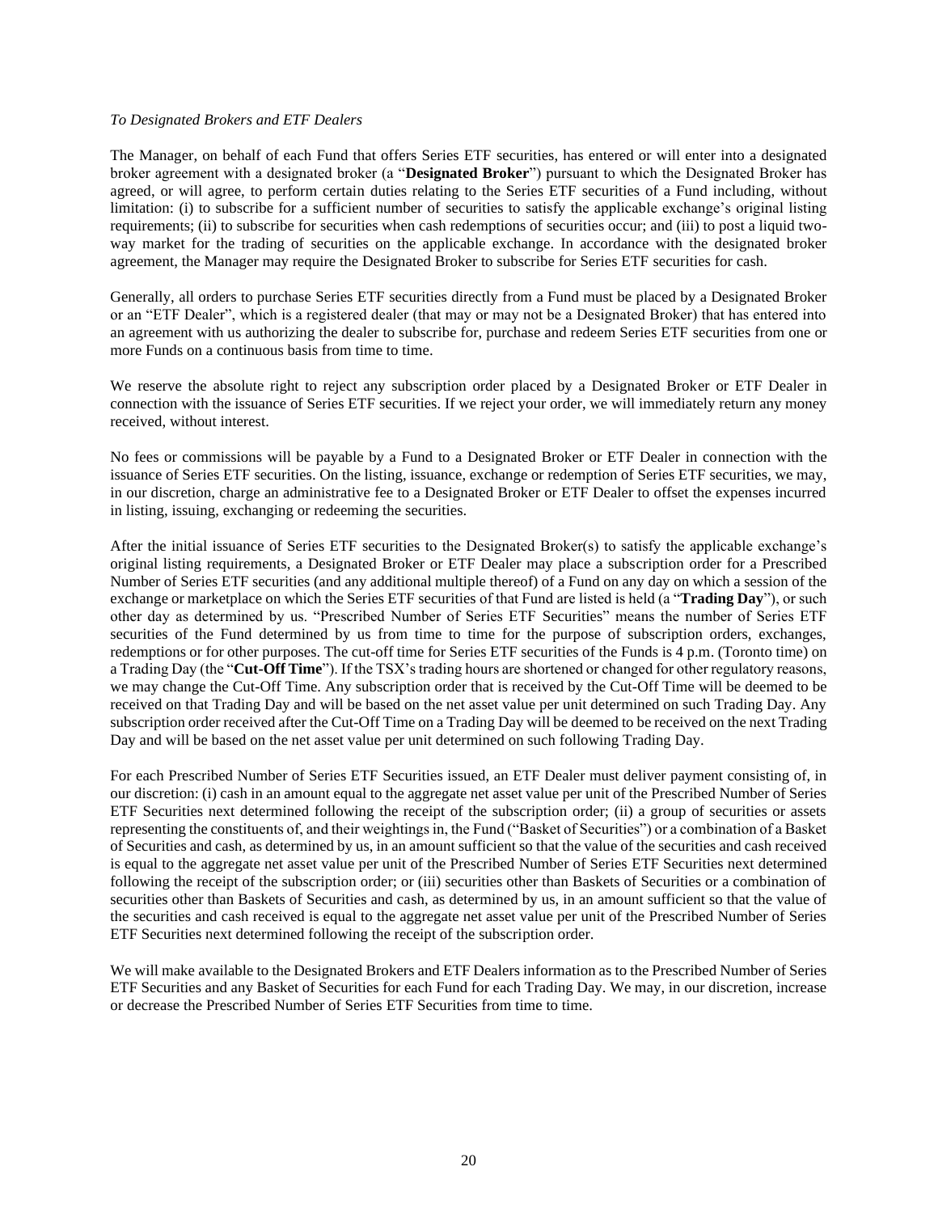*To Designated Brokers and ETF Dealers*

The Manager, on behalf of each Fund that offers Series ETF securities, has entered or will enter into a designated broker agreement with a designated broker (a "**Designated Broker**") pursuant to which the Designated Broker has agreed, or will agree, to perform certain duties relating to the Series ETF securities of a Fund including, without limitation: (i) to subscribe for a sufficient number of securities to satisfy the applicable exchange's original listing requirements; (ii) to subscribe for securities when cash redemptions of securities occur; and (iii) to post a liquid two-way market for the trading of securities on the applicable exchange. In accordance with the designated broker agreement, the Manager may require the Designated Broker to subscribe for Series ETF securities for cash.

Generally, all orders to purchase Series ETF securities directly from a Fund must be placed by a Designated Broker or an "ETF Dealer", which is a registered dealer (that may or may not be a Designated Broker) that has entered into an agreement with us authorizing the dealer to subscribe for, purchase and redeem Series ETF securities from one or more Funds on a continuous basis from time to time.

We reserve the absolute right to reject any subscription order placed by a Designated Broker or ETF Dealer in connection with the issuance of Series ETF securities. If we reject your order, we will immediately return any money received, without interest.

No fees or commissions will be payable by a Fund to a Designated Broker or ETF Dealer in connection with the issuance of Series ETF securities. On the listing, issuance, exchange or redemption of Series ETF securities, we may, in our discretion, charge an administrative fee to a Designated Broker or ETF Dealer to offset the expenses incurred in listing, issuing, exchanging or redeeming the securities.

After the initial issuance of Series ETF securities to the Designated Broker(s) to satisfy the applicable exchange's original listing requirements, a Designated Broker or ETF Dealer may place a subscription order for a Prescribed Number of Series ETF securities (and any additional multiple thereof) of a Fund on any day on which a session of the exchange or marketplace on which the Series ETF securities of that Fund are listed is held (a "**Trading Day**"), or such other day as determined by us. "Prescribed Number of Series ETF Securities" means the number of Series ETF securities of the Fund determined by us from time to time for the purpose of subscription orders, exchanges, redemptions or for other purposes. The cut-off time for Series ETF securities of the Funds is 4 p.m. (Toronto time) on a Trading Day (the "**Cut-Off Time**"). If the TSX's trading hours are shortened or changed for other regulatory reasons, we may change the Cut-Off Time. Any subscription order that is received by the Cut-Off Time will be deemed to be received on that Trading Day and will be based on the net asset value per unit determined on such Trading Day. Any subscription order received after the Cut-Off Time on a Trading Day will be deemed to be received on the next Trading Day and will be based on the net asset value per unit determined on such following Trading Day.

For each Prescribed Number of Series ETF Securities issued, an ETF Dealer must deliver payment consisting of, in our discretion: (i) cash in an amount equal to the aggregate net asset value per unit of the Prescribed Number of Series ETF Securities next determined following the receipt of the subscription order; (ii) a group of securities or assets representing the constituents of, and their weightings in, the Fund ("Basket of Securities") or a combination of a Basket of Securities and cash, as determined by us, in an amount sufficient so that the value of the securities and cash received is equal to the aggregate net asset value per unit of the Prescribed Number of Series ETF Securities next determined following the receipt of the subscription order; or (iii) securities other than Baskets of Securities or a combination of securities other than Baskets of Securities and cash, as determined by us, in an amount sufficient so that the value of the securities and cash received is equal to the aggregate net asset value per unit of the Prescribed Number of Series ETF Securities next determined following the receipt of the subscription order.

We will make available to the Designated Brokers and ETF Dealers information as to the Prescribed Number of Series ETF Securities and any Basket of Securities for each Fund for each Trading Day. We may, in our discretion, increase or decrease the Prescribed Number of Series ETF Securities from time to time.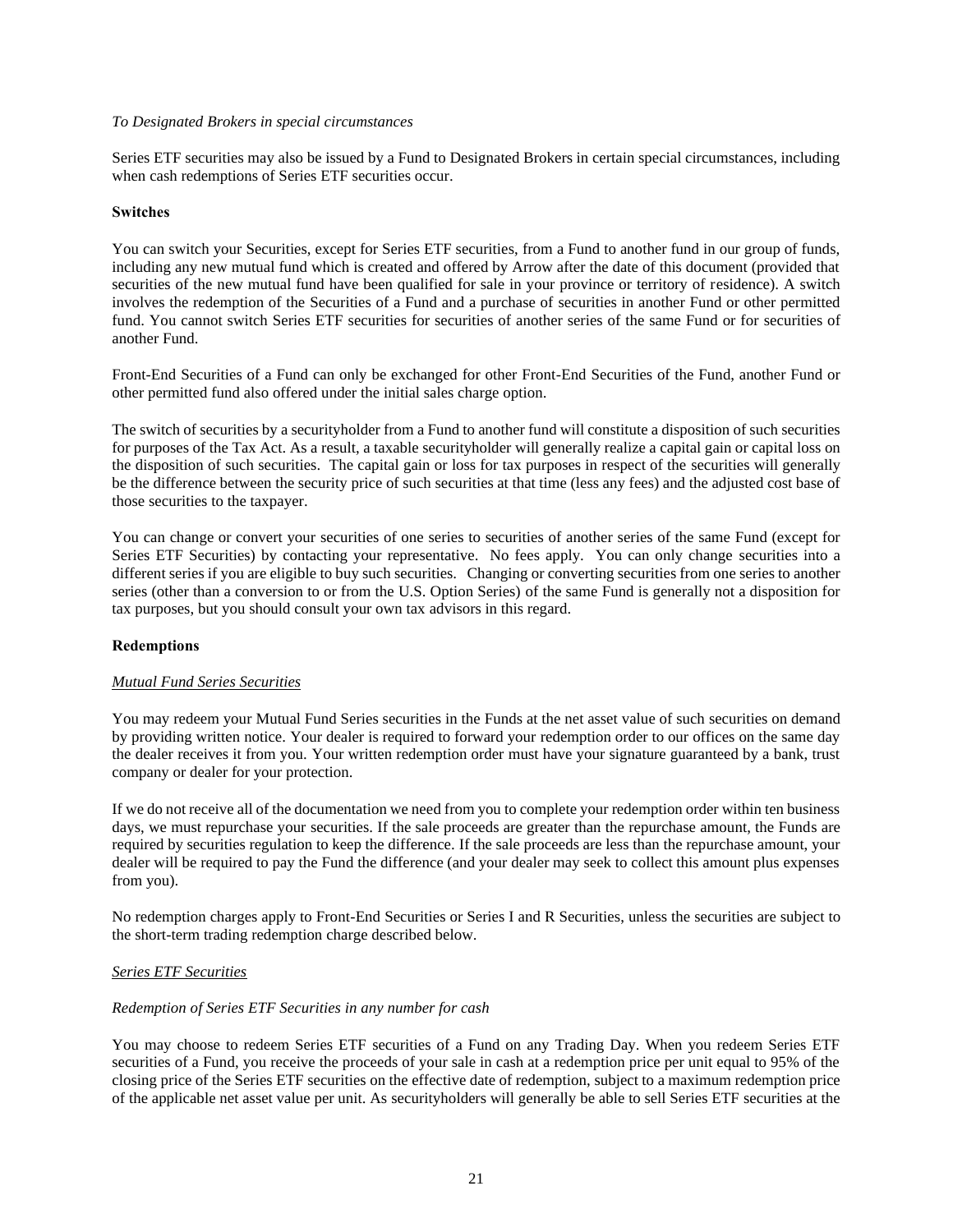*To Designated Brokers in special circumstances*

Series ETF securities may also be issued by a Fund to Designated Brokers in certain special circumstances, including when cash redemptions of Series ETF securities occur.

**Switches**

You can switch your Securities, except for Series ETF securities, from a Fund to another fund in our group of funds, including any new mutual fund which is created and offered by Arrow after the date of this document (provided that securities of the new mutual fund have been qualified for sale in your province or territory of residence). A switch involves the redemption of the Securities of a Fund and a purchase of securities in another Fund or other permitted fund. You cannot switch Series ETF securities for securities of another series of the same Fund or for securities of another Fund.

Front-End Securities of a Fund can only be exchanged for other Front-End Securities of the Fund, another Fund or other permitted fund also offered under the initial sales charge option.

The switch of securities by a securityholder from a Fund to another fund will constitute a disposition of such securities for purposes of the Tax Act. As a result, a taxable securityholder will generally realize a capital gain or capital loss on the disposition of such securities. The capital gain or loss for tax purposes in respect of the securities will generally be the difference between the security price of such securities at that time (less any fees) and the adjusted cost base of those securities to the taxpayer.

You can change or convert your securities of one series to securities of another series of the same Fund (except for Series ETF Securities) by contacting your representative. No fees apply. You can only change securities into a different series if you are eligible to buy such securities. Changing or converting securities from one series to another series (other than a conversion to or from the U.S. Option Series) of the same Fund is generally not a disposition for tax purposes, but you should consult your own tax advisors in this regard.

**Redemptions**

*Mutual Fund Series Securities*

You may redeem your Mutual Fund Series securities in the Funds at the net asset value of such securities on demand by providing written notice. Your dealer is required to forward your redemption order to our offices on the same day the dealer receives it from you. Your written redemption order must have your signature guaranteed by a bank, trust company or dealer for your protection.

If we do not receive all of the documentation we need from you to complete your redemption order within ten business days, we must repurchase your securities. If the sale proceeds are greater than the repurchase amount, the Funds are required by securities regulation to keep the difference. If the sale proceeds are less than the repurchase amount, your dealer will be required to pay the Fund the difference (and your dealer may seek to collect this amount plus expenses from you).

No redemption charges apply to Front-End Securities or Series I and R Securities, unless the securities are subject to the short-term trading redemption charge described below.

*Series ETF Securities*

*Redemption of Series ETF Securities in any number for cash*

You may choose to redeem Series ETF securities of a Fund on any Trading Day. When you redeem Series ETF securities of a Fund, you receive the proceeds of your sale in cash at a redemption price per unit equal to 95% of the closing price of the Series ETF securities on the effective date of redemption, subject to a maximum redemption price of the applicable net asset value per unit. As securityholders will generally be able to sell Series ETF securities at the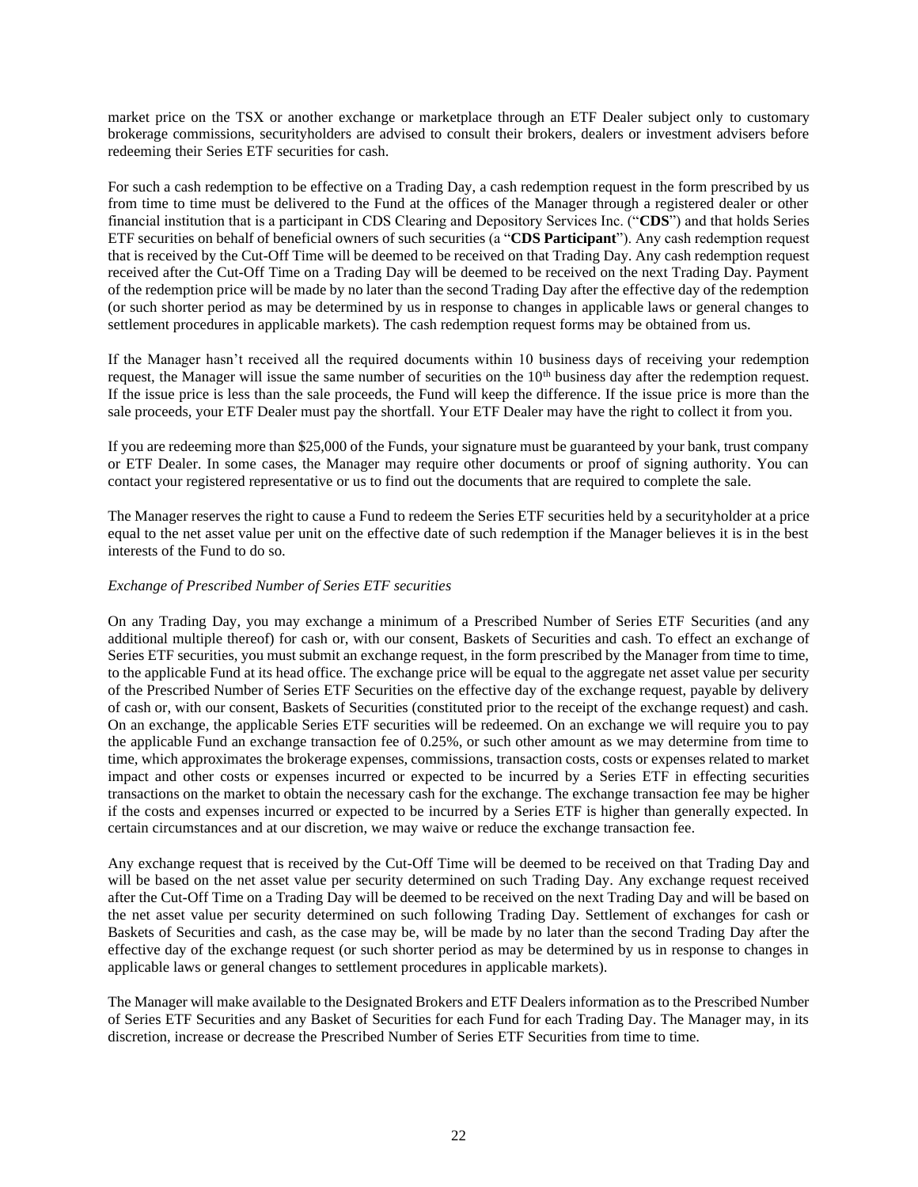market price on the TSX or another exchange or marketplace through an ETF Dealer subject only to customary brokerage commissions, securityholders are advised to consult their brokers, dealers or investment advisers before redeeming their Series ETF securities for cash.

For such a cash redemption to be effective on a Trading Day, a cash redemption request in the form prescribed by us from time to time must be delivered to the Fund at the offices of the Manager through a registered dealer or other financial institution that is a participant in CDS Clearing and Depository Services Inc. ("**CDS**") and that holds Series ETF securities on behalf of beneficial owners of such securities (a "**CDS Participant**"). Any cash redemption request that is received by the Cut-Off Time will be deemed to be received on that Trading Day. Any cash redemption request received after the Cut-Off Time on a Trading Day will be deemed to be received on the next Trading Day. Payment of the redemption price will be made by no later than the second Trading Day after the effective day of the redemption (or such shorter period as may be determined by us in response to changes in applicable laws or general changes to settlement procedures in applicable markets). The cash redemption request forms may be obtained from us.

If the Manager hasn't received all the required documents within 10 business days of receiving your redemption request, the Manager will issue the same number of securities on the 10th business day after the redemption request. If the issue price is less than the sale proceeds, the Fund will keep the difference. If the issue price is more than the sale proceeds, your ETF Dealer must pay the shortfall. Your ETF Dealer may have the right to collect it from you.

If you are redeeming more than $25,000 of the Funds, your signature must be guaranteed by your bank, trust company or ETF Dealer. In some cases, the Manager may require other documents or proof of signing authority. You can contact your registered representative or us to find out the documents that are required to complete the sale.

The Manager reserves the right to cause a Fund to redeem the Series ETF securities held by a securityholder at a price equal to the net asset value per unit on the effective date of such redemption if the Manager believes it is in the best interests of the Fund to do so.

*Exchange of Prescribed Number of Series ETF securities*

On any Trading Day, you may exchange a minimum of a Prescribed Number of Series ETF Securities (and any additional multiple thereof) for cash or, with our consent, Baskets of Securities and cash. To effect an exchange of Series ETF securities, you must submit an exchange request, in the form prescribed by the Manager from time to time, to the applicable Fund at its head office. The exchange price will be equal to the aggregate net asset value per security of the Prescribed Number of Series ETF Securities on the effective day of the exchange request, payable by delivery of cash or, with our consent, Baskets of Securities (constituted prior to the receipt of the exchange request) and cash. On an exchange, the applicable Series ETF securities will be redeemed. On an exchange we will require you to pay the applicable Fund an exchange transaction fee of 0.25%, or such other amount as we may determine from time to time, which approximates the brokerage expenses, commissions, transaction costs, costs or expenses related to market impact and other costs or expenses incurred or expected to be incurred by a Series ETF in effecting securities transactions on the market to obtain the necessary cash for the exchange. The exchange transaction fee may be higher if the costs and expenses incurred or expected to be incurred by a Series ETF is higher than generally expected. In certain circumstances and at our discretion, we may waive or reduce the exchange transaction fee.

Any exchange request that is received by the Cut-Off Time will be deemed to be received on that Trading Day and will be based on the net asset value per security determined on such Trading Day. Any exchange request received after the Cut-Off Time on a Trading Day will be deemed to be received on the next Trading Day and will be based on the net asset value per security determined on such following Trading Day. Settlement of exchanges for cash or Baskets of Securities and cash, as the case may be, will be made by no later than the second Trading Day after the effective day of the exchange request (or such shorter period as may be determined by us in response to changes in applicable laws or general changes to settlement procedures in applicable markets).

The Manager will make available to the Designated Brokers and ETF Dealers information as to the Prescribed Number of Series ETF Securities and any Basket of Securities for each Fund for each Trading Day. The Manager may, in its discretion, increase or decrease the Prescribed Number of Series ETF Securities from time to time.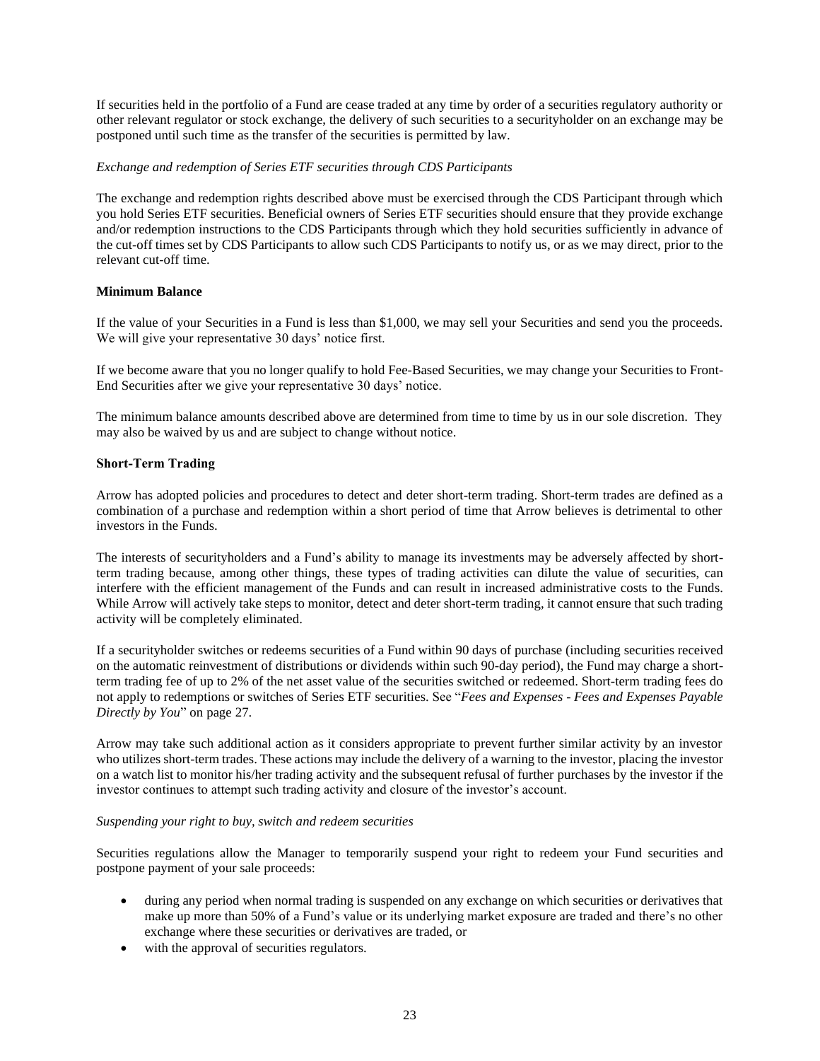If securities held in the portfolio of a Fund are cease traded at any time by order of a securities regulatory authority or other relevant regulator or stock exchange, the delivery of such securities to a securityholder on an exchange may be postponed until such time as the transfer of the securities is permitted by law.

*Exchange and redemption of Series ETF securities through CDS Participants*

The exchange and redemption rights described above must be exercised through the CDS Participant through which you hold Series ETF securities. Beneficial owners of Series ETF securities should ensure that they provide exchange and/or redemption instructions to the CDS Participants through which they hold securities sufficiently in advance of the cut-off times set by CDS Participants to allow such CDS Participants to notify us, or as we may direct, prior to the relevant cut-off time.

**Minimum Balance**

If the value of your Securities in a Fund is less than $1,000, we may sell your Securities and send you the proceeds. We will give your representative 30 days' notice first.

If we become aware that you no longer qualify to hold Fee-Based Securities, we may change your Securities to Front-End Securities after we give your representative 30 days' notice.

The minimum balance amounts described above are determined from time to time by us in our sole discretion. They may also be waived by us and are subject to change without notice.

**Short-Term Trading**

Arrow has adopted policies and procedures to detect and deter short-term trading. Short-term trades are defined as a combination of a purchase and redemption within a short period of time that Arrow believes is detrimental to other investors in the Funds.

The interests of securityholders and a Fund's ability to manage its investments may be adversely affected by short-term trading because, among other things, these types of trading activities can dilute the value of securities, can interfere with the efficient management of the Funds and can result in increased administrative costs to the Funds. While Arrow will actively take steps to monitor, detect and deter short-term trading, it cannot ensure that such trading activity will be completely eliminated.

If a securityholder switches or redeems securities of a Fund within 90 days of purchase (including securities received on the automatic reinvestment of distributions or dividends within such 90-day period), the Fund may charge a short-term trading fee of up to 2% of the net asset value of the securities switched or redeemed. Short-term trading fees do not apply to redemptions or switches of Series ETF securities. See "*Fees and Expenses - Fees and Expenses Payable Directly by You*" on page 27.

Arrow may take such additional action as it considers appropriate to prevent further similar activity by an investor who utilizes short-term trades. These actions may include the delivery of a warning to the investor, placing the investor on a watch list to monitor his/her trading activity and the subsequent refusal of further purchases by the investor if the investor continues to attempt such trading activity and closure of the investor's account.

*Suspending your right to buy, switch and redeem securities*

Securities regulations allow the Manager to temporarily suspend your right to redeem your Fund securities and postpone payment of your sale proceeds:

- during any period when normal trading is suspended on any exchange on which securities or derivatives that make up more than 50% of a Fund's value or its underlying market exposure are traded and there's no other exchange where these securities or derivatives are traded, or
- with the approval of securities regulators.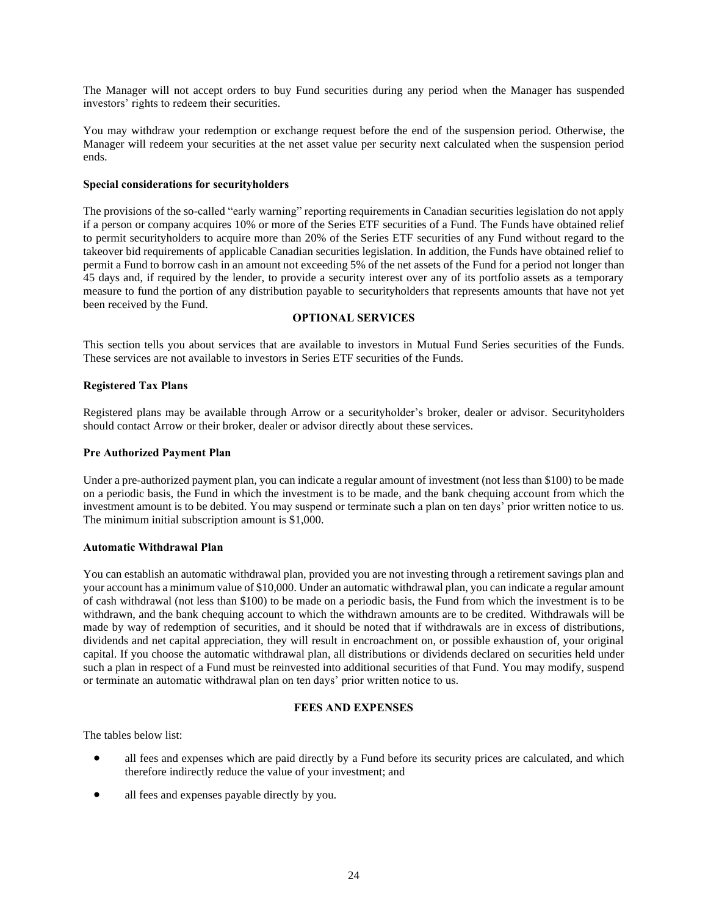The Manager will not accept orders to buy Fund securities during any period when the Manager has suspended investors' rights to redeem their securities.

You may withdraw your redemption or exchange request before the end of the suspension period. Otherwise, the Manager will redeem your securities at the net asset value per security next calculated when the suspension period ends.

**Special considerations for securityholders**

The provisions of the so-called "early warning" reporting requirements in Canadian securities legislation do not apply if a person or company acquires 10% or more of the Series ETF securities of a Fund. The Funds have obtained relief to permit securityholders to acquire more than 20% of the Series ETF securities of any Fund without regard to the takeover bid requirements of applicable Canadian securities legislation. In addition, the Funds have obtained relief to permit a Fund to borrow cash in an amount not exceeding 5% of the net assets of the Fund for a period not longer than 45 days and, if required by the lender, to provide a security interest over any of its portfolio assets as a temporary measure to fund the portion of any distribution payable to securityholders that represents amounts that have not yet been received by the Fund.

## OPTIONAL SERVICES

This section tells you about services that are available to investors in Mutual Fund Series securities of the Funds. These services are not available to investors in Series ETF securities of the Funds.

**Registered Tax Plans**

Registered plans may be available through Arrow or a securityholder's broker, dealer or advisor. Securityholders should contact Arrow or their broker, dealer or advisor directly about these services.

**Pre Authorized Payment Plan**

Under a pre-authorized payment plan, you can indicate a regular amount of investment (not less than $100) to be made on a periodic basis, the Fund in which the investment is to be made, and the bank chequing account from which the investment amount is to be debited. You may suspend or terminate such a plan on ten days' prior written notice to us. The minimum initial subscription amount is $1,000.

**Automatic Withdrawal Plan**

You can establish an automatic withdrawal plan, provided you are not investing through a retirement savings plan and your account has a minimum value of $10,000. Under an automatic withdrawal plan, you can indicate a regular amount of cash withdrawal (not less than $100) to be made on a periodic basis, the Fund from which the investment is to be withdrawn, and the bank chequing account to which the withdrawn amounts are to be credited. Withdrawals will be made by way of redemption of securities, and it should be noted that if withdrawals are in excess of distributions, dividends and net capital appreciation, they will result in encroachment on, or possible exhaustion of, your original capital. If you choose the automatic withdrawal plan, all distributions or dividends declared on securities held under such a plan in respect of a Fund must be reinvested into additional securities of that Fund. You may modify, suspend or terminate an automatic withdrawal plan on ten days' prior written notice to us.

## FEES AND EXPENSES

The tables below list:

- all fees and expenses which are paid directly by a Fund before its security prices are calculated, and which therefore indirectly reduce the value of your investment; and
- all fees and expenses payable directly by you.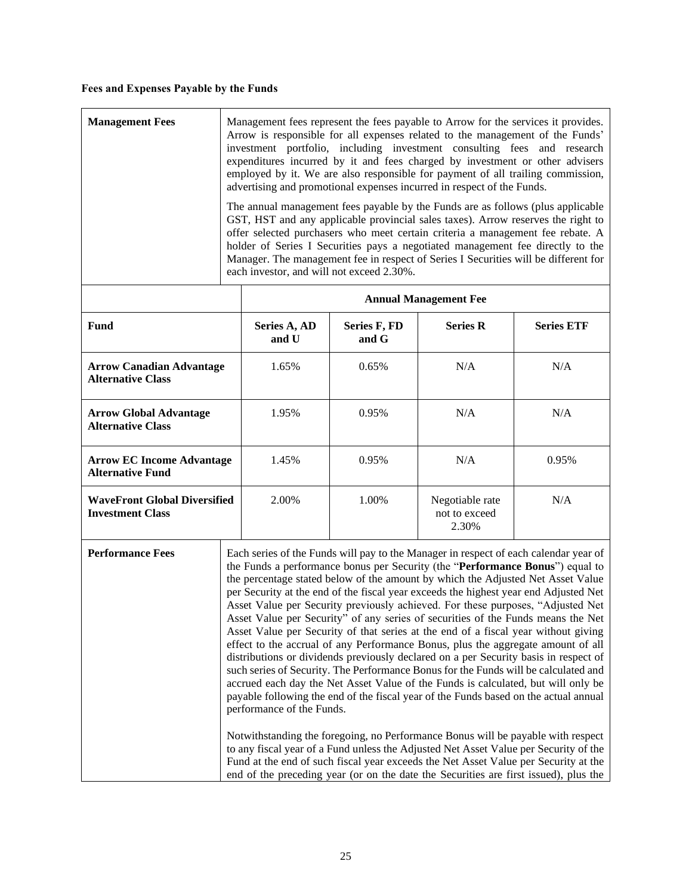**Fees and Expenses Payable by the Funds**

| **Management Fees** | Management fees represent the fees payable to Arrow for the services it provides. Arrow is responsible for all expenses related to the management of the Funds' investment portfolio, including investment consulting fees and research expenditures incurred by it and fees charged by investment or other advisers employed by it. We are also responsible for payment of all trailing commission, advertising and promotional expenses incurred in respect of the Funds.<br><br>The annual management fees payable by the Funds are as follows (plus applicable GST, HST and any applicable provincial sales taxes). Arrow reserves the right to offer selected purchasers who meet certain criteria a management fee rebate. A holder of Series I Securities pays a negotiated management fee directly to the Manager. The management fee in respect of Series I Securities will be different for each investor, and will not exceed 2.30%. |
|---|---|

| | **Annual Management Fee** | | | |
|---|---|---|---|---|
| **Fund** | **Series A, AD and U** | **Series F, FD and G** | **Series R** | **Series ETF** |
| **Arrow Canadian Advantage Alternative Class** | 1.65% | 0.65% | N/A | N/A |
| **Arrow Global Advantage Alternative Class** | 1.95% | 0.95% | N/A | N/A |
| **Arrow EC Income Advantage Alternative Fund** | 1.45% | 0.95% | N/A | 0.95% |
| **WaveFront Global Diversified Investment Class** | 2.00% | 1.00% | Negotiable rate not to exceed 2.30% | N/A |

| **Performance Fees** | Each series of the Funds will pay to the Manager in respect of each calendar year of the Funds a performance bonus per Security (the "**Performance Bonus**") equal to the percentage stated below of the amount by which the Adjusted Net Asset Value per Security at the end of the fiscal year exceeds the highest year end Adjusted Net Asset Value per Security previously achieved. For these purposes, "Adjusted Net Asset Value per Security" of any series of securities of the Funds means the Net Asset Value per Security of that series at the end of a fiscal year without giving effect to the accrual of any Performance Bonus, plus the aggregate amount of all distributions or dividends previously declared on a per Security basis in respect of such series of Security. The Performance Bonus for the Funds will be calculated and accrued each day the Net Asset Value of the Funds is calculated, but will only be payable following the end of the fiscal year of the Funds based on the actual annual performance of the Funds.<br><br>Notwithstanding the foregoing, no Performance Bonus will be payable with respect to any fiscal year of a Fund unless the Adjusted Net Asset Value per Security of the Fund at the end of such fiscal year exceeds the Net Asset Value per Security at the end of the preceding year (or on the date the Securities are first issued), plus the |
|---|---|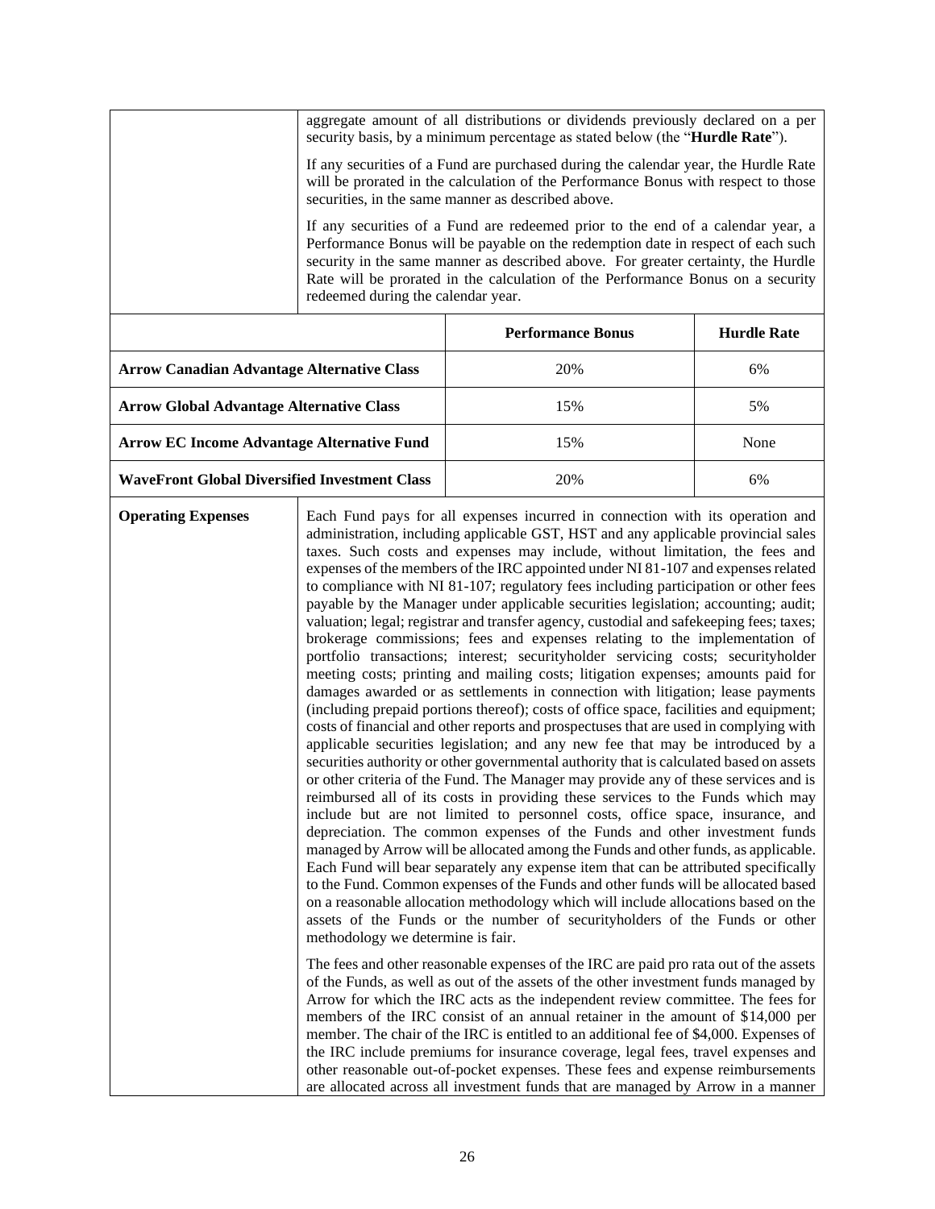| | |
|---|---|
| | aggregate amount of all distributions or dividends previously declared on a per security basis, by a minimum percentage as stated below (the "**Hurdle Rate**").<br><br>If any securities of a Fund are purchased during the calendar year, the Hurdle Rate will be prorated in the calculation of the Performance Bonus with respect to those securities, in the same manner as described above.<br><br>If any securities of a Fund are redeemed prior to the end of a calendar year, a Performance Bonus will be payable on the redemption date in respect of each such security in the same manner as described above. For greater certainty, the Hurdle Rate will be prorated in the calculation of the Performance Bonus on a security redeemed during the calendar year. |

| | Performance Bonus | Hurdle Rate |
|---|---|---|
| **Arrow Canadian Advantage Alternative Class** | 20% | 6% |
| **Arrow Global Advantage Alternative Class** | 15% | 5% |
| **Arrow EC Income Advantage Alternative Fund** | 15% | None |
| **WaveFront Global Diversified Investment Class** | 20% | 6% |

| | |
|---|---|
| **Operating Expenses** | Each Fund pays for all expenses incurred in connection with its operation and administration, including applicable GST, HST and any applicable provincial sales taxes. Such costs and expenses may include, without limitation, the fees and expenses of the members of the IRC appointed under NI 81-107 and expenses related to compliance with NI 81-107; regulatory fees including participation or other fees payable by the Manager under applicable securities legislation; accounting; audit; valuation; legal; registrar and transfer agency, custodial and safekeeping fees; taxes; brokerage commissions; fees and expenses relating to the implementation of portfolio transactions; interest; securityholder servicing costs; securityholder meeting costs; printing and mailing costs; litigation expenses; amounts paid for damages awarded or as settlements in connection with litigation; lease payments (including prepaid portions thereof); costs of office space, facilities and equipment; costs of financial and other reports and prospectuses that are used in complying with applicable securities legislation; and any new fee that may be introduced by a securities authority or other governmental authority that is calculated based on assets or other criteria of the Fund. The Manager may provide any of these services and is reimbursed all of its costs in providing these services to the Funds which may include but are not limited to personnel costs, office space, insurance, and depreciation. The common expenses of the Funds and other investment funds managed by Arrow will be allocated among the Funds and other funds, as applicable. Each Fund will bear separately any expense item that can be attributed specifically to the Fund. Common expenses of the Funds and other funds will be allocated based on a reasonable allocation methodology which will include allocations based on the assets of the Funds or the number of securityholders of the Funds or other methodology we determine is fair.<br><br>The fees and other reasonable expenses of the IRC are paid pro rata out of the assets of the Funds, as well as out of the assets of the other investment funds managed by Arrow for which the IRC acts as the independent review committee. The fees for members of the IRC consist of an annual retainer in the amount of $14,000 per member. The chair of the IRC is entitled to an additional fee of $4,000. Expenses of the IRC include premiums for insurance coverage, legal fees, travel expenses and other reasonable out-of-pocket expenses. These fees and expense reimbursements are allocated across all investment funds that are managed by Arrow in a manner |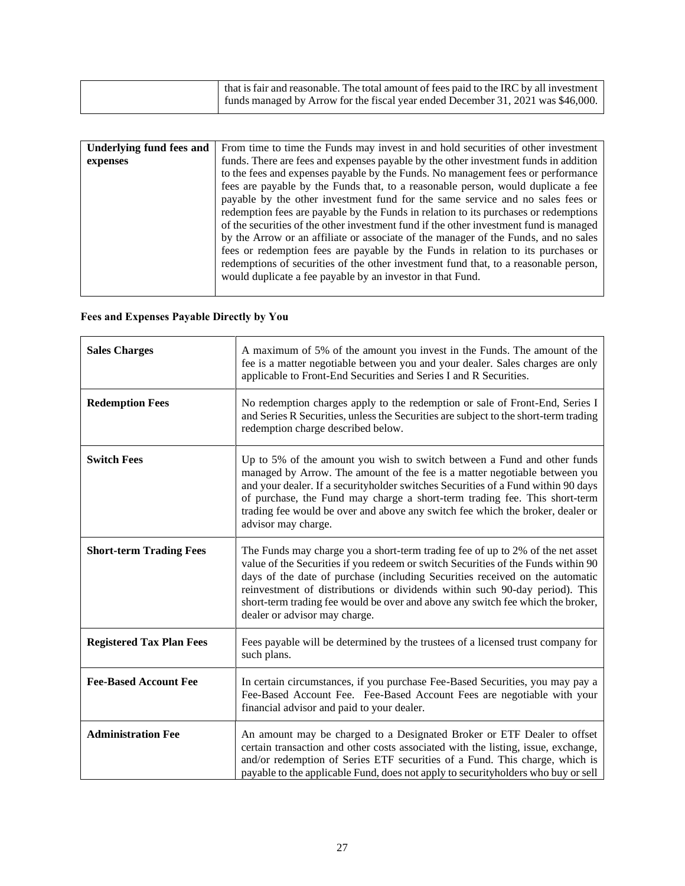|  |  |
|---|---|
|  | that is fair and reasonable. The total amount of fees paid to the IRC by all investment funds managed by Arrow for the fiscal year ended December 31, 2021 was $46,000. |

|  |  |
|---|---|
| **Underlying fund fees and expenses** | From time to time the Funds may invest in and hold securities of other investment funds. There are fees and expenses payable by the other investment funds in addition to the fees and expenses payable by the Funds. No management fees or performance fees are payable by the Funds that, to a reasonable person, would duplicate a fee payable by the other investment fund for the same service and no sales fees or redemption fees are payable by the Funds in relation to its purchases or redemptions of the securities of the other investment fund if the other investment fund is managed by the Arrow or an affiliate or associate of the manager of the Funds, and no sales fees or redemption fees are payable by the Funds in relation to its purchases or redemptions of securities of the other investment fund that, to a reasonable person, would duplicate a fee payable by an investor in that Fund. |

**Fees and Expenses Payable Directly by You**

|  |  |
|---|---|
| **Sales Charges** | A maximum of 5% of the amount you invest in the Funds. The amount of the fee is a matter negotiable between you and your dealer. Sales charges are only applicable to Front-End Securities and Series I and R Securities. |
| **Redemption Fees** | No redemption charges apply to the redemption or sale of Front-End, Series I and Series R Securities, unless the Securities are subject to the short-term trading redemption charge described below. |
| **Switch Fees** | Up to 5% of the amount you wish to switch between a Fund and other funds managed by Arrow. The amount of the fee is a matter negotiable between you and your dealer. If a securityholder switches Securities of a Fund within 90 days of purchase, the Fund may charge a short-term trading fee. This short-term trading fee would be over and above any switch fee which the broker, dealer or advisor may charge. |
| **Short-term Trading Fees** | The Funds may charge you a short-term trading fee of up to 2% of the net asset value of the Securities if you redeem or switch Securities of the Funds within 90 days of the date of purchase (including Securities received on the automatic reinvestment of distributions or dividends within such 90-day period). This short-term trading fee would be over and above any switch fee which the broker, dealer or advisor may charge. |
| **Registered Tax Plan Fees** | Fees payable will be determined by the trustees of a licensed trust company for such plans. |
| **Fee-Based Account Fee** | In certain circumstances, if you purchase Fee-Based Securities, you may pay a Fee-Based Account Fee. Fee-Based Account Fees are negotiable with your financial advisor and paid to your dealer. |
| **Administration Fee** | An amount may be charged to a Designated Broker or ETF Dealer to offset certain transaction and other costs associated with the listing, issue, exchange, and/or redemption of Series ETF securities of a Fund. This charge, which is payable to the applicable Fund, does not apply to securityholders who buy or sell |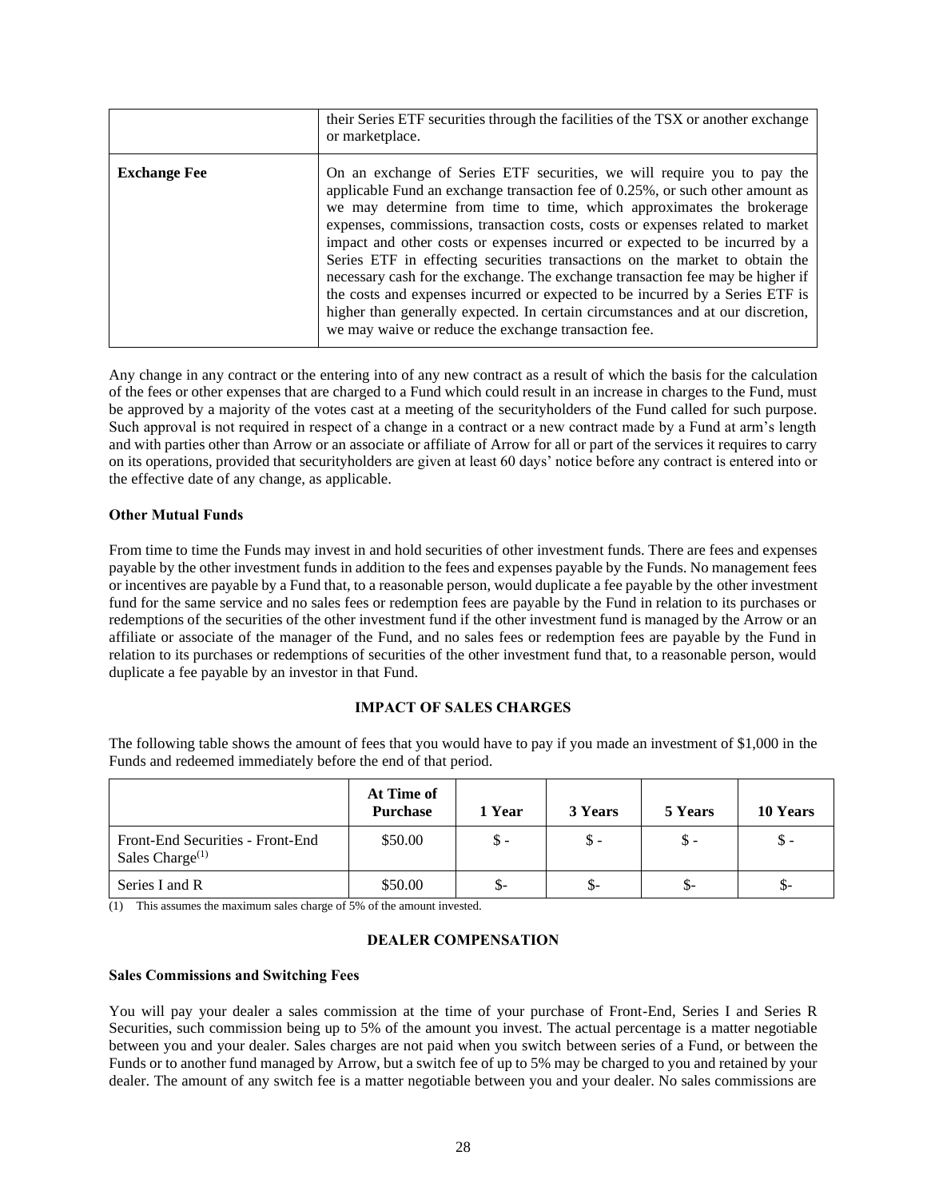|  | their Series ETF securities through the facilities of the TSX or another exchange or marketplace. |
| --- | --- |
| **Exchange Fee** | On an exchange of Series ETF securities, we will require you to pay the applicable Fund an exchange transaction fee of 0.25%, or such other amount as we may determine from time to time, which approximates the brokerage expenses, commissions, transaction costs, costs or expenses related to market impact and other costs or expenses incurred or expected to be incurred by a Series ETF in effecting securities transactions on the market to obtain the necessary cash for the exchange. The exchange transaction fee may be higher if the costs and expenses incurred or expected to be incurred by a Series ETF is higher than generally expected. In certain circumstances and at our discretion, we may waive or reduce the exchange transaction fee. |

Any change in any contract or the entering into of any new contract as a result of which the basis for the calculation of the fees or other expenses that are charged to a Fund which could result in an increase in charges to the Fund, must be approved by a majority of the votes cast at a meeting of the securityholders of the Fund called for such purpose. Such approval is not required in respect of a change in a contract or a new contract made by a Fund at arm's length and with parties other than Arrow or an associate or affiliate of Arrow for all or part of the services it requires to carry on its operations, provided that securityholders are given at least 60 days' notice before any contract is entered into or the effective date of any change, as applicable.

**Other Mutual Funds**

From time to time the Funds may invest in and hold securities of other investment funds. There are fees and expenses payable by the other investment funds in addition to the fees and expenses payable by the Funds. No management fees or incentives are payable by a Fund that, to a reasonable person, would duplicate a fee payable by the other investment fund for the same service and no sales fees or redemption fees are payable by the Fund in relation to its purchases or redemptions of the securities of the other investment fund if the other investment fund is managed by the Arrow or an affiliate or associate of the manager of the Fund, and no sales fees or redemption fees are payable by the Fund in relation to its purchases or redemptions of securities of the other investment fund that, to a reasonable person, would duplicate a fee payable by an investor in that Fund.

## IMPACT OF SALES CHARGES

The following table shows the amount of fees that you would have to pay if you made an investment of $1,000 in the Funds and redeemed immediately before the end of that period.

|  | At Time of Purchase | 1 Year | 3 Years | 5 Years | 10 Years |
| --- | --- | --- | --- | --- | --- |
| Front-End Securities - Front-End Sales Charge[(1)] | $50.00 | $ - | $ - | $ - | $ - |
| Series I and R | $50.00 | $- | $- | $- | $- |

(1) This assumes the maximum sales charge of 5% of the amount invested.

## DEALER COMPENSATION

**Sales Commissions and Switching Fees**

You will pay your dealer a sales commission at the time of your purchase of Front-End, Series I and Series R Securities, such commission being up to 5% of the amount you invest. The actual percentage is a matter negotiable between you and your dealer. Sales charges are not paid when you switch between series of a Fund, or between the Funds or to another fund managed by Arrow, but a switch fee of up to 5% may be charged to you and retained by your dealer. The amount of any switch fee is a matter negotiable between you and your dealer. No sales commissions are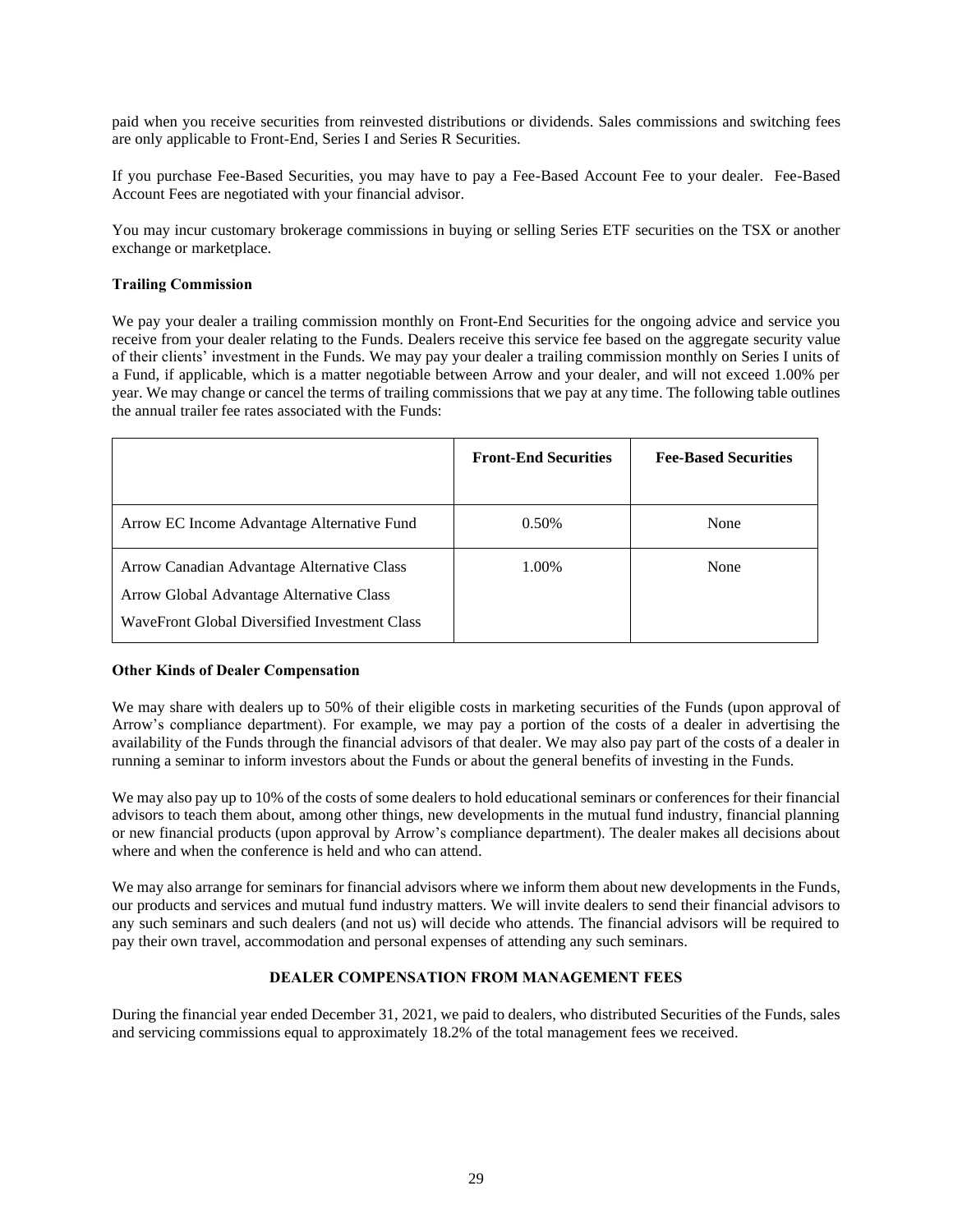paid when you receive securities from reinvested distributions or dividends. Sales commissions and switching fees are only applicable to Front-End, Series I and Series R Securities.

If you purchase Fee-Based Securities, you may have to pay a Fee-Based Account Fee to your dealer. Fee-Based Account Fees are negotiated with your financial advisor.

You may incur customary brokerage commissions in buying or selling Series ETF securities on the TSX or another exchange or marketplace.

**Trailing Commission**

We pay your dealer a trailing commission monthly on Front-End Securities for the ongoing advice and service you receive from your dealer relating to the Funds. Dealers receive this service fee based on the aggregate security value of their clients' investment in the Funds. We may pay your dealer a trailing commission monthly on Series I units of a Fund, if applicable, which is a matter negotiable between Arrow and your dealer, and will not exceed 1.00% per year. We may change or cancel the terms of trailing commissions that we pay at any time. The following table outlines the annual trailer fee rates associated with the Funds:

| | **Front-End Securities** | **Fee-Based Securities** |
|---|---|---|
| Arrow EC Income Advantage Alternative Fund | 0.50% | None |
| Arrow Canadian Advantage Alternative Class<br>Arrow Global Advantage Alternative Class<br>WaveFront Global Diversified Investment Class | 1.00% | None |

**Other Kinds of Dealer Compensation**

We may share with dealers up to 50% of their eligible costs in marketing securities of the Funds (upon approval of Arrow's compliance department). For example, we may pay a portion of the costs of a dealer in advertising the availability of the Funds through the financial advisors of that dealer. We may also pay part of the costs of a dealer in running a seminar to inform investors about the Funds or about the general benefits of investing in the Funds.

We may also pay up to 10% of the costs of some dealers to hold educational seminars or conferences for their financial advisors to teach them about, among other things, new developments in the mutual fund industry, financial planning or new financial products (upon approval by Arrow's compliance department). The dealer makes all decisions about where and when the conference is held and who can attend.

We may also arrange for seminars for financial advisors where we inform them about new developments in the Funds, our products and services and mutual fund industry matters. We will invite dealers to send their financial advisors to any such seminars and such dealers (and not us) will decide who attends. The financial advisors will be required to pay their own travel, accommodation and personal expenses of attending any such seminars.

## DEALER COMPENSATION FROM MANAGEMENT FEES

During the financial year ended December 31, 2021, we paid to dealers, who distributed Securities of the Funds, sales and servicing commissions equal to approximately 18.2% of the total management fees we received.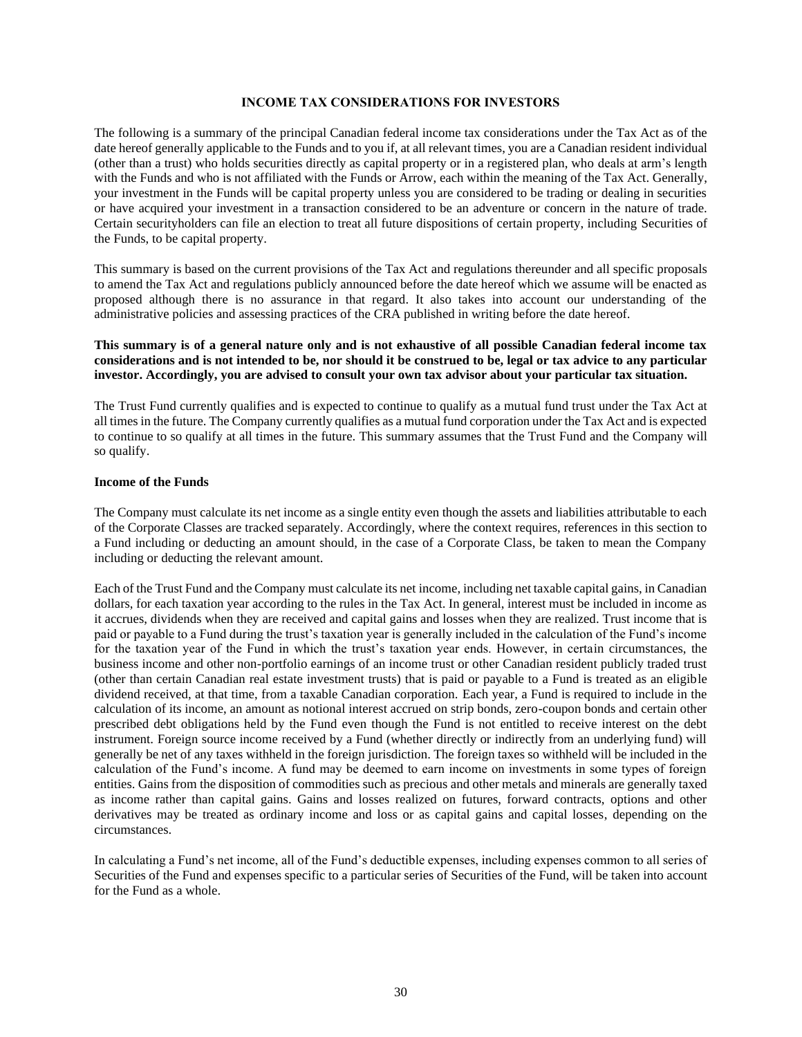## INCOME TAX CONSIDERATIONS FOR INVESTORS

The following is a summary of the principal Canadian federal income tax considerations under the Tax Act as of the date hereof generally applicable to the Funds and to you if, at all relevant times, you are a Canadian resident individual (other than a trust) who holds securities directly as capital property or in a registered plan, who deals at arm's length with the Funds and who is not affiliated with the Funds or Arrow, each within the meaning of the Tax Act. Generally, your investment in the Funds will be capital property unless you are considered to be trading or dealing in securities or have acquired your investment in a transaction considered to be an adventure or concern in the nature of trade. Certain securityholders can file an election to treat all future dispositions of certain property, including Securities of the Funds, to be capital property.

This summary is based on the current provisions of the Tax Act and regulations thereunder and all specific proposals to amend the Tax Act and regulations publicly announced before the date hereof which we assume will be enacted as proposed although there is no assurance in that regard. It also takes into account our understanding of the administrative policies and assessing practices of the CRA published in writing before the date hereof.

**This summary is of a general nature only and is not exhaustive of all possible Canadian federal income tax considerations and is not intended to be, nor should it be construed to be, legal or tax advice to any particular investor. Accordingly, you are advised to consult your own tax advisor about your particular tax situation.**

The Trust Fund currently qualifies and is expected to continue to qualify as a mutual fund trust under the Tax Act at all times in the future. The Company currently qualifies as a mutual fund corporation under the Tax Act and is expected to continue to so qualify at all times in the future. This summary assumes that the Trust Fund and the Company will so qualify.

### Income of the Funds

The Company must calculate its net income as a single entity even though the assets and liabilities attributable to each of the Corporate Classes are tracked separately. Accordingly, where the context requires, references in this section to a Fund including or deducting an amount should, in the case of a Corporate Class, be taken to mean the Company including or deducting the relevant amount.

Each of the Trust Fund and the Company must calculate its net income, including net taxable capital gains, in Canadian dollars, for each taxation year according to the rules in the Tax Act. In general, interest must be included in income as it accrues, dividends when they are received and capital gains and losses when they are realized. Trust income that is paid or payable to a Fund during the trust's taxation year is generally included in the calculation of the Fund's income for the taxation year of the Fund in which the trust's taxation year ends. However, in certain circumstances, the business income and other non-portfolio earnings of an income trust or other Canadian resident publicly traded trust (other than certain Canadian real estate investment trusts) that is paid or payable to a Fund is treated as an eligible dividend received, at that time, from a taxable Canadian corporation. Each year, a Fund is required to include in the calculation of its income, an amount as notional interest accrued on strip bonds, zero-coupon bonds and certain other prescribed debt obligations held by the Fund even though the Fund is not entitled to receive interest on the debt instrument. Foreign source income received by a Fund (whether directly or indirectly from an underlying fund) will generally be net of any taxes withheld in the foreign jurisdiction. The foreign taxes so withheld will be included in the calculation of the Fund's income. A fund may be deemed to earn income on investments in some types of foreign entities. Gains from the disposition of commodities such as precious and other metals and minerals are generally taxed as income rather than capital gains. Gains and losses realized on futures, forward contracts, options and other derivatives may be treated as ordinary income and loss or as capital gains and capital losses, depending on the circumstances.

In calculating a Fund's net income, all of the Fund's deductible expenses, including expenses common to all series of Securities of the Fund and expenses specific to a particular series of Securities of the Fund, will be taken into account for the Fund as a whole.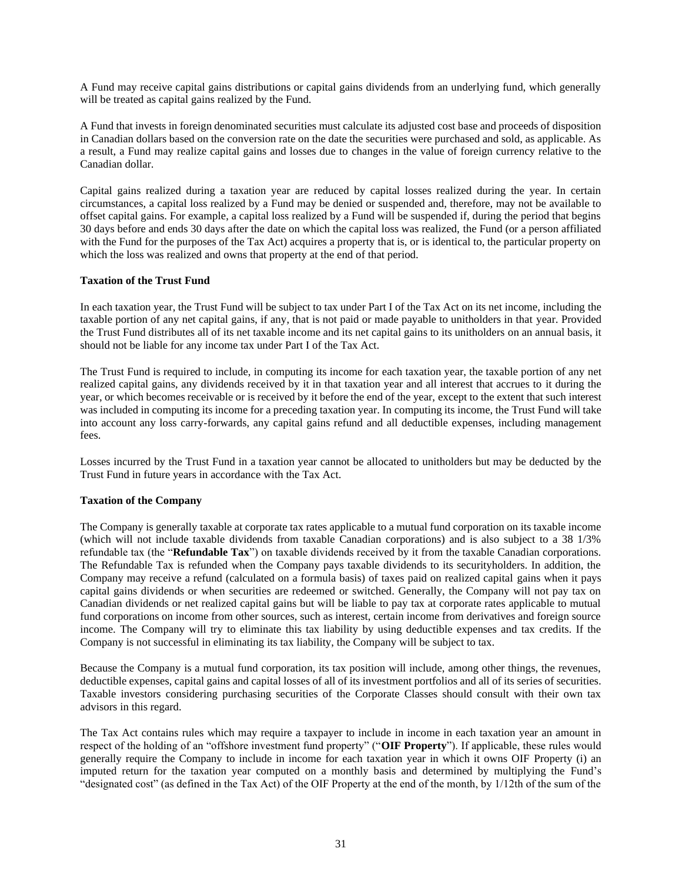A Fund may receive capital gains distributions or capital gains dividends from an underlying fund, which generally will be treated as capital gains realized by the Fund.

A Fund that invests in foreign denominated securities must calculate its adjusted cost base and proceeds of disposition in Canadian dollars based on the conversion rate on the date the securities were purchased and sold, as applicable. As a result, a Fund may realize capital gains and losses due to changes in the value of foreign currency relative to the Canadian dollar.

Capital gains realized during a taxation year are reduced by capital losses realized during the year. In certain circumstances, a capital loss realized by a Fund may be denied or suspended and, therefore, may not be available to offset capital gains. For example, a capital loss realized by a Fund will be suspended if, during the period that begins 30 days before and ends 30 days after the date on which the capital loss was realized, the Fund (or a person affiliated with the Fund for the purposes of the Tax Act) acquires a property that is, or is identical to, the particular property on which the loss was realized and owns that property at the end of that period.

**Taxation of the Trust Fund**

In each taxation year, the Trust Fund will be subject to tax under Part I of the Tax Act on its net income, including the taxable portion of any net capital gains, if any, that is not paid or made payable to unitholders in that year. Provided the Trust Fund distributes all of its net taxable income and its net capital gains to its unitholders on an annual basis, it should not be liable for any income tax under Part I of the Tax Act.

The Trust Fund is required to include, in computing its income for each taxation year, the taxable portion of any net realized capital gains, any dividends received by it in that taxation year and all interest that accrues to it during the year, or which becomes receivable or is received by it before the end of the year, except to the extent that such interest was included in computing its income for a preceding taxation year. In computing its income, the Trust Fund will take into account any loss carry-forwards, any capital gains refund and all deductible expenses, including management fees.

Losses incurred by the Trust Fund in a taxation year cannot be allocated to unitholders but may be deducted by the Trust Fund in future years in accordance with the Tax Act.

**Taxation of the Company**

The Company is generally taxable at corporate tax rates applicable to a mutual fund corporation on its taxable income (which will not include taxable dividends from taxable Canadian corporations) and is also subject to a 38 1/3% refundable tax (the "**Refundable Tax**") on taxable dividends received by it from the taxable Canadian corporations. The Refundable Tax is refunded when the Company pays taxable dividends to its securityholders. In addition, the Company may receive a refund (calculated on a formula basis) of taxes paid on realized capital gains when it pays capital gains dividends or when securities are redeemed or switched. Generally, the Company will not pay tax on Canadian dividends or net realized capital gains but will be liable to pay tax at corporate rates applicable to mutual fund corporations on income from other sources, such as interest, certain income from derivatives and foreign source income. The Company will try to eliminate this tax liability by using deductible expenses and tax credits. If the Company is not successful in eliminating its tax liability, the Company will be subject to tax.

Because the Company is a mutual fund corporation, its tax position will include, among other things, the revenues, deductible expenses, capital gains and capital losses of all of its investment portfolios and all of its series of securities. Taxable investors considering purchasing securities of the Corporate Classes should consult with their own tax advisors in this regard.

The Tax Act contains rules which may require a taxpayer to include in income in each taxation year an amount in respect of the holding of an "offshore investment fund property" ("**OIF Property**"). If applicable, these rules would generally require the Company to include in income for each taxation year in which it owns OIF Property (i) an imputed return for the taxation year computed on a monthly basis and determined by multiplying the Fund's "designated cost" (as defined in the Tax Act) of the OIF Property at the end of the month, by 1/12th of the sum of the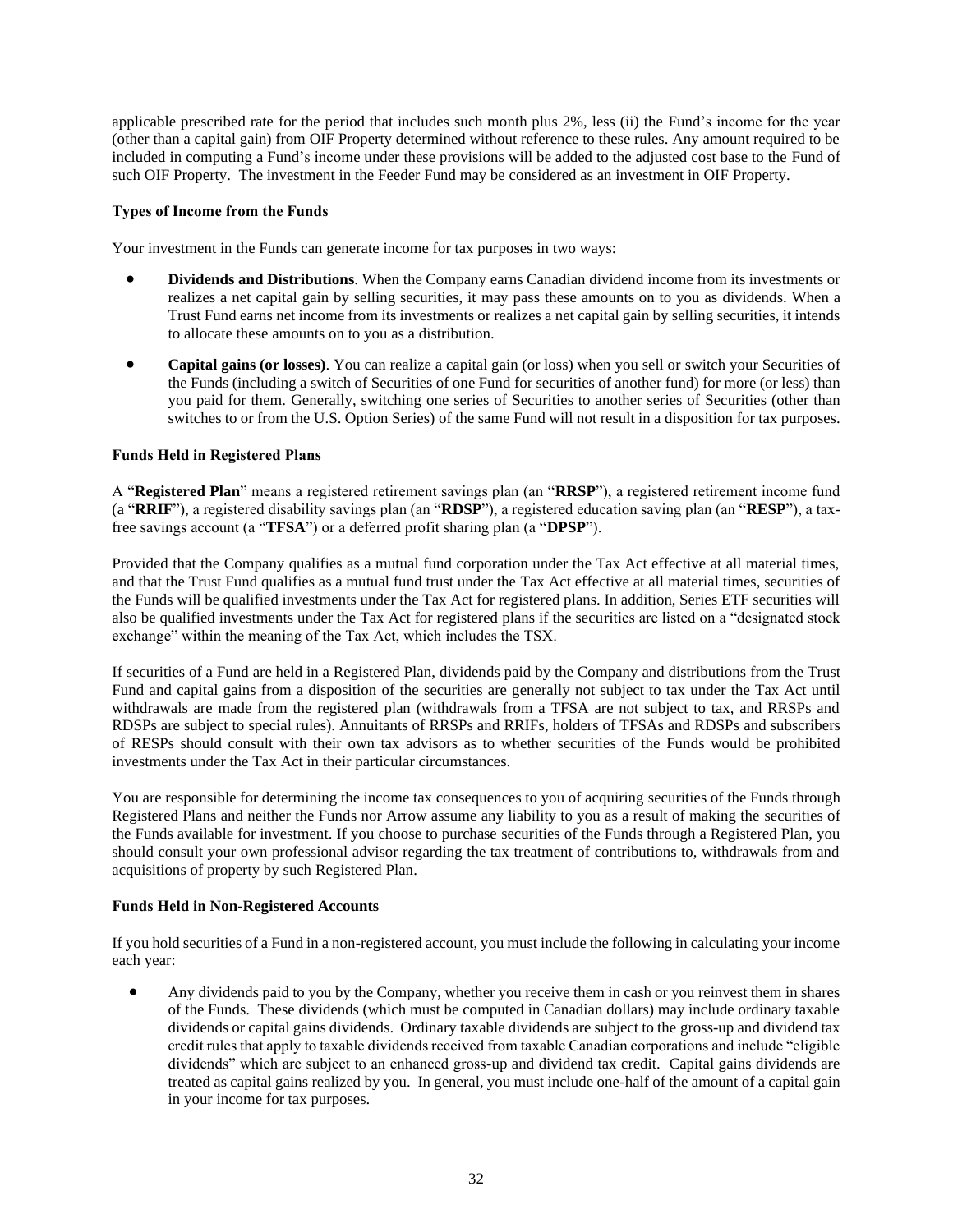applicable prescribed rate for the period that includes such month plus 2%, less (ii) the Fund's income for the year (other than a capital gain) from OIF Property determined without reference to these rules. Any amount required to be included in computing a Fund's income under these provisions will be added to the adjusted cost base to the Fund of such OIF Property. The investment in the Feeder Fund may be considered as an investment in OIF Property.

### Types of Income from the Funds

Your investment in the Funds can generate income for tax purposes in two ways:

- **Dividends and Distributions**. When the Company earns Canadian dividend income from its investments or realizes a net capital gain by selling securities, it may pass these amounts on to you as dividends. When a Trust Fund earns net income from its investments or realizes a net capital gain by selling securities, it intends to allocate these amounts on to you as a distribution.
- **Capital gains (or losses)**. You can realize a capital gain (or loss) when you sell or switch your Securities of the Funds (including a switch of Securities of one Fund for securities of another fund) for more (or less) than you paid for them. Generally, switching one series of Securities to another series of Securities (other than switches to or from the U.S. Option Series) of the same Fund will not result in a disposition for tax purposes.

### Funds Held in Registered Plans

A "**Registered Plan**" means a registered retirement savings plan (an "**RRSP**"), a registered retirement income fund (a "**RRIF**"), a registered disability savings plan (an "**RDSP**"), a registered education saving plan (an "**RESP**"), a tax-free savings account (a "**TFSA**") or a deferred profit sharing plan (a "**DPSP**").

Provided that the Company qualifies as a mutual fund corporation under the Tax Act effective at all material times, and that the Trust Fund qualifies as a mutual fund trust under the Tax Act effective at all material times, securities of the Funds will be qualified investments under the Tax Act for registered plans. In addition, Series ETF securities will also be qualified investments under the Tax Act for registered plans if the securities are listed on a "designated stock exchange" within the meaning of the Tax Act, which includes the TSX.

If securities of a Fund are held in a Registered Plan, dividends paid by the Company and distributions from the Trust Fund and capital gains from a disposition of the securities are generally not subject to tax under the Tax Act until withdrawals are made from the registered plan (withdrawals from a TFSA are not subject to tax, and RRSPs and RDSPs are subject to special rules). Annuitants of RRSPs and RRIFs, holders of TFSAs and RDSPs and subscribers of RESPs should consult with their own tax advisors as to whether securities of the Funds would be prohibited investments under the Tax Act in their particular circumstances.

You are responsible for determining the income tax consequences to you of acquiring securities of the Funds through Registered Plans and neither the Funds nor Arrow assume any liability to you as a result of making the securities of the Funds available for investment. If you choose to purchase securities of the Funds through a Registered Plan, you should consult your own professional advisor regarding the tax treatment of contributions to, withdrawals from and acquisitions of property by such Registered Plan.

### Funds Held in Non-Registered Accounts

If you hold securities of a Fund in a non-registered account, you must include the following in calculating your income each year:

- Any dividends paid to you by the Company, whether you receive them in cash or you reinvest them in shares of the Funds. These dividends (which must be computed in Canadian dollars) may include ordinary taxable dividends or capital gains dividends. Ordinary taxable dividends are subject to the gross-up and dividend tax credit rules that apply to taxable dividends received from taxable Canadian corporations and include "eligible dividends" which are subject to an enhanced gross-up and dividend tax credit. Capital gains dividends are treated as capital gains realized by you. In general, you must include one-half of the amount of a capital gain in your income for tax purposes.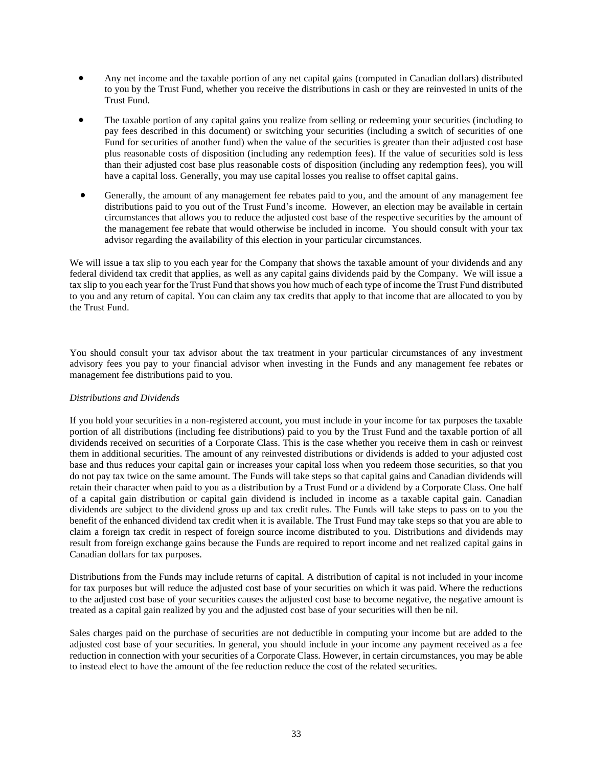- Any net income and the taxable portion of any net capital gains (computed in Canadian dollars) distributed to you by the Trust Fund, whether you receive the distributions in cash or they are reinvested in units of the Trust Fund.
- The taxable portion of any capital gains you realize from selling or redeeming your securities (including to pay fees described in this document) or switching your securities (including a switch of securities of one Fund for securities of another fund) when the value of the securities is greater than their adjusted cost base plus reasonable costs of disposition (including any redemption fees). If the value of securities sold is less than their adjusted cost base plus reasonable costs of disposition (including any redemption fees), you will have a capital loss. Generally, you may use capital losses you realise to offset capital gains.
- Generally, the amount of any management fee rebates paid to you, and the amount of any management fee distributions paid to you out of the Trust Fund's income. However, an election may be available in certain circumstances that allows you to reduce the adjusted cost base of the respective securities by the amount of the management fee rebate that would otherwise be included in income. You should consult with your tax advisor regarding the availability of this election in your particular circumstances.

We will issue a tax slip to you each year for the Company that shows the taxable amount of your dividends and any federal dividend tax credit that applies, as well as any capital gains dividends paid by the Company. We will issue a tax slip to you each year for the Trust Fund that shows you how much of each type of income the Trust Fund distributed to you and any return of capital. You can claim any tax credits that apply to that income that are allocated to you by the Trust Fund.

You should consult your tax advisor about the tax treatment in your particular circumstances of any investment advisory fees you pay to your financial advisor when investing in the Funds and any management fee rebates or management fee distributions paid to you.

*Distributions and Dividends*

If you hold your securities in a non-registered account, you must include in your income for tax purposes the taxable portion of all distributions (including fee distributions) paid to you by the Trust Fund and the taxable portion of all dividends received on securities of a Corporate Class. This is the case whether you receive them in cash or reinvest them in additional securities. The amount of any reinvested distributions or dividends is added to your adjusted cost base and thus reduces your capital gain or increases your capital loss when you redeem those securities, so that you do not pay tax twice on the same amount. The Funds will take steps so that capital gains and Canadian dividends will retain their character when paid to you as a distribution by a Trust Fund or a dividend by a Corporate Class. One half of a capital gain distribution or capital gain dividend is included in income as a taxable capital gain. Canadian dividends are subject to the dividend gross up and tax credit rules. The Funds will take steps to pass on to you the benefit of the enhanced dividend tax credit when it is available. The Trust Fund may take steps so that you are able to claim a foreign tax credit in respect of foreign source income distributed to you. Distributions and dividends may result from foreign exchange gains because the Funds are required to report income and net realized capital gains in Canadian dollars for tax purposes.

Distributions from the Funds may include returns of capital. A distribution of capital is not included in your income for tax purposes but will reduce the adjusted cost base of your securities on which it was paid. Where the reductions to the adjusted cost base of your securities causes the adjusted cost base to become negative, the negative amount is treated as a capital gain realized by you and the adjusted cost base of your securities will then be nil.

Sales charges paid on the purchase of securities are not deductible in computing your income but are added to the adjusted cost base of your securities. In general, you should include in your income any payment received as a fee reduction in connection with your securities of a Corporate Class. However, in certain circumstances, you may be able to instead elect to have the amount of the fee reduction reduce the cost of the related securities.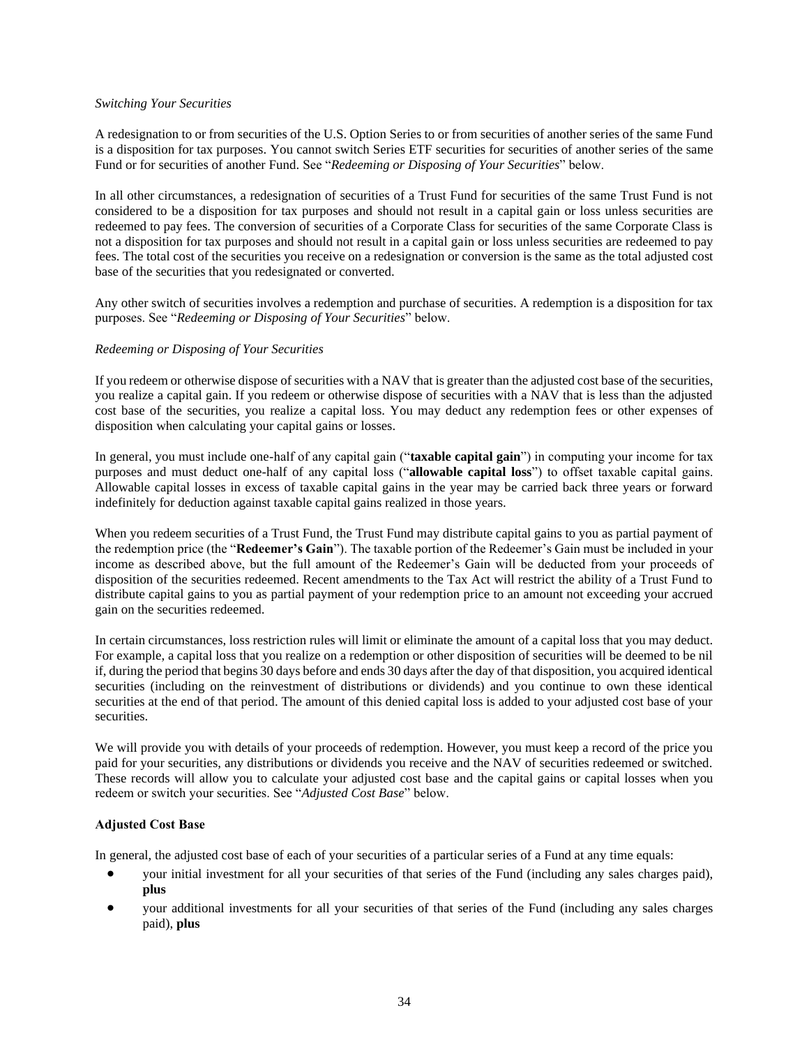*Switching Your Securities*

A redesignation to or from securities of the U.S. Option Series to or from securities of another series of the same Fund is a disposition for tax purposes. You cannot switch Series ETF securities for securities of another series of the same Fund or for securities of another Fund. See "*Redeeming or Disposing of Your Securities*" below.

In all other circumstances, a redesignation of securities of a Trust Fund for securities of the same Trust Fund is not considered to be a disposition for tax purposes and should not result in a capital gain or loss unless securities are redeemed to pay fees. The conversion of securities of a Corporate Class for securities of the same Corporate Class is not a disposition for tax purposes and should not result in a capital gain or loss unless securities are redeemed to pay fees. The total cost of the securities you receive on a redesignation or conversion is the same as the total adjusted cost base of the securities that you redesignated or converted.

Any other switch of securities involves a redemption and purchase of securities. A redemption is a disposition for tax purposes. See "*Redeeming or Disposing of Your Securities*" below.

*Redeeming or Disposing of Your Securities*

If you redeem or otherwise dispose of securities with a NAV that is greater than the adjusted cost base of the securities, you realize a capital gain. If you redeem or otherwise dispose of securities with a NAV that is less than the adjusted cost base of the securities, you realize a capital loss. You may deduct any redemption fees or other expenses of disposition when calculating your capital gains or losses.

In general, you must include one-half of any capital gain ("**taxable capital gain**") in computing your income for tax purposes and must deduct one-half of any capital loss ("**allowable capital loss**") to offset taxable capital gains. Allowable capital losses in excess of taxable capital gains in the year may be carried back three years or forward indefinitely for deduction against taxable capital gains realized in those years.

When you redeem securities of a Trust Fund, the Trust Fund may distribute capital gains to you as partial payment of the redemption price (the "**Redeemer's Gain**"). The taxable portion of the Redeemer's Gain must be included in your income as described above, but the full amount of the Redeemer's Gain will be deducted from your proceeds of disposition of the securities redeemed. Recent amendments to the Tax Act will restrict the ability of a Trust Fund to distribute capital gains to you as partial payment of your redemption price to an amount not exceeding your accrued gain on the securities redeemed.

In certain circumstances, loss restriction rules will limit or eliminate the amount of a capital loss that you may deduct. For example, a capital loss that you realize on a redemption or other disposition of securities will be deemed to be nil if, during the period that begins 30 days before and ends 30 days after the day of that disposition, you acquired identical securities (including on the reinvestment of distributions or dividends) and you continue to own these identical securities at the end of that period. The amount of this denied capital loss is added to your adjusted cost base of your securities.

We will provide you with details of your proceeds of redemption. However, you must keep a record of the price you paid for your securities, any distributions or dividends you receive and the NAV of securities redeemed or switched. These records will allow you to calculate your adjusted cost base and the capital gains or capital losses when you redeem or switch your securities. See "*Adjusted Cost Base*" below.

**Adjusted Cost Base**

In general, the adjusted cost base of each of your securities of a particular series of a Fund at any time equals:

- your initial investment for all your securities of that series of the Fund (including any sales charges paid), **plus**
- your additional investments for all your securities of that series of the Fund (including any sales charges paid), **plus**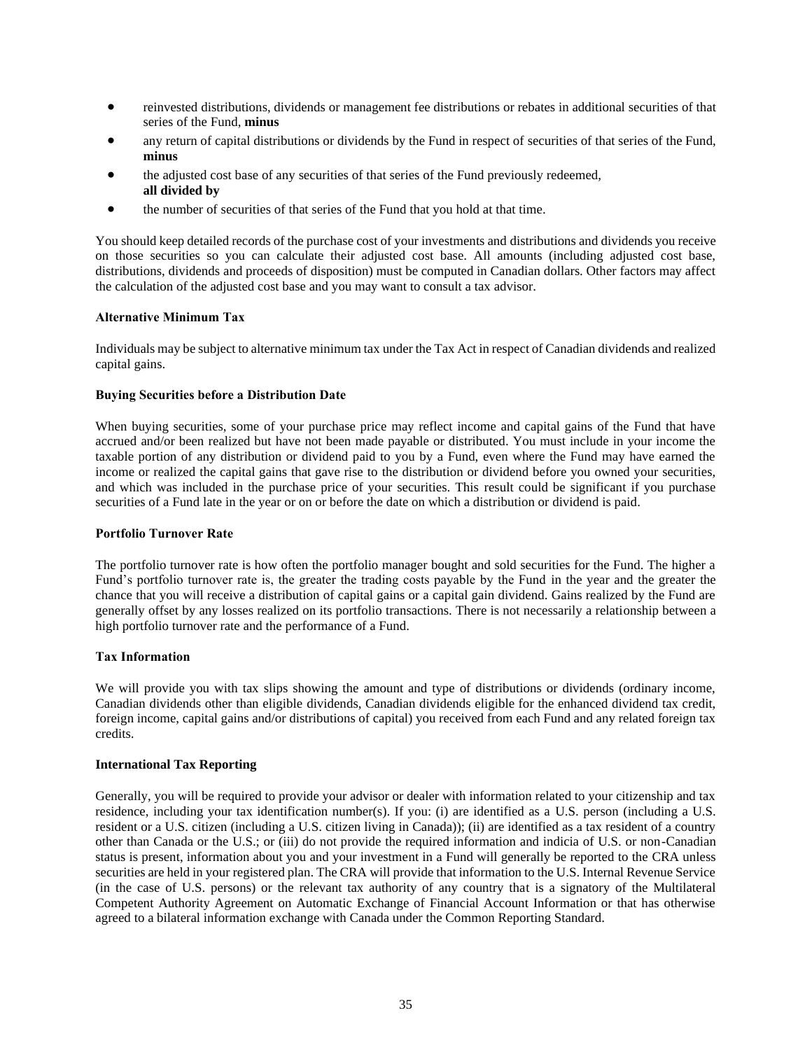- reinvested distributions, dividends or management fee distributions or rebates in additional securities of that series of the Fund, **minus**
- any return of capital distributions or dividends by the Fund in respect of securities of that series of the Fund, **minus**
- the adjusted cost base of any securities of that series of the Fund previously redeemed, **all divided by**
- the number of securities of that series of the Fund that you hold at that time.

You should keep detailed records of the purchase cost of your investments and distributions and dividends you receive on those securities so you can calculate their adjusted cost base. All amounts (including adjusted cost base, distributions, dividends and proceeds of disposition) must be computed in Canadian dollars. Other factors may affect the calculation of the adjusted cost base and you may want to consult a tax advisor.

**Alternative Minimum Tax**

Individuals may be subject to alternative minimum tax under the Tax Act in respect of Canadian dividends and realized capital gains.

**Buying Securities before a Distribution Date**

When buying securities, some of your purchase price may reflect income and capital gains of the Fund that have accrued and/or been realized but have not been made payable or distributed. You must include in your income the taxable portion of any distribution or dividend paid to you by a Fund, even where the Fund may have earned the income or realized the capital gains that gave rise to the distribution or dividend before you owned your securities, and which was included in the purchase price of your securities. This result could be significant if you purchase securities of a Fund late in the year or on or before the date on which a distribution or dividend is paid.

**Portfolio Turnover Rate**

The portfolio turnover rate is how often the portfolio manager bought and sold securities for the Fund. The higher a Fund's portfolio turnover rate is, the greater the trading costs payable by the Fund in the year and the greater the chance that you will receive a distribution of capital gains or a capital gain dividend. Gains realized by the Fund are generally offset by any losses realized on its portfolio transactions. There is not necessarily a relationship between a high portfolio turnover rate and the performance of a Fund.

**Tax Information**

We will provide you with tax slips showing the amount and type of distributions or dividends (ordinary income, Canadian dividends other than eligible dividends, Canadian dividends eligible for the enhanced dividend tax credit, foreign income, capital gains and/or distributions of capital) you received from each Fund and any related foreign tax credits.

**International Tax Reporting**

Generally, you will be required to provide your advisor or dealer with information related to your citizenship and tax residence, including your tax identification number(s). If you: (i) are identified as a U.S. person (including a U.S. resident or a U.S. citizen (including a U.S. citizen living in Canada)); (ii) are identified as a tax resident of a country other than Canada or the U.S.; or (iii) do not provide the required information and indicia of U.S. or non-Canadian status is present, information about you and your investment in a Fund will generally be reported to the CRA unless securities are held in your registered plan. The CRA will provide that information to the U.S. Internal Revenue Service (in the case of U.S. persons) or the relevant tax authority of any country that is a signatory of the Multilateral Competent Authority Agreement on Automatic Exchange of Financial Account Information or that has otherwise agreed to a bilateral information exchange with Canada under the Common Reporting Standard.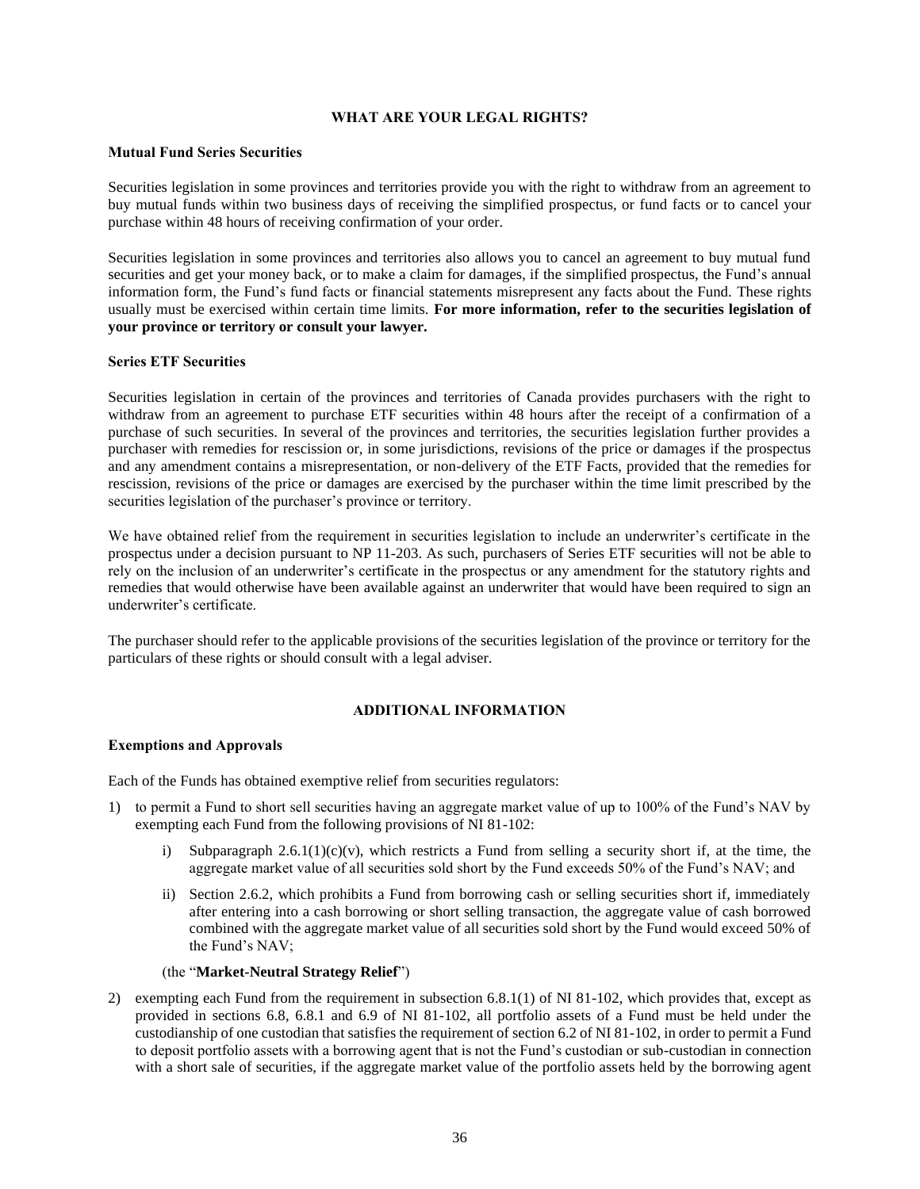## WHAT ARE YOUR LEGAL RIGHTS?

### Mutual Fund Series Securities

Securities legislation in some provinces and territories provide you with the right to withdraw from an agreement to buy mutual funds within two business days of receiving the simplified prospectus, or fund facts or to cancel your purchase within 48 hours of receiving confirmation of your order.

Securities legislation in some provinces and territories also allows you to cancel an agreement to buy mutual fund securities and get your money back, or to make a claim for damages, if the simplified prospectus, the Fund's annual information form, the Fund's fund facts or financial statements misrepresent any facts about the Fund. These rights usually must be exercised within certain time limits. **For more information, refer to the securities legislation of your province or territory or consult your lawyer.**

### Series ETF Securities

Securities legislation in certain of the provinces and territories of Canada provides purchasers with the right to withdraw from an agreement to purchase ETF securities within 48 hours after the receipt of a confirmation of a purchase of such securities. In several of the provinces and territories, the securities legislation further provides a purchaser with remedies for rescission or, in some jurisdictions, revisions of the price or damages if the prospectus and any amendment contains a misrepresentation, or non-delivery of the ETF Facts, provided that the remedies for rescission, revisions of the price or damages are exercised by the purchaser within the time limit prescribed by the securities legislation of the purchaser's province or territory.

We have obtained relief from the requirement in securities legislation to include an underwriter's certificate in the prospectus under a decision pursuant to NP 11-203. As such, purchasers of Series ETF securities will not be able to rely on the inclusion of an underwriter's certificate in the prospectus or any amendment for the statutory rights and remedies that would otherwise have been available against an underwriter that would have been required to sign an underwriter's certificate.

The purchaser should refer to the applicable provisions of the securities legislation of the province or territory for the particulars of these rights or should consult with a legal adviser.

## ADDITIONAL INFORMATION

### Exemptions and Approvals

Each of the Funds has obtained exemptive relief from securities regulators:

1) to permit a Fund to short sell securities having an aggregate market value of up to 100% of the Fund's NAV by exempting each Fund from the following provisions of NI 81-102:

    i) Subparagraph 2.6.1(1)(c)(v), which restricts a Fund from selling a security short if, at the time, the aggregate market value of all securities sold short by the Fund exceeds 50% of the Fund's NAV; and

    ii) Section 2.6.2, which prohibits a Fund from borrowing cash or selling securities short if, immediately after entering into a cash borrowing or short selling transaction, the aggregate value of cash borrowed combined with the aggregate market value of all securities sold short by the Fund would exceed 50% of the Fund's NAV;

    (the "**Market-Neutral Strategy Relief**")

2) exempting each Fund from the requirement in subsection 6.8.1(1) of NI 81-102, which provides that, except as provided in sections 6.8, 6.8.1 and 6.9 of NI 81-102, all portfolio assets of a Fund must be held under the custodianship of one custodian that satisfies the requirement of section 6.2 of NI 81-102, in order to permit a Fund to deposit portfolio assets with a borrowing agent that is not the Fund's custodian or sub-custodian in connection with a short sale of securities, if the aggregate market value of the portfolio assets held by the borrowing agent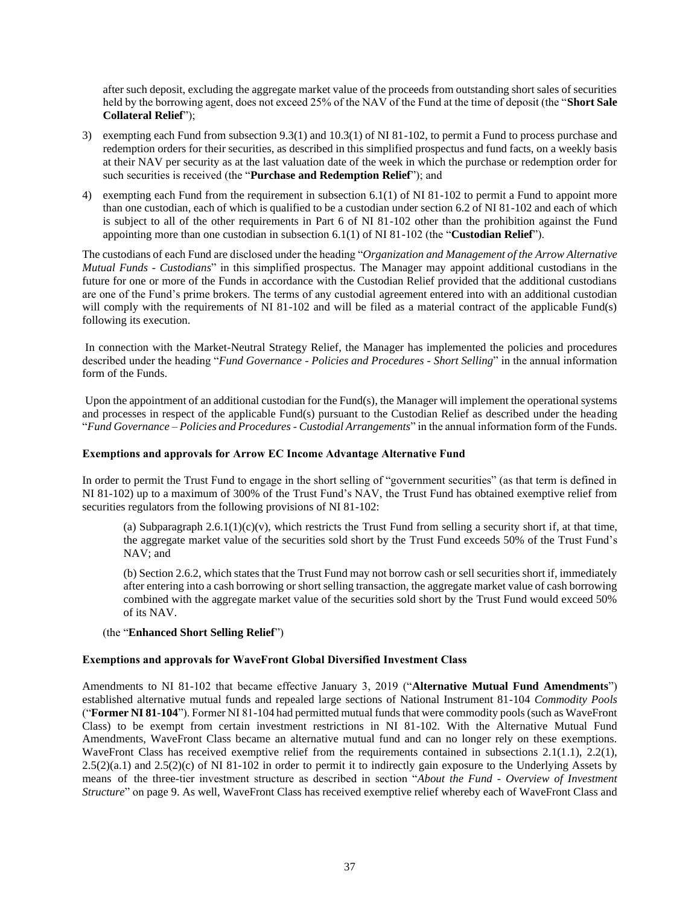after such deposit, excluding the aggregate market value of the proceeds from outstanding short sales of securities held by the borrowing agent, does not exceed 25% of the NAV of the Fund at the time of deposit (the "**Short Sale Collateral Relief**");

3) exempting each Fund from subsection 9.3(1) and 10.3(1) of NI 81-102, to permit a Fund to process purchase and redemption orders for their securities, as described in this simplified prospectus and fund facts, on a weekly basis at their NAV per security as at the last valuation date of the week in which the purchase or redemption order for such securities is received (the "**Purchase and Redemption Relief**"); and

4) exempting each Fund from the requirement in subsection 6.1(1) of NI 81-102 to permit a Fund to appoint more than one custodian, each of which is qualified to be a custodian under section 6.2 of NI 81-102 and each of which is subject to all of the other requirements in Part 6 of NI 81-102 other than the prohibition against the Fund appointing more than one custodian in subsection 6.1(1) of NI 81-102 (the "**Custodian Relief**").

The custodians of each Fund are disclosed under the heading "*Organization and Management of the Arrow Alternative Mutual Funds - Custodians*" in this simplified prospectus. The Manager may appoint additional custodians in the future for one or more of the Funds in accordance with the Custodian Relief provided that the additional custodians are one of the Fund's prime brokers. The terms of any custodial agreement entered into with an additional custodian will comply with the requirements of NI 81-102 and will be filed as a material contract of the applicable Fund(s) following its execution.

In connection with the Market-Neutral Strategy Relief, the Manager has implemented the policies and procedures described under the heading "*Fund Governance - Policies and Procedures - Short Selling*" in the annual information form of the Funds.

Upon the appointment of an additional custodian for the Fund(s), the Manager will implement the operational systems and processes in respect of the applicable Fund(s) pursuant to the Custodian Relief as described under the heading "*Fund Governance – Policies and Procedures - Custodial Arrangements*" in the annual information form of the Funds.

**Exemptions and approvals for Arrow EC Income Advantage Alternative Fund**

In order to permit the Trust Fund to engage in the short selling of "government securities" (as that term is defined in NI 81-102) up to a maximum of 300% of the Trust Fund's NAV, the Trust Fund has obtained exemptive relief from securities regulators from the following provisions of NI 81-102:

(a) Subparagraph 2.6.1(1)(c)(v), which restricts the Trust Fund from selling a security short if, at that time, the aggregate market value of the securities sold short by the Trust Fund exceeds 50% of the Trust Fund's NAV; and

(b) Section 2.6.2, which states that the Trust Fund may not borrow cash or sell securities short if, immediately after entering into a cash borrowing or short selling transaction, the aggregate market value of cash borrowing combined with the aggregate market value of the securities sold short by the Trust Fund would exceed 50% of its NAV.

(the "**Enhanced Short Selling Relief**")

**Exemptions and approvals for WaveFront Global Diversified Investment Class**

Amendments to NI 81-102 that became effective January 3, 2019 ("**Alternative Mutual Fund Amendments**") established alternative mutual funds and repealed large sections of National Instrument 81-104 *Commodity Pools* ("**Former NI 81-104**"). Former NI 81-104 had permitted mutual funds that were commodity pools (such as WaveFront Class) to be exempt from certain investment restrictions in NI 81-102. With the Alternative Mutual Fund Amendments, WaveFront Class became an alternative mutual fund and can no longer rely on these exemptions. WaveFront Class has received exemptive relief from the requirements contained in subsections 2.1(1.1), 2.2(1), 2.5(2)(a.1) and 2.5(2)(c) of NI 81-102 in order to permit it to indirectly gain exposure to the Underlying Assets by means of the three-tier investment structure as described in section "*About the Fund - Overview of Investment Structure*" on page 9. As well, WaveFront Class has received exemptive relief whereby each of WaveFront Class and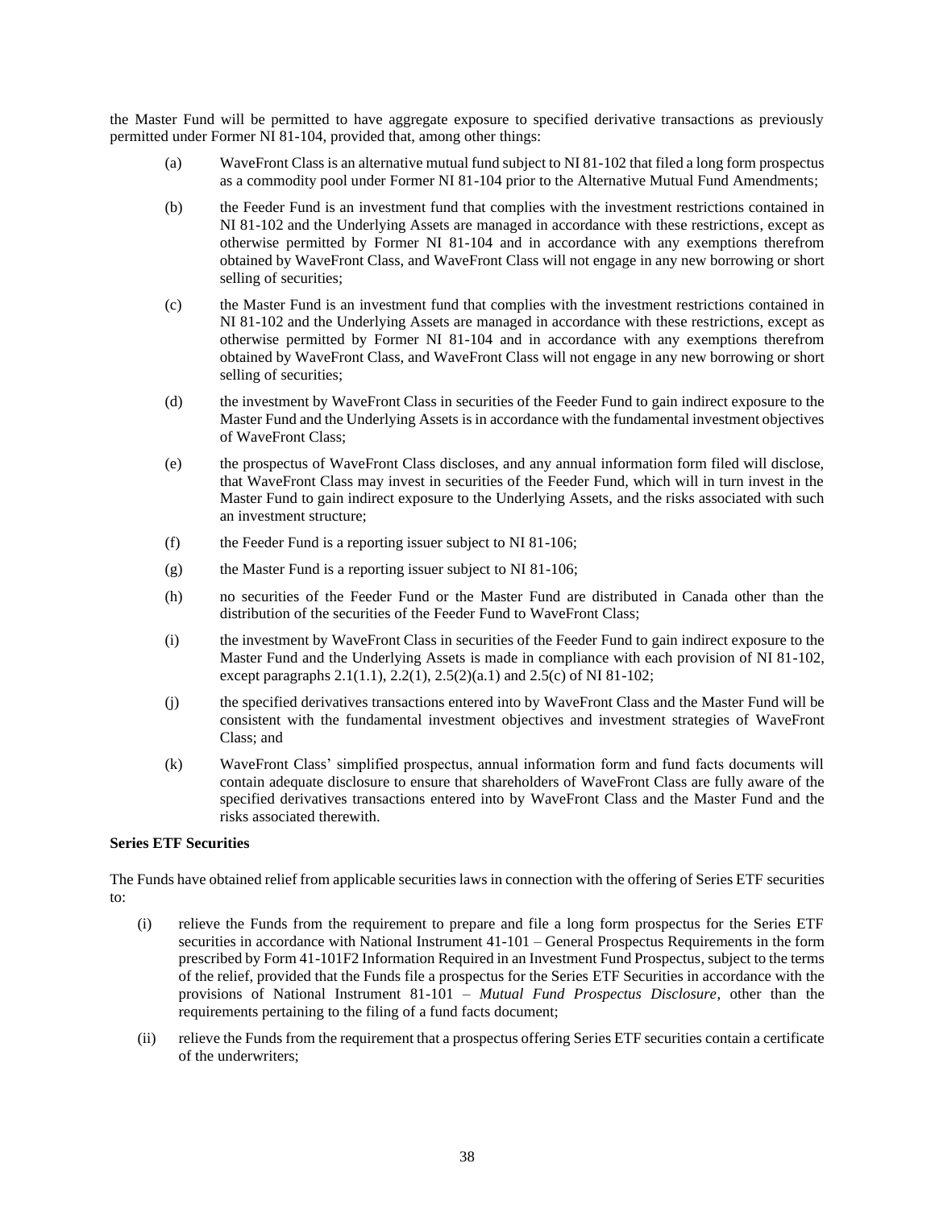the Master Fund will be permitted to have aggregate exposure to specified derivative transactions as previously permitted under Former NI 81-104, provided that, among other things:

(a) WaveFront Class is an alternative mutual fund subject to NI 81-102 that filed a long form prospectus as a commodity pool under Former NI 81-104 prior to the Alternative Mutual Fund Amendments;

(b) the Feeder Fund is an investment fund that complies with the investment restrictions contained in NI 81-102 and the Underlying Assets are managed in accordance with these restrictions, except as otherwise permitted by Former NI 81-104 and in accordance with any exemptions therefrom obtained by WaveFront Class, and WaveFront Class will not engage in any new borrowing or short selling of securities;

(c) the Master Fund is an investment fund that complies with the investment restrictions contained in NI 81-102 and the Underlying Assets are managed in accordance with these restrictions, except as otherwise permitted by Former NI 81-104 and in accordance with any exemptions therefrom obtained by WaveFront Class, and WaveFront Class will not engage in any new borrowing or short selling of securities;

(d) the investment by WaveFront Class in securities of the Feeder Fund to gain indirect exposure to the Master Fund and the Underlying Assets is in accordance with the fundamental investment objectives of WaveFront Class;

(e) the prospectus of WaveFront Class discloses, and any annual information form filed will disclose, that WaveFront Class may invest in securities of the Feeder Fund, which will in turn invest in the Master Fund to gain indirect exposure to the Underlying Assets, and the risks associated with such an investment structure;

(f) the Feeder Fund is a reporting issuer subject to NI 81-106;

(g) the Master Fund is a reporting issuer subject to NI 81-106;

(h) no securities of the Feeder Fund or the Master Fund are distributed in Canada other than the distribution of the securities of the Feeder Fund to WaveFront Class;

(i) the investment by WaveFront Class in securities of the Feeder Fund to gain indirect exposure to the Master Fund and the Underlying Assets is made in compliance with each provision of NI 81-102, except paragraphs 2.1(1.1), 2.2(1), 2.5(2)(a.1) and 2.5(c) of NI 81-102;

(j) the specified derivatives transactions entered into by WaveFront Class and the Master Fund will be consistent with the fundamental investment objectives and investment strategies of WaveFront Class; and

(k) WaveFront Class' simplified prospectus, annual information form and fund facts documents will contain adequate disclosure to ensure that shareholders of WaveFront Class are fully aware of the specified derivatives transactions entered into by WaveFront Class and the Master Fund and the risks associated therewith.

**Series ETF Securities**

The Funds have obtained relief from applicable securities laws in connection with the offering of Series ETF securities to:

(i) relieve the Funds from the requirement to prepare and file a long form prospectus for the Series ETF securities in accordance with National Instrument 41-101 – General Prospectus Requirements in the form prescribed by Form 41-101F2 Information Required in an Investment Fund Prospectus, subject to the terms of the relief, provided that the Funds file a prospectus for the Series ETF Securities in accordance with the provisions of National Instrument 81-101 – *Mutual Fund Prospectus Disclosure*, other than the requirements pertaining to the filing of a fund facts document;

(ii) relieve the Funds from the requirement that a prospectus offering Series ETF securities contain a certificate of the underwriters;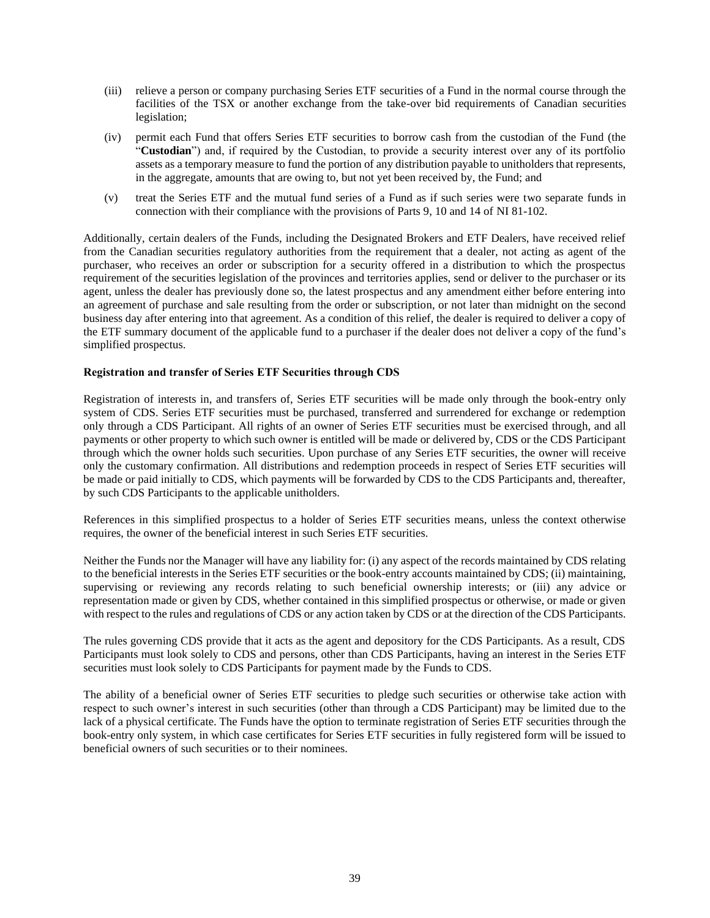(iii) relieve a person or company purchasing Series ETF securities of a Fund in the normal course through the facilities of the TSX or another exchange from the take-over bid requirements of Canadian securities legislation;

(iv) permit each Fund that offers Series ETF securities to borrow cash from the custodian of the Fund (the "**Custodian**") and, if required by the Custodian, to provide a security interest over any of its portfolio assets as a temporary measure to fund the portion of any distribution payable to unitholders that represents, in the aggregate, amounts that are owing to, but not yet been received by, the Fund; and

(v) treat the Series ETF and the mutual fund series of a Fund as if such series were two separate funds in connection with their compliance with the provisions of Parts 9, 10 and 14 of NI 81-102.

Additionally, certain dealers of the Funds, including the Designated Brokers and ETF Dealers, have received relief from the Canadian securities regulatory authorities from the requirement that a dealer, not acting as agent of the purchaser, who receives an order or subscription for a security offered in a distribution to which the prospectus requirement of the securities legislation of the provinces and territories applies, send or deliver to the purchaser or its agent, unless the dealer has previously done so, the latest prospectus and any amendment either before entering into an agreement of purchase and sale resulting from the order or subscription, or not later than midnight on the second business day after entering into that agreement. As a condition of this relief, the dealer is required to deliver a copy of the ETF summary document of the applicable fund to a purchaser if the dealer does not deliver a copy of the fund's simplified prospectus.

**Registration and transfer of Series ETF Securities through CDS**

Registration of interests in, and transfers of, Series ETF securities will be made only through the book-entry only system of CDS. Series ETF securities must be purchased, transferred and surrendered for exchange or redemption only through a CDS Participant. All rights of an owner of Series ETF securities must be exercised through, and all payments or other property to which such owner is entitled will be made or delivered by, CDS or the CDS Participant through which the owner holds such securities. Upon purchase of any Series ETF securities, the owner will receive only the customary confirmation. All distributions and redemption proceeds in respect of Series ETF securities will be made or paid initially to CDS, which payments will be forwarded by CDS to the CDS Participants and, thereafter, by such CDS Participants to the applicable unitholders.

References in this simplified prospectus to a holder of Series ETF securities means, unless the context otherwise requires, the owner of the beneficial interest in such Series ETF securities.

Neither the Funds nor the Manager will have any liability for: (i) any aspect of the records maintained by CDS relating to the beneficial interests in the Series ETF securities or the book-entry accounts maintained by CDS; (ii) maintaining, supervising or reviewing any records relating to such beneficial ownership interests; or (iii) any advice or representation made or given by CDS, whether contained in this simplified prospectus or otherwise, or made or given with respect to the rules and regulations of CDS or any action taken by CDS or at the direction of the CDS Participants.

The rules governing CDS provide that it acts as the agent and depository for the CDS Participants. As a result, CDS Participants must look solely to CDS and persons, other than CDS Participants, having an interest in the Series ETF securities must look solely to CDS Participants for payment made by the Funds to CDS.

The ability of a beneficial owner of Series ETF securities to pledge such securities or otherwise take action with respect to such owner's interest in such securities (other than through a CDS Participant) may be limited due to the lack of a physical certificate. The Funds have the option to terminate registration of Series ETF securities through the book-entry only system, in which case certificates for Series ETF securities in fully registered form will be issued to beneficial owners of such securities or to their nominees.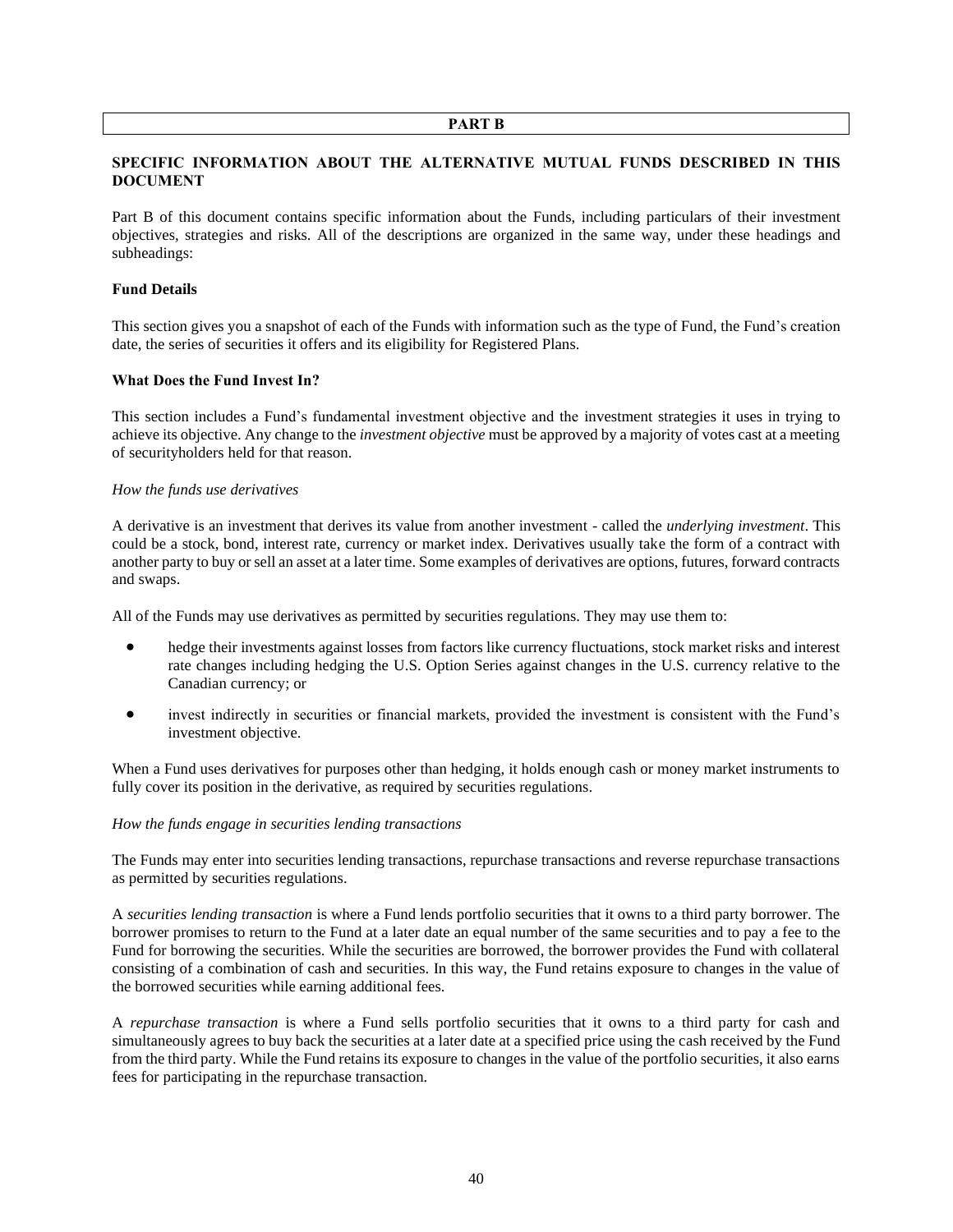# PART B

## SPECIFIC INFORMATION ABOUT THE ALTERNATIVE MUTUAL FUNDS DESCRIBED IN THIS DOCUMENT

Part B of this document contains specific information about the Funds, including particulars of their investment objectives, strategies and risks. All of the descriptions are organized in the same way, under these headings and subheadings:

### Fund Details

This section gives you a snapshot of each of the Funds with information such as the type of Fund, the Fund's creation date, the series of securities it offers and its eligibility for Registered Plans.

### What Does the Fund Invest In?

This section includes a Fund's fundamental investment objective and the investment strategies it uses in trying to achieve its objective. Any change to the *investment objective* must be approved by a majority of votes cast at a meeting of securityholders held for that reason.

*How the funds use derivatives*

A derivative is an investment that derives its value from another investment - called the *underlying investment*. This could be a stock, bond, interest rate, currency or market index. Derivatives usually take the form of a contract with another party to buy or sell an asset at a later time. Some examples of derivatives are options, futures, forward contracts and swaps.

All of the Funds may use derivatives as permitted by securities regulations. They may use them to:

- hedge their investments against losses from factors like currency fluctuations, stock market risks and interest rate changes including hedging the U.S. Option Series against changes in the U.S. currency relative to the Canadian currency; or
- invest indirectly in securities or financial markets, provided the investment is consistent with the Fund's investment objective.

When a Fund uses derivatives for purposes other than hedging, it holds enough cash or money market instruments to fully cover its position in the derivative, as required by securities regulations.

*How the funds engage in securities lending transactions*

The Funds may enter into securities lending transactions, repurchase transactions and reverse repurchase transactions as permitted by securities regulations.

A *securities lending transaction* is where a Fund lends portfolio securities that it owns to a third party borrower. The borrower promises to return to the Fund at a later date an equal number of the same securities and to pay a fee to the Fund for borrowing the securities. While the securities are borrowed, the borrower provides the Fund with collateral consisting of a combination of cash and securities. In this way, the Fund retains exposure to changes in the value of the borrowed securities while earning additional fees.

A *repurchase transaction* is where a Fund sells portfolio securities that it owns to a third party for cash and simultaneously agrees to buy back the securities at a later date at a specified price using the cash received by the Fund from the third party. While the Fund retains its exposure to changes in the value of the portfolio securities, it also earns fees for participating in the repurchase transaction.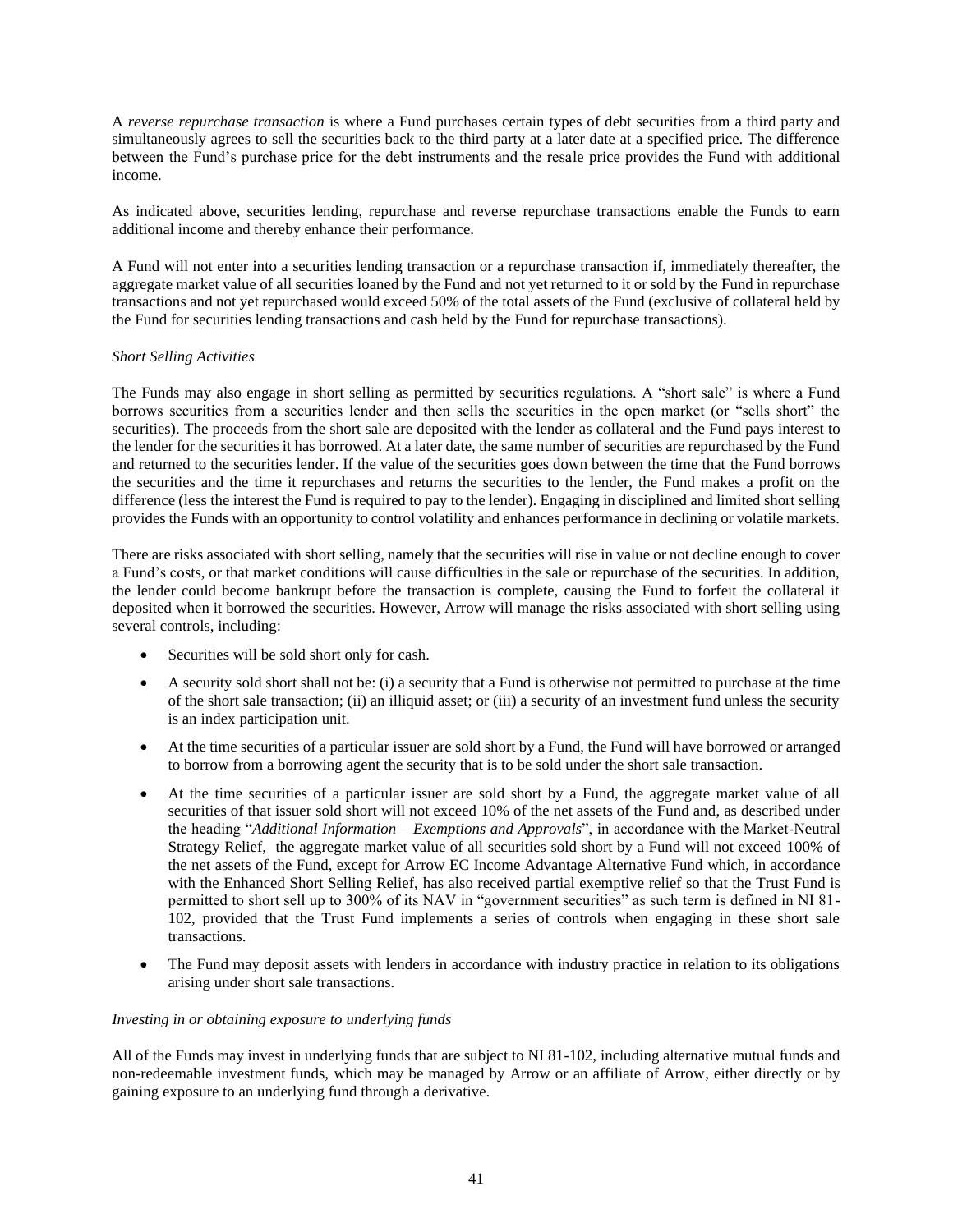A *reverse repurchase transaction* is where a Fund purchases certain types of debt securities from a third party and simultaneously agrees to sell the securities back to the third party at a later date at a specified price. The difference between the Fund's purchase price for the debt instruments and the resale price provides the Fund with additional income.

As indicated above, securities lending, repurchase and reverse repurchase transactions enable the Funds to earn additional income and thereby enhance their performance.

A Fund will not enter into a securities lending transaction or a repurchase transaction if, immediately thereafter, the aggregate market value of all securities loaned by the Fund and not yet returned to it or sold by the Fund in repurchase transactions and not yet repurchased would exceed 50% of the total assets of the Fund (exclusive of collateral held by the Fund for securities lending transactions and cash held by the Fund for repurchase transactions).

*Short Selling Activities*

The Funds may also engage in short selling as permitted by securities regulations. A "short sale" is where a Fund borrows securities from a securities lender and then sells the securities in the open market (or "sells short" the securities). The proceeds from the short sale are deposited with the lender as collateral and the Fund pays interest to the lender for the securities it has borrowed. At a later date, the same number of securities are repurchased by the Fund and returned to the securities lender. If the value of the securities goes down between the time that the Fund borrows the securities and the time it repurchases and returns the securities to the lender, the Fund makes a profit on the difference (less the interest the Fund is required to pay to the lender). Engaging in disciplined and limited short selling provides the Funds with an opportunity to control volatility and enhances performance in declining or volatile markets.

There are risks associated with short selling, namely that the securities will rise in value or not decline enough to cover a Fund's costs, or that market conditions will cause difficulties in the sale or repurchase of the securities. In addition, the lender could become bankrupt before the transaction is complete, causing the Fund to forfeit the collateral it deposited when it borrowed the securities. However, Arrow will manage the risks associated with short selling using several controls, including:

- Securities will be sold short only for cash.
- A security sold short shall not be: (i) a security that a Fund is otherwise not permitted to purchase at the time of the short sale transaction; (ii) an illiquid asset; or (iii) a security of an investment fund unless the security is an index participation unit.
- At the time securities of a particular issuer are sold short by a Fund, the Fund will have borrowed or arranged to borrow from a borrowing agent the security that is to be sold under the short sale transaction.
- At the time securities of a particular issuer are sold short by a Fund, the aggregate market value of all securities of that issuer sold short will not exceed 10% of the net assets of the Fund and, as described under the heading "*Additional Information – Exemptions and Approvals*", in accordance with the Market-Neutral Strategy Relief, the aggregate market value of all securities sold short by a Fund will not exceed 100% of the net assets of the Fund, except for Arrow EC Income Advantage Alternative Fund which, in accordance with the Enhanced Short Selling Relief, has also received partial exemptive relief so that the Trust Fund is permitted to short sell up to 300% of its NAV in "government securities" as such term is defined in NI 81-102, provided that the Trust Fund implements a series of controls when engaging in these short sale transactions.
- The Fund may deposit assets with lenders in accordance with industry practice in relation to its obligations arising under short sale transactions.

*Investing in or obtaining exposure to underlying funds*

All of the Funds may invest in underlying funds that are subject to NI 81-102, including alternative mutual funds and non-redeemable investment funds, which may be managed by Arrow or an affiliate of Arrow, either directly or by gaining exposure to an underlying fund through a derivative.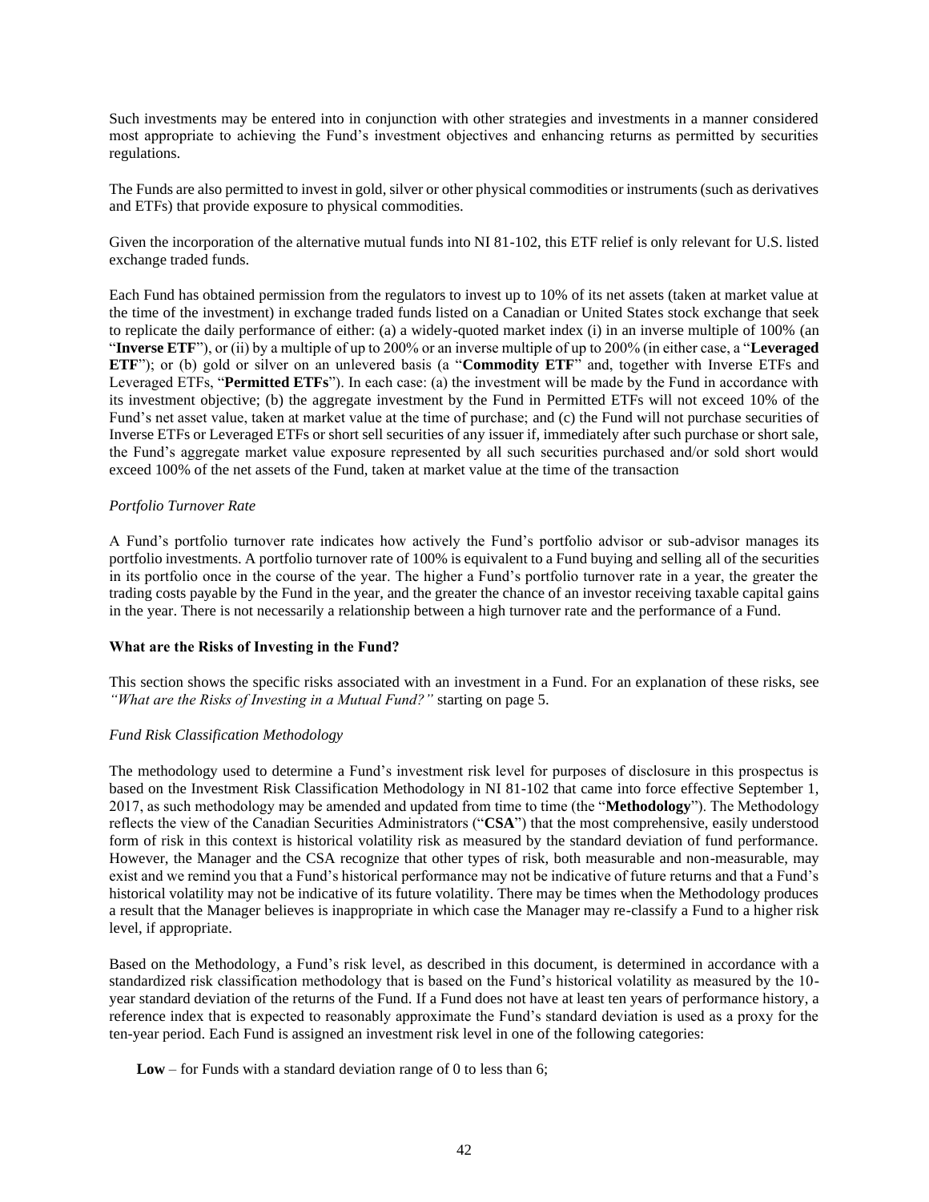Such investments may be entered into in conjunction with other strategies and investments in a manner considered most appropriate to achieving the Fund's investment objectives and enhancing returns as permitted by securities regulations.

The Funds are also permitted to invest in gold, silver or other physical commodities or instruments (such as derivatives and ETFs) that provide exposure to physical commodities.

Given the incorporation of the alternative mutual funds into NI 81-102, this ETF relief is only relevant for U.S. listed exchange traded funds.

Each Fund has obtained permission from the regulators to invest up to 10% of its net assets (taken at market value at the time of the investment) in exchange traded funds listed on a Canadian or United States stock exchange that seek to replicate the daily performance of either: (a) a widely-quoted market index (i) in an inverse multiple of 100% (an "**Inverse ETF**"), or (ii) by a multiple of up to 200% or an inverse multiple of up to 200% (in either case, a "**Leveraged ETF**"); or (b) gold or silver on an unlevered basis (a "**Commodity ETF**" and, together with Inverse ETFs and Leveraged ETFs, "**Permitted ETFs**"). In each case: (a) the investment will be made by the Fund in accordance with its investment objective; (b) the aggregate investment by the Fund in Permitted ETFs will not exceed 10% of the Fund's net asset value, taken at market value at the time of purchase; and (c) the Fund will not purchase securities of Inverse ETFs or Leveraged ETFs or short sell securities of any issuer if, immediately after such purchase or short sale, the Fund's aggregate market value exposure represented by all such securities purchased and/or sold short would exceed 100% of the net assets of the Fund, taken at market value at the time of the transaction

*Portfolio Turnover Rate*

A Fund's portfolio turnover rate indicates how actively the Fund's portfolio advisor or sub-advisor manages its portfolio investments. A portfolio turnover rate of 100% is equivalent to a Fund buying and selling all of the securities in its portfolio once in the course of the year. The higher a Fund's portfolio turnover rate in a year, the greater the trading costs payable by the Fund in the year, and the greater the chance of an investor receiving taxable capital gains in the year. There is not necessarily a relationship between a high turnover rate and the performance of a Fund.

**What are the Risks of Investing in the Fund?**

This section shows the specific risks associated with an investment in a Fund. For an explanation of these risks, see *"What are the Risks of Investing in a Mutual Fund?"* starting on page 5.

*Fund Risk Classification Methodology*

The methodology used to determine a Fund's investment risk level for purposes of disclosure in this prospectus is based on the Investment Risk Classification Methodology in NI 81-102 that came into force effective September 1, 2017, as such methodology may be amended and updated from time to time (the "**Methodology**"). The Methodology reflects the view of the Canadian Securities Administrators ("**CSA**") that the most comprehensive, easily understood form of risk in this context is historical volatility risk as measured by the standard deviation of fund performance. However, the Manager and the CSA recognize that other types of risk, both measurable and non-measurable, may exist and we remind you that a Fund's historical performance may not be indicative of future returns and that a Fund's historical volatility may not be indicative of its future volatility. There may be times when the Methodology produces a result that the Manager believes is inappropriate in which case the Manager may re-classify a Fund to a higher risk level, if appropriate.

Based on the Methodology, a Fund's risk level, as described in this document, is determined in accordance with a standardized risk classification methodology that is based on the Fund's historical volatility as measured by the 10-year standard deviation of the returns of the Fund. If a Fund does not have at least ten years of performance history, a reference index that is expected to reasonably approximate the Fund's standard deviation is used as a proxy for the ten-year period. Each Fund is assigned an investment risk level in one of the following categories:

**Low** – for Funds with a standard deviation range of 0 to less than 6;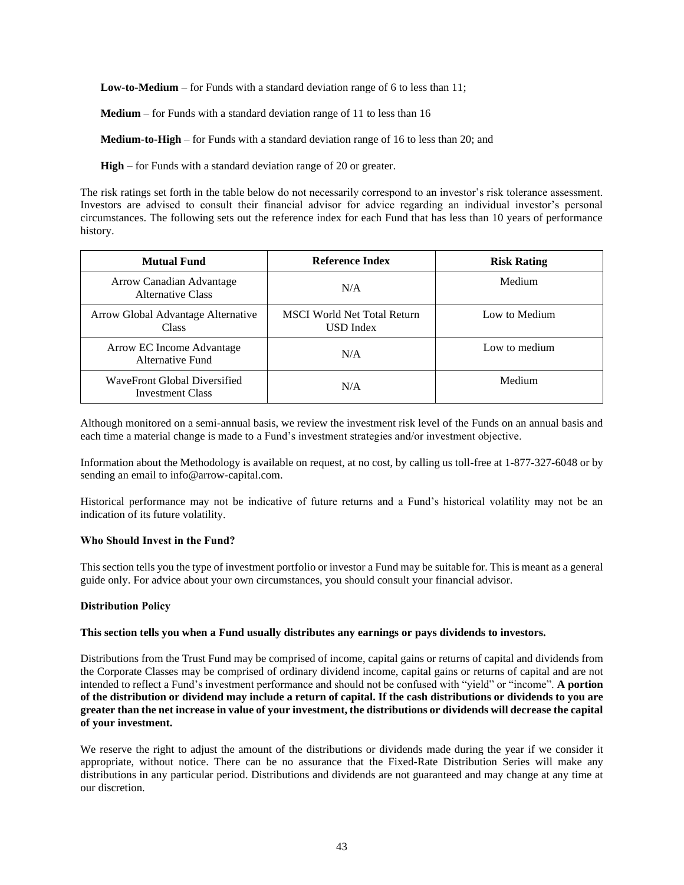**Low-to-Medium** – for Funds with a standard deviation range of 6 to less than 11;

**Medium** – for Funds with a standard deviation range of 11 to less than 16

**Medium-to-High** – for Funds with a standard deviation range of 16 to less than 20; and

**High** – for Funds with a standard deviation range of 20 or greater.

The risk ratings set forth in the table below do not necessarily correspond to an investor's risk tolerance assessment. Investors are advised to consult their financial advisor for advice regarding an individual investor's personal circumstances. The following sets out the reference index for each Fund that has less than 10 years of performance history.

| Mutual Fund | Reference Index | Risk Rating |
|---|---|---|
| Arrow Canadian Advantage Alternative Class | N/A | Medium |
| Arrow Global Advantage Alternative Class | MSCI World Net Total Return USD Index | Low to Medium |
| Arrow EC Income Advantage Alternative Fund | N/A | Low to medium |
| WaveFront Global Diversified Investment Class | N/A | Medium |

Although monitored on a semi-annual basis, we review the investment risk level of the Funds on an annual basis and each time a material change is made to a Fund's investment strategies and/or investment objective.

Information about the Methodology is available on request, at no cost, by calling us toll-free at 1-877-327-6048 or by sending an email to info@arrow-capital.com.

Historical performance may not be indicative of future returns and a Fund's historical volatility may not be an indication of its future volatility.

### Who Should Invest in the Fund?

This section tells you the type of investment portfolio or investor a Fund may be suitable for. This is meant as a general guide only. For advice about your own circumstances, you should consult your financial advisor.

### Distribution Policy

**This section tells you when a Fund usually distributes any earnings or pays dividends to investors.**

Distributions from the Trust Fund may be comprised of income, capital gains or returns of capital and dividends from the Corporate Classes may be comprised of ordinary dividend income, capital gains or returns of capital and are not intended to reflect a Fund's investment performance and should not be confused with "yield" or "income". **A portion of the distribution or dividend may include a return of capital. If the cash distributions or dividends to you are greater than the net increase in value of your investment, the distributions or dividends will decrease the capital of your investment.**

We reserve the right to adjust the amount of the distributions or dividends made during the year if we consider it appropriate, without notice. There can be no assurance that the Fixed-Rate Distribution Series will make any distributions in any particular period. Distributions and dividends are not guaranteed and may change at any time at our discretion.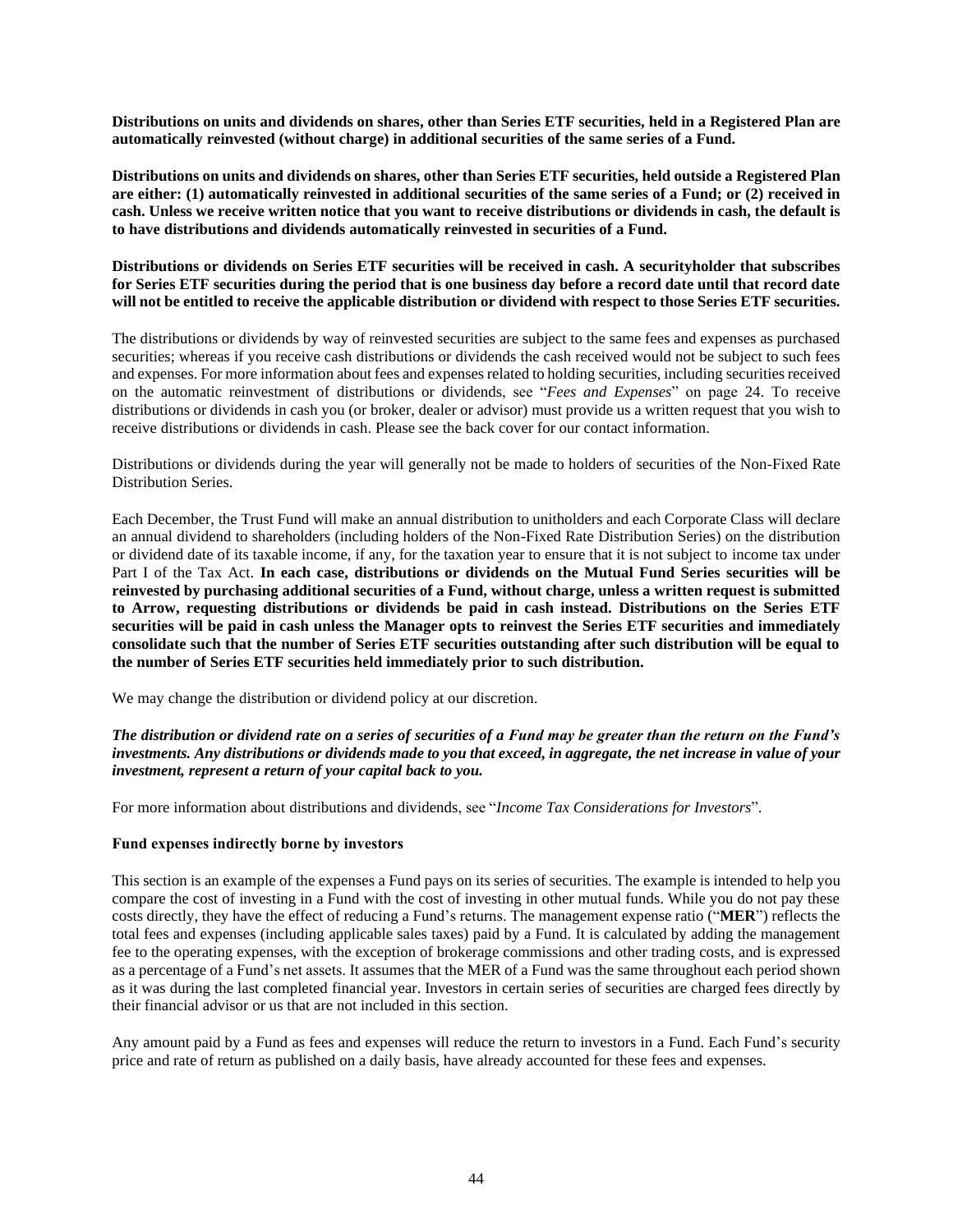**Distributions on units and dividends on shares, other than Series ETF securities, held in a Registered Plan are automatically reinvested (without charge) in additional securities of the same series of a Fund.**

**Distributions on units and dividends on shares, other than Series ETF securities, held outside a Registered Plan are either: (1) automatically reinvested in additional securities of the same series of a Fund; or (2) received in cash. Unless we receive written notice that you want to receive distributions or dividends in cash, the default is to have distributions and dividends automatically reinvested in securities of a Fund.**

**Distributions or dividends on Series ETF securities will be received in cash. A securityholder that subscribes for Series ETF securities during the period that is one business day before a record date until that record date will not be entitled to receive the applicable distribution or dividend with respect to those Series ETF securities.**

The distributions or dividends by way of reinvested securities are subject to the same fees and expenses as purchased securities; whereas if you receive cash distributions or dividends the cash received would not be subject to such fees and expenses. For more information about fees and expenses related to holding securities, including securities received on the automatic reinvestment of distributions or dividends, see "*Fees and Expenses*" on page 24. To receive distributions or dividends in cash you (or broker, dealer or advisor) must provide us a written request that you wish to receive distributions or dividends in cash. Please see the back cover for our contact information.

Distributions or dividends during the year will generally not be made to holders of securities of the Non-Fixed Rate Distribution Series.

Each December, the Trust Fund will make an annual distribution to unitholders and each Corporate Class will declare an annual dividend to shareholders (including holders of the Non-Fixed Rate Distribution Series) on the distribution or dividend date of its taxable income, if any, for the taxation year to ensure that it is not subject to income tax under Part I of the Tax Act. **In each case, distributions or dividends on the Mutual Fund Series securities will be reinvested by purchasing additional securities of a Fund, without charge, unless a written request is submitted to Arrow, requesting distributions or dividends be paid in cash instead. Distributions on the Series ETF securities will be paid in cash unless the Manager opts to reinvest the Series ETF securities and immediately consolidate such that the number of Series ETF securities outstanding after such distribution will be equal to the number of Series ETF securities held immediately prior to such distribution.**

We may change the distribution or dividend policy at our discretion.

***The distribution or dividend rate on a series of securities of a Fund may be greater than the return on the Fund's investments. Any distributions or dividends made to you that exceed, in aggregate, the net increase in value of your investment, represent a return of your capital back to you.***

For more information about distributions and dividends, see "*Income Tax Considerations for Investors*".

**Fund expenses indirectly borne by investors**

This section is an example of the expenses a Fund pays on its series of securities. The example is intended to help you compare the cost of investing in a Fund with the cost of investing in other mutual funds. While you do not pay these costs directly, they have the effect of reducing a Fund's returns. The management expense ratio ("**MER**") reflects the total fees and expenses (including applicable sales taxes) paid by a Fund. It is calculated by adding the management fee to the operating expenses, with the exception of brokerage commissions and other trading costs, and is expressed as a percentage of a Fund's net assets. It assumes that the MER of a Fund was the same throughout each period shown as it was during the last completed financial year. Investors in certain series of securities are charged fees directly by their financial advisor or us that are not included in this section.

Any amount paid by a Fund as fees and expenses will reduce the return to investors in a Fund. Each Fund's security price and rate of return as published on a daily basis, have already accounted for these fees and expenses.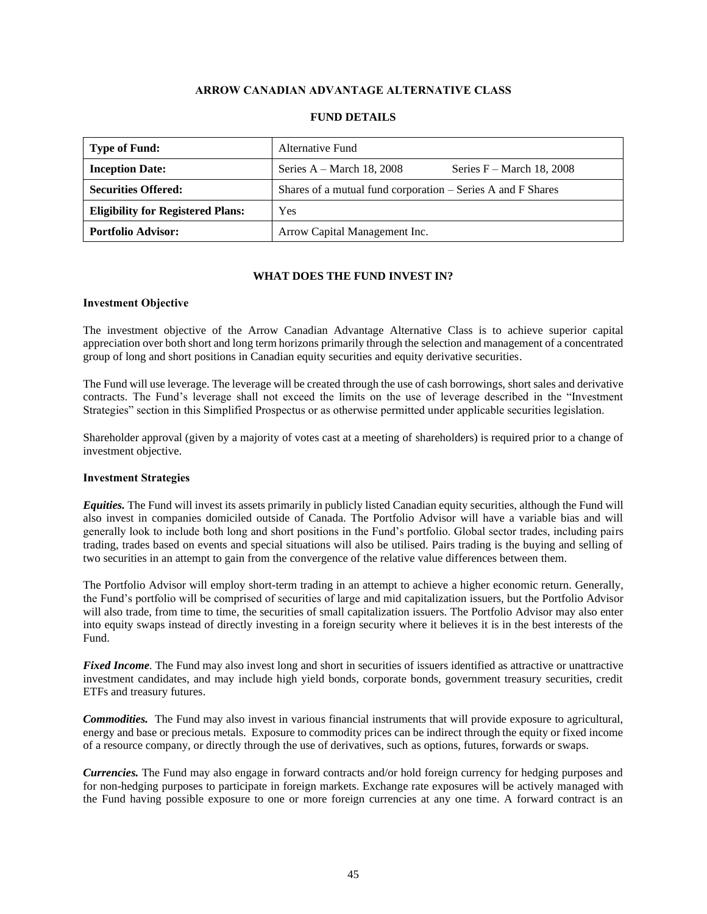# ARROW CANADIAN ADVANTAGE ALTERNATIVE CLASS

## FUND DETAILS

| | |
|---|---|
| **Type of Fund:** | Alternative Fund |
| **Inception Date:** | Series A – March 18, 2008 Series F – March 18, 2008 |
| **Securities Offered:** | Shares of a mutual fund corporation – Series A and F Shares |
| **Eligibility for Registered Plans:** | Yes |
| **Portfolio Advisor:** | Arrow Capital Management Inc. |

## WHAT DOES THE FUND INVEST IN?

### Investment Objective

The investment objective of the Arrow Canadian Advantage Alternative Class is to achieve superior capital appreciation over both short and long term horizons primarily through the selection and management of a concentrated group of long and short positions in Canadian equity securities and equity derivative securities.

The Fund will use leverage. The leverage will be created through the use of cash borrowings, short sales and derivative contracts. The Fund's leverage shall not exceed the limits on the use of leverage described in the "Investment Strategies" section in this Simplified Prospectus or as otherwise permitted under applicable securities legislation.

Shareholder approval (given by a majority of votes cast at a meeting of shareholders) is required prior to a change of investment objective.

### Investment Strategies

***Equities.*** The Fund will invest its assets primarily in publicly listed Canadian equity securities, although the Fund will also invest in companies domiciled outside of Canada. The Portfolio Advisor will have a variable bias and will generally look to include both long and short positions in the Fund's portfolio. Global sector trades, including pairs trading, trades based on events and special situations will also be utilised. Pairs trading is the buying and selling of two securities in an attempt to gain from the convergence of the relative value differences between them.

The Portfolio Advisor will employ short-term trading in an attempt to achieve a higher economic return. Generally, the Fund's portfolio will be comprised of securities of large and mid capitalization issuers, but the Portfolio Advisor will also trade, from time to time, the securities of small capitalization issuers. The Portfolio Advisor may also enter into equity swaps instead of directly investing in a foreign security where it believes it is in the best interests of the Fund.

***Fixed Income***. The Fund may also invest long and short in securities of issuers identified as attractive or unattractive investment candidates, and may include high yield bonds, corporate bonds, government treasury securities, credit ETFs and treasury futures.

***Commodities.*** The Fund may also invest in various financial instruments that will provide exposure to agricultural, energy and base or precious metals. Exposure to commodity prices can be indirect through the equity or fixed income of a resource company, or directly through the use of derivatives, such as options, futures, forwards or swaps.

***Currencies.*** The Fund may also engage in forward contracts and/or hold foreign currency for hedging purposes and for non-hedging purposes to participate in foreign markets. Exchange rate exposures will be actively managed with the Fund having possible exposure to one or more foreign currencies at any one time. A forward contract is an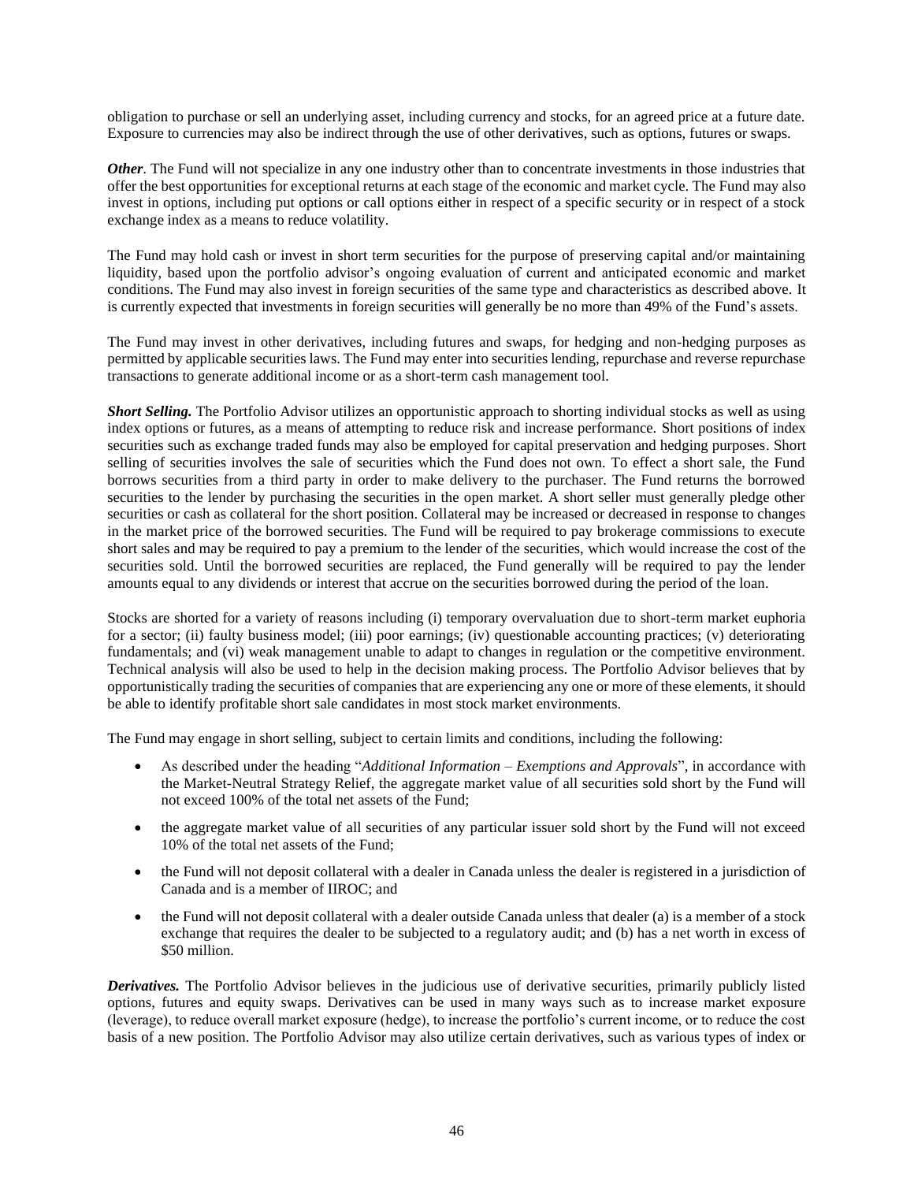obligation to purchase or sell an underlying asset, including currency and stocks, for an agreed price at a future date. Exposure to currencies may also be indirect through the use of other derivatives, such as options, futures or swaps.

***Other*.** The Fund will not specialize in any one industry other than to concentrate investments in those industries that offer the best opportunities for exceptional returns at each stage of the economic and market cycle. The Fund may also invest in options, including put options or call options either in respect of a specific security or in respect of a stock exchange index as a means to reduce volatility.

The Fund may hold cash or invest in short term securities for the purpose of preserving capital and/or maintaining liquidity, based upon the portfolio advisor's ongoing evaluation of current and anticipated economic and market conditions. The Fund may also invest in foreign securities of the same type and characteristics as described above. It is currently expected that investments in foreign securities will generally be no more than 49% of the Fund's assets.

The Fund may invest in other derivatives, including futures and swaps, for hedging and non-hedging purposes as permitted by applicable securities laws. The Fund may enter into securities lending, repurchase and reverse repurchase transactions to generate additional income or as a short-term cash management tool.

***Short Selling.*** The Portfolio Advisor utilizes an opportunistic approach to shorting individual stocks as well as using index options or futures, as a means of attempting to reduce risk and increase performance. Short positions of index securities such as exchange traded funds may also be employed for capital preservation and hedging purposes. Short selling of securities involves the sale of securities which the Fund does not own. To effect a short sale, the Fund borrows securities from a third party in order to make delivery to the purchaser. The Fund returns the borrowed securities to the lender by purchasing the securities in the open market. A short seller must generally pledge other securities or cash as collateral for the short position. Collateral may be increased or decreased in response to changes in the market price of the borrowed securities. The Fund will be required to pay brokerage commissions to execute short sales and may be required to pay a premium to the lender of the securities, which would increase the cost of the securities sold. Until the borrowed securities are replaced, the Fund generally will be required to pay the lender amounts equal to any dividends or interest that accrue on the securities borrowed during the period of the loan.

Stocks are shorted for a variety of reasons including (i) temporary overvaluation due to short-term market euphoria for a sector; (ii) faulty business model; (iii) poor earnings; (iv) questionable accounting practices; (v) deteriorating fundamentals; and (vi) weak management unable to adapt to changes in regulation or the competitive environment. Technical analysis will also be used to help in the decision making process. The Portfolio Advisor believes that by opportunistically trading the securities of companies that are experiencing any one or more of these elements, it should be able to identify profitable short sale candidates in most stock market environments.

The Fund may engage in short selling, subject to certain limits and conditions, including the following:

- As described under the heading "*Additional Information – Exemptions and Approvals*", in accordance with the Market-Neutral Strategy Relief, the aggregate market value of all securities sold short by the Fund will not exceed 100% of the total net assets of the Fund;
- the aggregate market value of all securities of any particular issuer sold short by the Fund will not exceed 10% of the total net assets of the Fund;
- the Fund will not deposit collateral with a dealer in Canada unless the dealer is registered in a jurisdiction of Canada and is a member of IIROC; and
- the Fund will not deposit collateral with a dealer outside Canada unless that dealer (a) is a member of a stock exchange that requires the dealer to be subjected to a regulatory audit; and (b) has a net worth in excess of \$50 million.

***Derivatives.*** The Portfolio Advisor believes in the judicious use of derivative securities, primarily publicly listed options, futures and equity swaps. Derivatives can be used in many ways such as to increase market exposure (leverage), to reduce overall market exposure (hedge), to increase the portfolio's current income, or to reduce the cost basis of a new position. The Portfolio Advisor may also utilize certain derivatives, such as various types of index or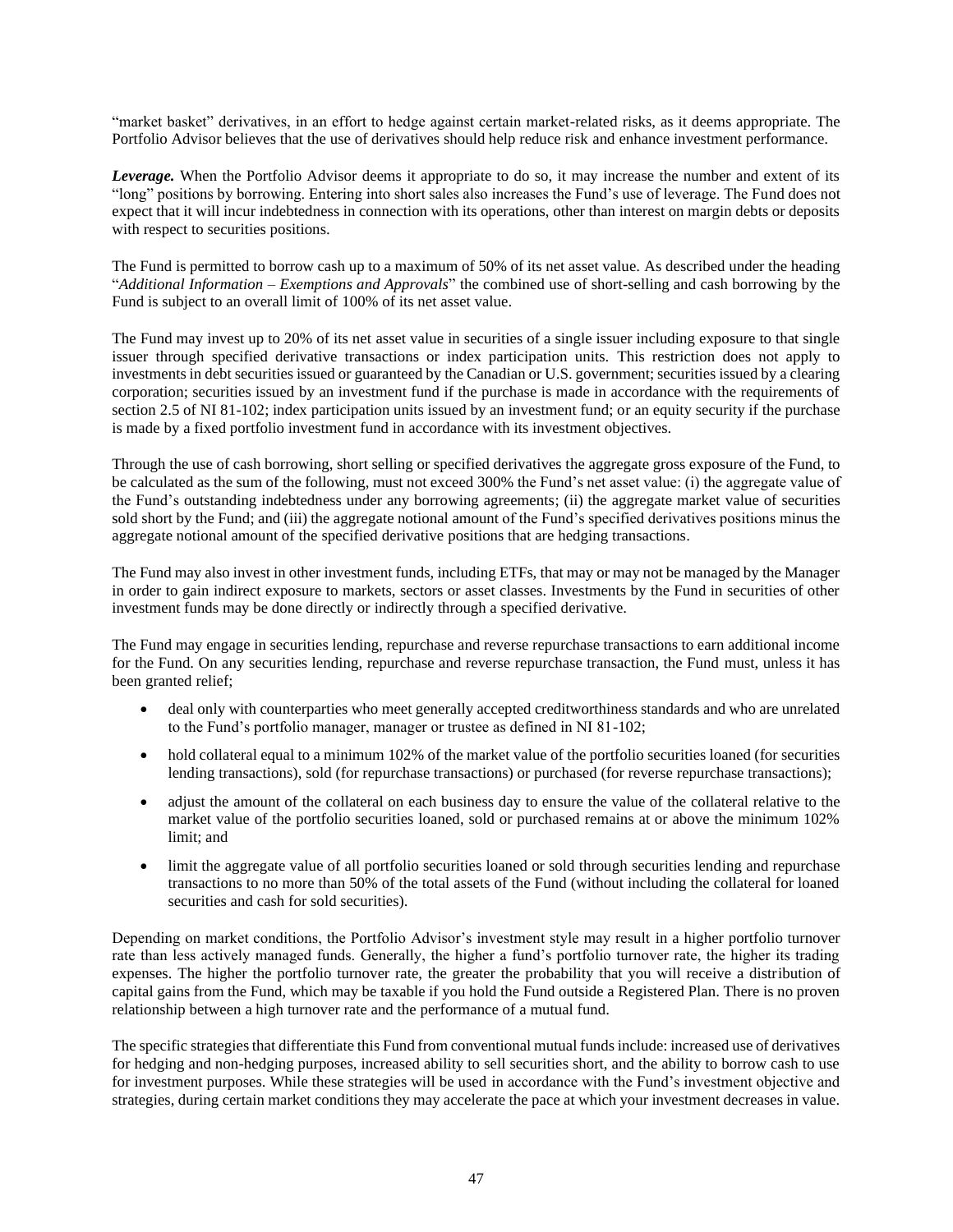"market basket" derivatives, in an effort to hedge against certain market-related risks, as it deems appropriate. The Portfolio Advisor believes that the use of derivatives should help reduce risk and enhance investment performance.

***Leverage.*** When the Portfolio Advisor deems it appropriate to do so, it may increase the number and extent of its "long" positions by borrowing. Entering into short sales also increases the Fund's use of leverage. The Fund does not expect that it will incur indebtedness in connection with its operations, other than interest on margin debts or deposits with respect to securities positions.

The Fund is permitted to borrow cash up to a maximum of 50% of its net asset value. As described under the heading "*Additional Information – Exemptions and Approvals*" the combined use of short-selling and cash borrowing by the Fund is subject to an overall limit of 100% of its net asset value.

The Fund may invest up to 20% of its net asset value in securities of a single issuer including exposure to that single issuer through specified derivative transactions or index participation units. This restriction does not apply to investments in debt securities issued or guaranteed by the Canadian or U.S. government; securities issued by a clearing corporation; securities issued by an investment fund if the purchase is made in accordance with the requirements of section 2.5 of NI 81-102; index participation units issued by an investment fund; or an equity security if the purchase is made by a fixed portfolio investment fund in accordance with its investment objectives.

Through the use of cash borrowing, short selling or specified derivatives the aggregate gross exposure of the Fund, to be calculated as the sum of the following, must not exceed 300% the Fund's net asset value: (i) the aggregate value of the Fund's outstanding indebtedness under any borrowing agreements; (ii) the aggregate market value of securities sold short by the Fund; and (iii) the aggregate notional amount of the Fund's specified derivatives positions minus the aggregate notional amount of the specified derivative positions that are hedging transactions.

The Fund may also invest in other investment funds, including ETFs, that may or may not be managed by the Manager in order to gain indirect exposure to markets, sectors or asset classes. Investments by the Fund in securities of other investment funds may be done directly or indirectly through a specified derivative.

The Fund may engage in securities lending, repurchase and reverse repurchase transactions to earn additional income for the Fund. On any securities lending, repurchase and reverse repurchase transaction, the Fund must, unless it has been granted relief;

- deal only with counterparties who meet generally accepted creditworthiness standards and who are unrelated to the Fund's portfolio manager, manager or trustee as defined in NI 81-102;
- hold collateral equal to a minimum 102% of the market value of the portfolio securities loaned (for securities lending transactions), sold (for repurchase transactions) or purchased (for reverse repurchase transactions);
- adjust the amount of the collateral on each business day to ensure the value of the collateral relative to the market value of the portfolio securities loaned, sold or purchased remains at or above the minimum 102% limit; and
- limit the aggregate value of all portfolio securities loaned or sold through securities lending and repurchase transactions to no more than 50% of the total assets of the Fund (without including the collateral for loaned securities and cash for sold securities).

Depending on market conditions, the Portfolio Advisor's investment style may result in a higher portfolio turnover rate than less actively managed funds. Generally, the higher a fund's portfolio turnover rate, the higher its trading expenses. The higher the portfolio turnover rate, the greater the probability that you will receive a distribution of capital gains from the Fund, which may be taxable if you hold the Fund outside a Registered Plan. There is no proven relationship between a high turnover rate and the performance of a mutual fund.

The specific strategies that differentiate this Fund from conventional mutual funds include: increased use of derivatives for hedging and non-hedging purposes, increased ability to sell securities short, and the ability to borrow cash to use for investment purposes. While these strategies will be used in accordance with the Fund's investment objective and strategies, during certain market conditions they may accelerate the pace at which your investment decreases in value.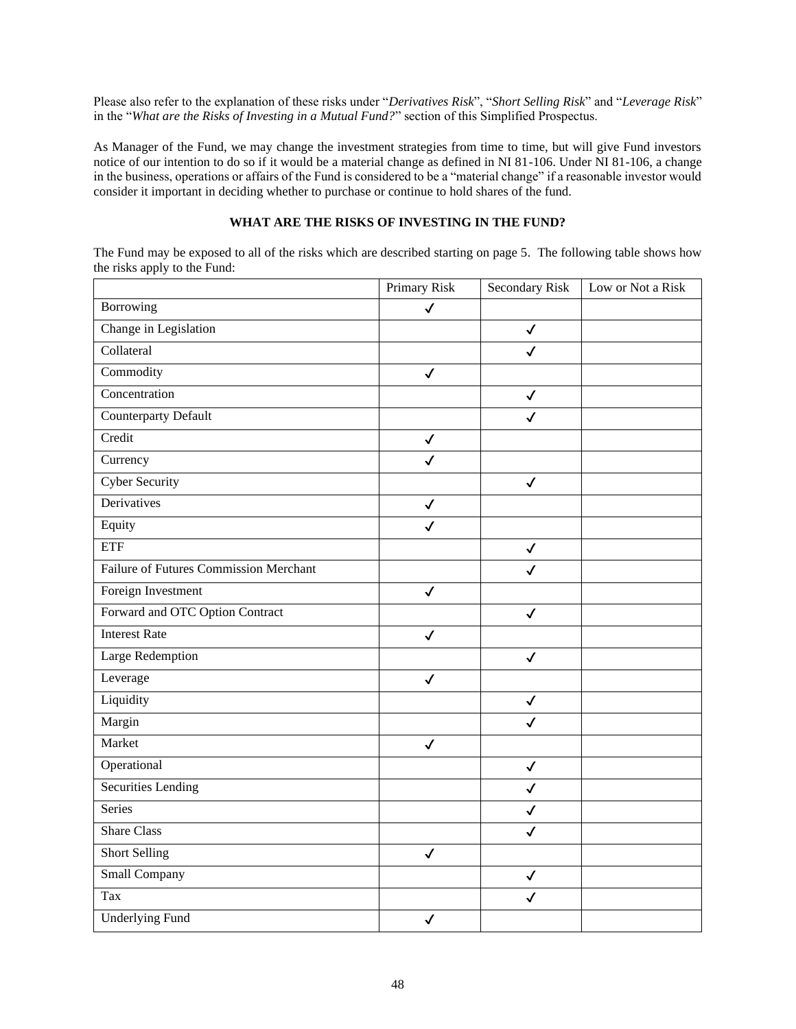Please also refer to the explanation of these risks under "*Derivatives Risk*", "*Short Selling Risk*" and "*Leverage Risk*" in the "*What are the Risks of Investing in a Mutual Fund?*" section of this Simplified Prospectus.

As Manager of the Fund, we may change the investment strategies from time to time, but will give Fund investors notice of our intention to do so if it would be a material change as defined in NI 81-106. Under NI 81-106, a change in the business, operations or affairs of the Fund is considered to be a "material change" if a reasonable investor would consider it important in deciding whether to purchase or continue to hold shares of the fund.

**WHAT ARE THE RISKS OF INVESTING IN THE FUND?**

The Fund may be exposed to all of the risks which are described starting on page 5. The following table shows how the risks apply to the Fund:

| | Primary Risk | Secondary Risk | Low or Not a Risk |
|---|---|---|---|
| Borrowing | ✓ | | |
| Change in Legislation | | ✓ | |
| Collateral | | ✓ | |
| Commodity | ✓ | | |
| Concentration | | ✓ | |
| Counterparty Default | | ✓ | |
| Credit | ✓ | | |
| Currency | ✓ | | |
| Cyber Security | | ✓ | |
| Derivatives | ✓ | | |
| Equity | ✓ | | |
| ETF | | ✓ | |
| Failure of Futures Commission Merchant | | ✓ | |
| Foreign Investment | ✓ | | |
| Forward and OTC Option Contract | | ✓ | |
| Interest Rate | ✓ | | |
| Large Redemption | | ✓ | |
| Leverage | ✓ | | |
| Liquidity | | ✓ | |
| Margin | | ✓ | |
| Market | ✓ | | |
| Operational | | ✓ | |
| Securities Lending | | ✓ | |
| Series | | ✓ | |
| Share Class | | ✓ | |
| Short Selling | ✓ | | |
| Small Company | | ✓ | |
| Tax | | ✓ | |
| Underlying Fund | ✓ | | |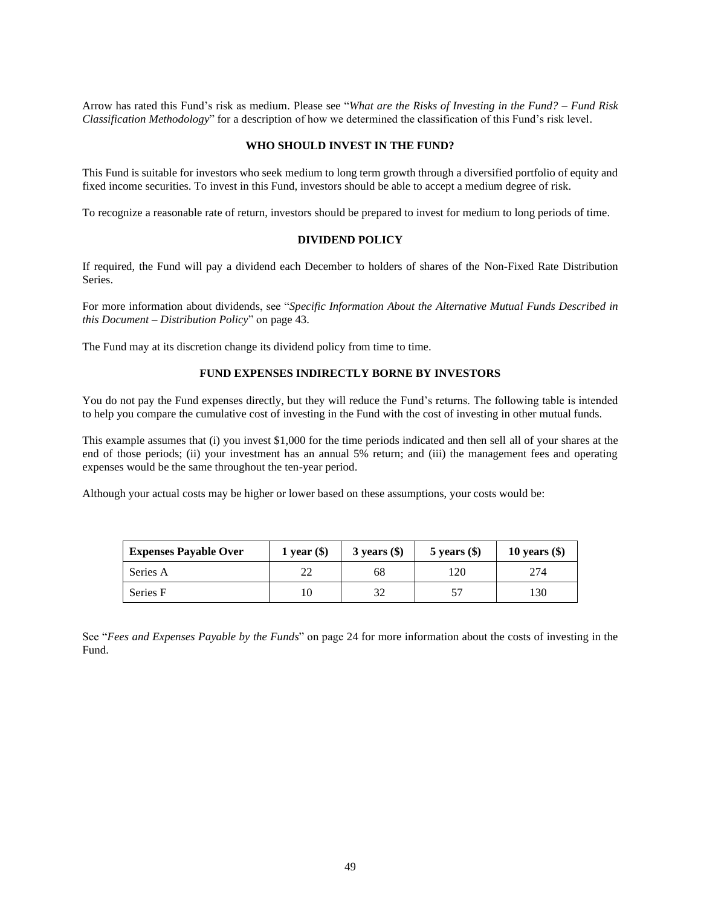Arrow has rated this Fund's risk as medium. Please see "*What are the Risks of Investing in the Fund? – Fund Risk Classification Methodology*" for a description of how we determined the classification of this Fund's risk level.

## WHO SHOULD INVEST IN THE FUND?

This Fund is suitable for investors who seek medium to long term growth through a diversified portfolio of equity and fixed income securities. To invest in this Fund, investors should be able to accept a medium degree of risk.

To recognize a reasonable rate of return, investors should be prepared to invest for medium to long periods of time.

## DIVIDEND POLICY

If required, the Fund will pay a dividend each December to holders of shares of the Non-Fixed Rate Distribution Series.

For more information about dividends, see "*Specific Information About the Alternative Mutual Funds Described in this Document – Distribution Policy*" on page 43.

The Fund may at its discretion change its dividend policy from time to time.

## FUND EXPENSES INDIRECTLY BORNE BY INVESTORS

You do not pay the Fund expenses directly, but they will reduce the Fund's returns. The following table is intended to help you compare the cumulative cost of investing in the Fund with the cost of investing in other mutual funds.

This example assumes that (i) you invest $1,000 for the time periods indicated and then sell all of your shares at the end of those periods; (ii) your investment has an annual 5% return; and (iii) the management fees and operating expenses would be the same throughout the ten-year period.

Although your actual costs may be higher or lower based on these assumptions, your costs would be:

| Expenses Payable Over | 1 year ($) | 3 years ($) | 5 years ($) | 10 years ($) |
|---|---|---|---|---|
| Series A | 22 | 68 | 120 | 274 |
| Series F | 10 | 32 | 57 | 130 |

See "*Fees and Expenses Payable by the Funds*" on page 24 for more information about the costs of investing in the Fund.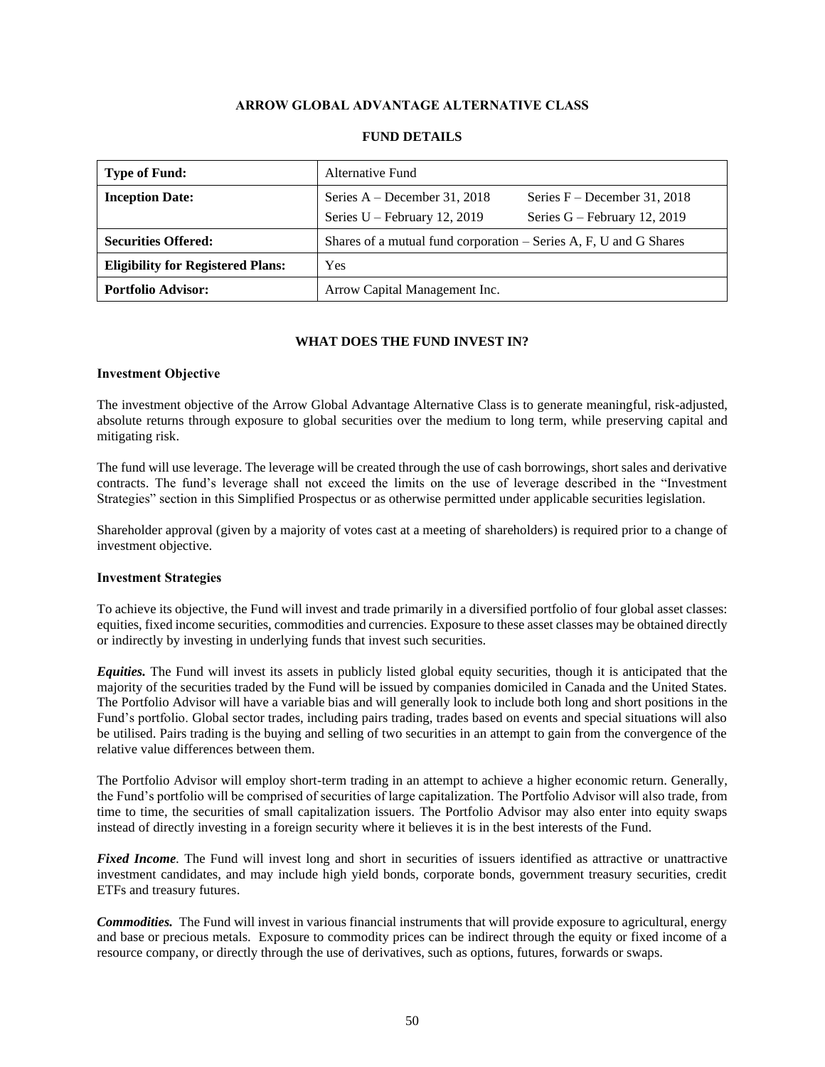## ARROW GLOBAL ADVANTAGE ALTERNATIVE CLASS

### FUND DETAILS

| **Type of Fund:** | Alternative Fund |
|---|---|
| **Inception Date:** | Series A – December 31, 2018 &nbsp;&nbsp;&nbsp; Series F – December 31, 2018<br>Series U – February 12, 2019 &nbsp;&nbsp;&nbsp; Series G – February 12, 2019 |
| **Securities Offered:** | Shares of a mutual fund corporation – Series A, F, U and G Shares |
| **Eligibility for Registered Plans:** | Yes |
| **Portfolio Advisor:** | Arrow Capital Management Inc. |

### WHAT DOES THE FUND INVEST IN?

**Investment Objective**

The investment objective of the Arrow Global Advantage Alternative Class is to generate meaningful, risk-adjusted, absolute returns through exposure to global securities over the medium to long term, while preserving capital and mitigating risk.

The fund will use leverage. The leverage will be created through the use of cash borrowings, short sales and derivative contracts. The fund's leverage shall not exceed the limits on the use of leverage described in the "Investment Strategies" section in this Simplified Prospectus or as otherwise permitted under applicable securities legislation.

Shareholder approval (given by a majority of votes cast at a meeting of shareholders) is required prior to a change of investment objective.

**Investment Strategies**

To achieve its objective, the Fund will invest and trade primarily in a diversified portfolio of four global asset classes: equities, fixed income securities, commodities and currencies. Exposure to these asset classes may be obtained directly or indirectly by investing in underlying funds that invest such securities.

***Equities.*** The Fund will invest its assets in publicly listed global equity securities, though it is anticipated that the majority of the securities traded by the Fund will be issued by companies domiciled in Canada and the United States. The Portfolio Advisor will have a variable bias and will generally look to include both long and short positions in the Fund's portfolio. Global sector trades, including pairs trading, trades based on events and special situations will also be utilised. Pairs trading is the buying and selling of two securities in an attempt to gain from the convergence of the relative value differences between them.

The Portfolio Advisor will employ short-term trading in an attempt to achieve a higher economic return. Generally, the Fund's portfolio will be comprised of securities of large capitalization. The Portfolio Advisor will also trade, from time to time, the securities of small capitalization issuers. The Portfolio Advisor may also enter into equity swaps instead of directly investing in a foreign security where it believes it is in the best interests of the Fund.

***Fixed Income***. The Fund will invest long and short in securities of issuers identified as attractive or unattractive investment candidates, and may include high yield bonds, corporate bonds, government treasury securities, credit ETFs and treasury futures.

***Commodities.*** The Fund will invest in various financial instruments that will provide exposure to agricultural, energy and base or precious metals. Exposure to commodity prices can be indirect through the equity or fixed income of a resource company, or directly through the use of derivatives, such as options, futures, forwards or swaps.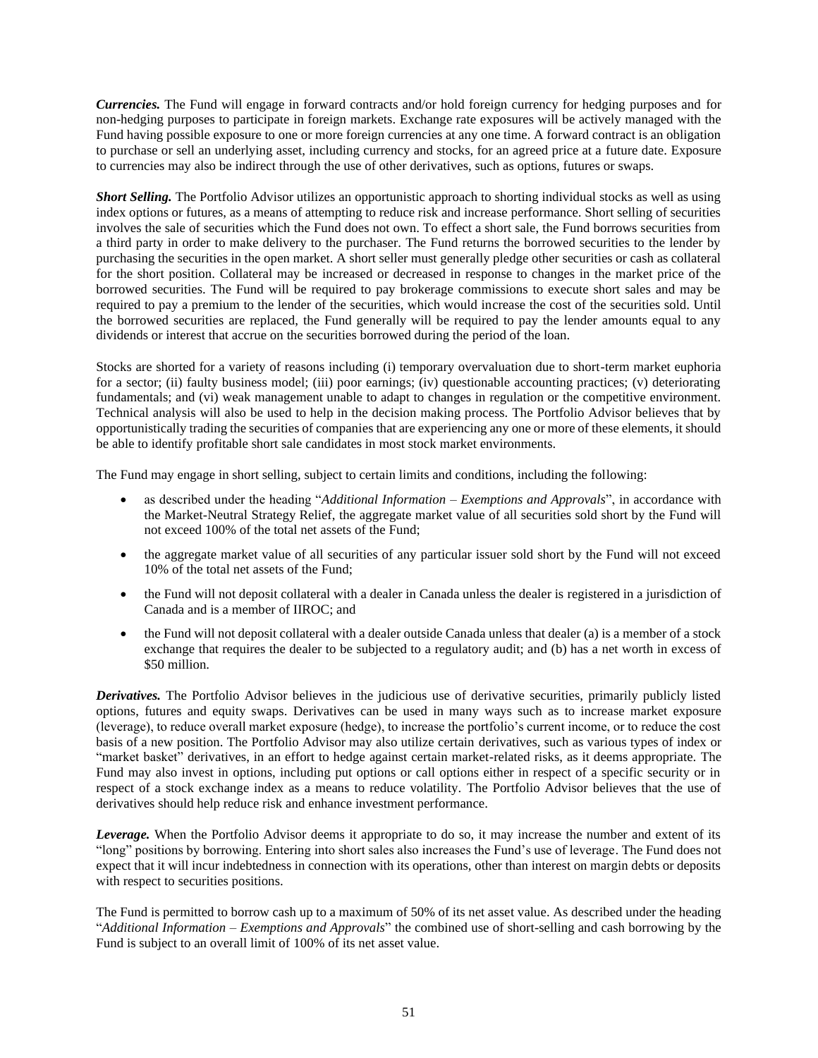***Currencies.*** The Fund will engage in forward contracts and/or hold foreign currency for hedging purposes and for non-hedging purposes to participate in foreign markets. Exchange rate exposures will be actively managed with the Fund having possible exposure to one or more foreign currencies at any one time. A forward contract is an obligation to purchase or sell an underlying asset, including currency and stocks, for an agreed price at a future date. Exposure to currencies may also be indirect through the use of other derivatives, such as options, futures or swaps.

***Short Selling.*** The Portfolio Advisor utilizes an opportunistic approach to shorting individual stocks as well as using index options or futures, as a means of attempting to reduce risk and increase performance. Short selling of securities involves the sale of securities which the Fund does not own. To effect a short sale, the Fund borrows securities from a third party in order to make delivery to the purchaser. The Fund returns the borrowed securities to the lender by purchasing the securities in the open market. A short seller must generally pledge other securities or cash as collateral for the short position. Collateral may be increased or decreased in response to changes in the market price of the borrowed securities. The Fund will be required to pay brokerage commissions to execute short sales and may be required to pay a premium to the lender of the securities, which would increase the cost of the securities sold. Until the borrowed securities are replaced, the Fund generally will be required to pay the lender amounts equal to any dividends or interest that accrue on the securities borrowed during the period of the loan.

Stocks are shorted for a variety of reasons including (i) temporary overvaluation due to short-term market euphoria for a sector; (ii) faulty business model; (iii) poor earnings; (iv) questionable accounting practices; (v) deteriorating fundamentals; and (vi) weak management unable to adapt to changes in regulation or the competitive environment. Technical analysis will also be used to help in the decision making process. The Portfolio Advisor believes that by opportunistically trading the securities of companies that are experiencing any one or more of these elements, it should be able to identify profitable short sale candidates in most stock market environments.

The Fund may engage in short selling, subject to certain limits and conditions, including the following:

- as described under the heading "*Additional Information – Exemptions and Approvals*", in accordance with the Market-Neutral Strategy Relief, the aggregate market value of all securities sold short by the Fund will not exceed 100% of the total net assets of the Fund;
- the aggregate market value of all securities of any particular issuer sold short by the Fund will not exceed 10% of the total net assets of the Fund;
- the Fund will not deposit collateral with a dealer in Canada unless the dealer is registered in a jurisdiction of Canada and is a member of IIROC; and
- the Fund will not deposit collateral with a dealer outside Canada unless that dealer (a) is a member of a stock exchange that requires the dealer to be subjected to a regulatory audit; and (b) has a net worth in excess of \$50 million.

***Derivatives.*** The Portfolio Advisor believes in the judicious use of derivative securities, primarily publicly listed options, futures and equity swaps. Derivatives can be used in many ways such as to increase market exposure (leverage), to reduce overall market exposure (hedge), to increase the portfolio's current income, or to reduce the cost basis of a new position. The Portfolio Advisor may also utilize certain derivatives, such as various types of index or "market basket" derivatives, in an effort to hedge against certain market-related risks, as it deems appropriate. The Fund may also invest in options, including put options or call options either in respect of a specific security or in respect of a stock exchange index as a means to reduce volatility. The Portfolio Advisor believes that the use of derivatives should help reduce risk and enhance investment performance.

***Leverage.*** When the Portfolio Advisor deems it appropriate to do so, it may increase the number and extent of its "long" positions by borrowing. Entering into short sales also increases the Fund's use of leverage. The Fund does not expect that it will incur indebtedness in connection with its operations, other than interest on margin debts or deposits with respect to securities positions.

The Fund is permitted to borrow cash up to a maximum of 50% of its net asset value. As described under the heading "*Additional Information – Exemptions and Approvals*" the combined use of short-selling and cash borrowing by the Fund is subject to an overall limit of 100% of its net asset value.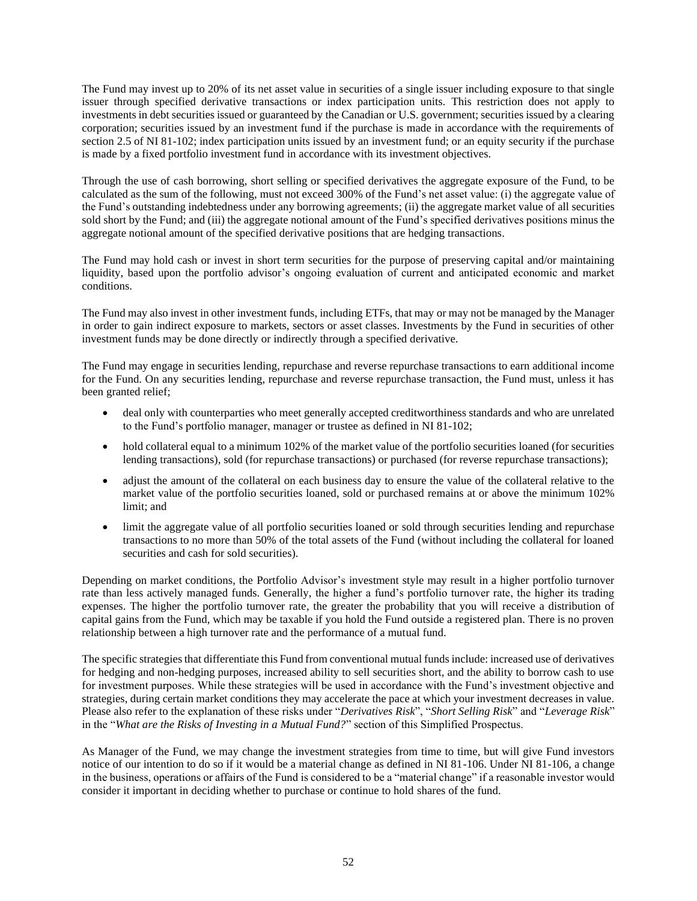The Fund may invest up to 20% of its net asset value in securities of a single issuer including exposure to that single issuer through specified derivative transactions or index participation units. This restriction does not apply to investments in debt securities issued or guaranteed by the Canadian or U.S. government; securities issued by a clearing corporation; securities issued by an investment fund if the purchase is made in accordance with the requirements of section 2.5 of NI 81-102; index participation units issued by an investment fund; or an equity security if the purchase is made by a fixed portfolio investment fund in accordance with its investment objectives.

Through the use of cash borrowing, short selling or specified derivatives the aggregate exposure of the Fund, to be calculated as the sum of the following, must not exceed 300% of the Fund's net asset value: (i) the aggregate value of the Fund's outstanding indebtedness under any borrowing agreements; (ii) the aggregate market value of all securities sold short by the Fund; and (iii) the aggregate notional amount of the Fund's specified derivatives positions minus the aggregate notional amount of the specified derivative positions that are hedging transactions.

The Fund may hold cash or invest in short term securities for the purpose of preserving capital and/or maintaining liquidity, based upon the portfolio advisor's ongoing evaluation of current and anticipated economic and market conditions.

The Fund may also invest in other investment funds, including ETFs, that may or may not be managed by the Manager in order to gain indirect exposure to markets, sectors or asset classes. Investments by the Fund in securities of other investment funds may be done directly or indirectly through a specified derivative.

The Fund may engage in securities lending, repurchase and reverse repurchase transactions to earn additional income for the Fund. On any securities lending, repurchase and reverse repurchase transaction, the Fund must, unless it has been granted relief;

- deal only with counterparties who meet generally accepted creditworthiness standards and who are unrelated to the Fund's portfolio manager, manager or trustee as defined in NI 81-102;
- hold collateral equal to a minimum 102% of the market value of the portfolio securities loaned (for securities lending transactions), sold (for repurchase transactions) or purchased (for reverse repurchase transactions);
- adjust the amount of the collateral on each business day to ensure the value of the collateral relative to the market value of the portfolio securities loaned, sold or purchased remains at or above the minimum 102% limit; and
- limit the aggregate value of all portfolio securities loaned or sold through securities lending and repurchase transactions to no more than 50% of the total assets of the Fund (without including the collateral for loaned securities and cash for sold securities).

Depending on market conditions, the Portfolio Advisor's investment style may result in a higher portfolio turnover rate than less actively managed funds. Generally, the higher a fund's portfolio turnover rate, the higher its trading expenses. The higher the portfolio turnover rate, the greater the probability that you will receive a distribution of capital gains from the Fund, which may be taxable if you hold the Fund outside a registered plan. There is no proven relationship between a high turnover rate and the performance of a mutual fund.

The specific strategies that differentiate this Fund from conventional mutual funds include: increased use of derivatives for hedging and non-hedging purposes, increased ability to sell securities short, and the ability to borrow cash to use for investment purposes. While these strategies will be used in accordance with the Fund's investment objective and strategies, during certain market conditions they may accelerate the pace at which your investment decreases in value. Please also refer to the explanation of these risks under "*Derivatives Risk*", "*Short Selling Risk*" and "*Leverage Risk*" in the "*What are the Risks of Investing in a Mutual Fund?*" section of this Simplified Prospectus.

As Manager of the Fund, we may change the investment strategies from time to time, but will give Fund investors notice of our intention to do so if it would be a material change as defined in NI 81-106. Under NI 81-106, a change in the business, operations or affairs of the Fund is considered to be a "material change" if a reasonable investor would consider it important in deciding whether to purchase or continue to hold shares of the fund.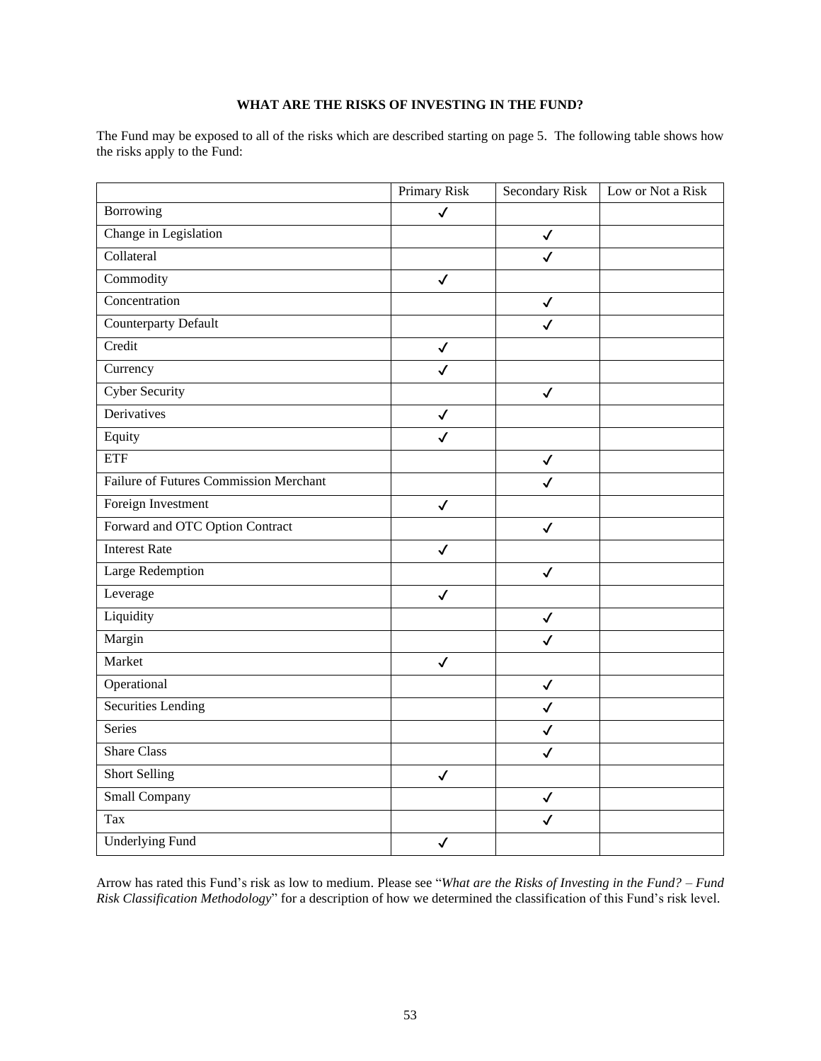**WHAT ARE THE RISKS OF INVESTING IN THE FUND?**

The Fund may be exposed to all of the risks which are described starting on page 5. The following table shows how the risks apply to the Fund:

| | Primary Risk | Secondary Risk | Low or Not a Risk |
|---|---|---|---|
| Borrowing | ✓ | | |
| Change in Legislation | | ✓ | |
| Collateral | | ✓ | |
| Commodity | ✓ | | |
| Concentration | | ✓ | |
| Counterparty Default | | ✓ | |
| Credit | ✓ | | |
| Currency | ✓ | | |
| Cyber Security | | ✓ | |
| Derivatives | ✓ | | |
| Equity | ✓ | | |
| ETF | | ✓ | |
| Failure of Futures Commission Merchant | | ✓ | |
| Foreign Investment | ✓ | | |
| Forward and OTC Option Contract | | ✓ | |
| Interest Rate | ✓ | | |
| Large Redemption | | ✓ | |
| Leverage | ✓ | | |
| Liquidity | | ✓ | |
| Margin | | ✓ | |
| Market | ✓ | | |
| Operational | | ✓ | |
| Securities Lending | | ✓ | |
| Series | | ✓ | |
| Share Class | | ✓ | |
| Short Selling | ✓ | | |
| Small Company | | ✓ | |
| Tax | | ✓ | |
| Underlying Fund | ✓ | | |

Arrow has rated this Fund's risk as low to medium. Please see "*What are the Risks of Investing in the Fund? – Fund Risk Classification Methodology*" for a description of how we determined the classification of this Fund's risk level.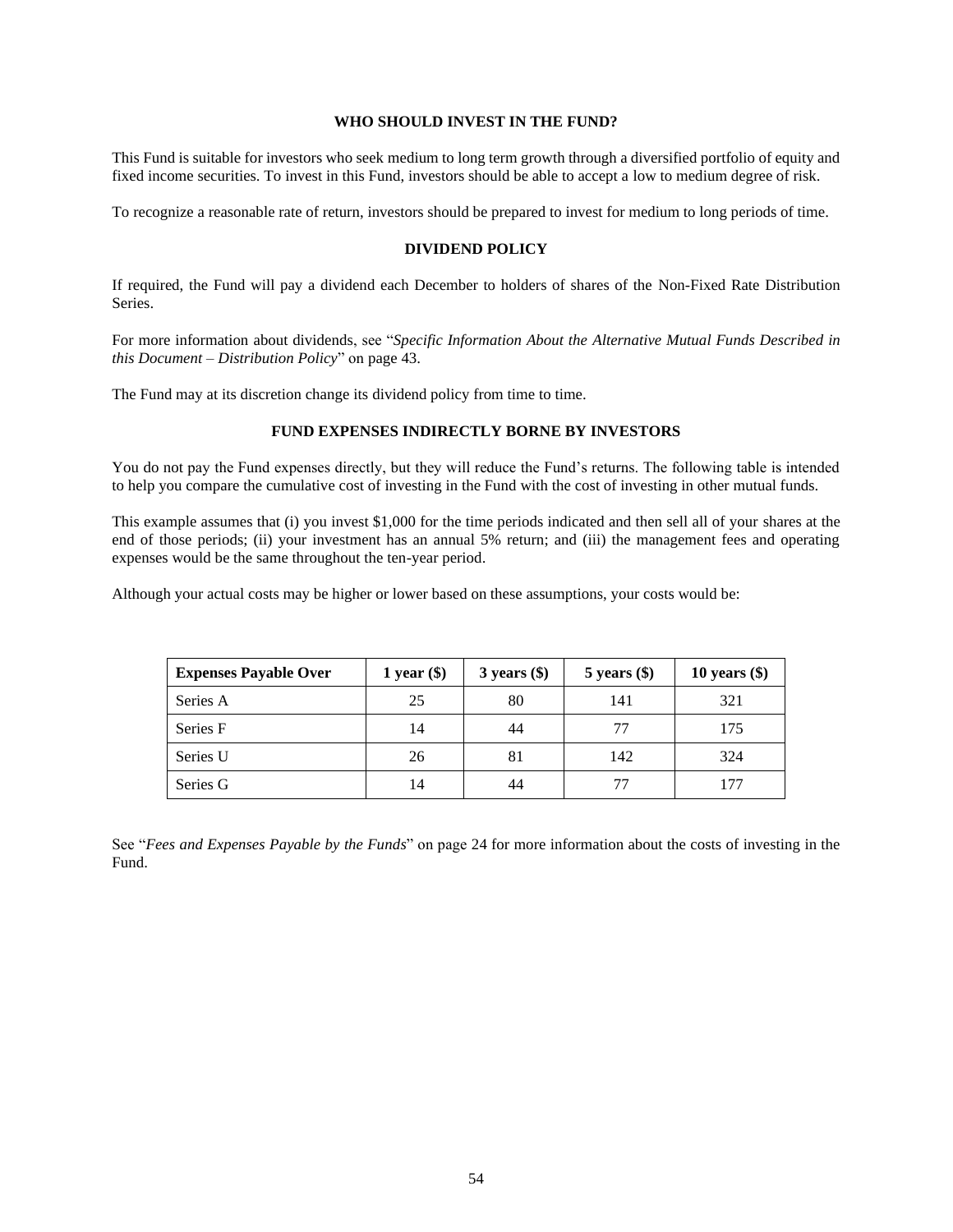## WHO SHOULD INVEST IN THE FUND?

This Fund is suitable for investors who seek medium to long term growth through a diversified portfolio of equity and fixed income securities. To invest in this Fund, investors should be able to accept a low to medium degree of risk.

To recognize a reasonable rate of return, investors should be prepared to invest for medium to long periods of time.

## DIVIDEND POLICY

If required, the Fund will pay a dividend each December to holders of shares of the Non-Fixed Rate Distribution Series.

For more information about dividends, see "*Specific Information About the Alternative Mutual Funds Described in this Document – Distribution Policy*" on page 43.

The Fund may at its discretion change its dividend policy from time to time.

## FUND EXPENSES INDIRECTLY BORNE BY INVESTORS

You do not pay the Fund expenses directly, but they will reduce the Fund's returns. The following table is intended to help you compare the cumulative cost of investing in the Fund with the cost of investing in other mutual funds.

This example assumes that (i) you invest $1,000 for the time periods indicated and then sell all of your shares at the end of those periods; (ii) your investment has an annual 5% return; and (iii) the management fees and operating expenses would be the same throughout the ten-year period.

Although your actual costs may be higher or lower based on these assumptions, your costs would be:

| Expenses Payable Over | 1 year ($) | 3 years ($) | 5 years ($) | 10 years ($) |
|---|---|---|---|---|
| Series A | 25 | 80 | 141 | 321 |
| Series F | 14 | 44 | 77 | 175 |
| Series U | 26 | 81 | 142 | 324 |
| Series G | 14 | 44 | 77 | 177 |

See "*Fees and Expenses Payable by the Funds*" on page 24 for more information about the costs of investing in the Fund.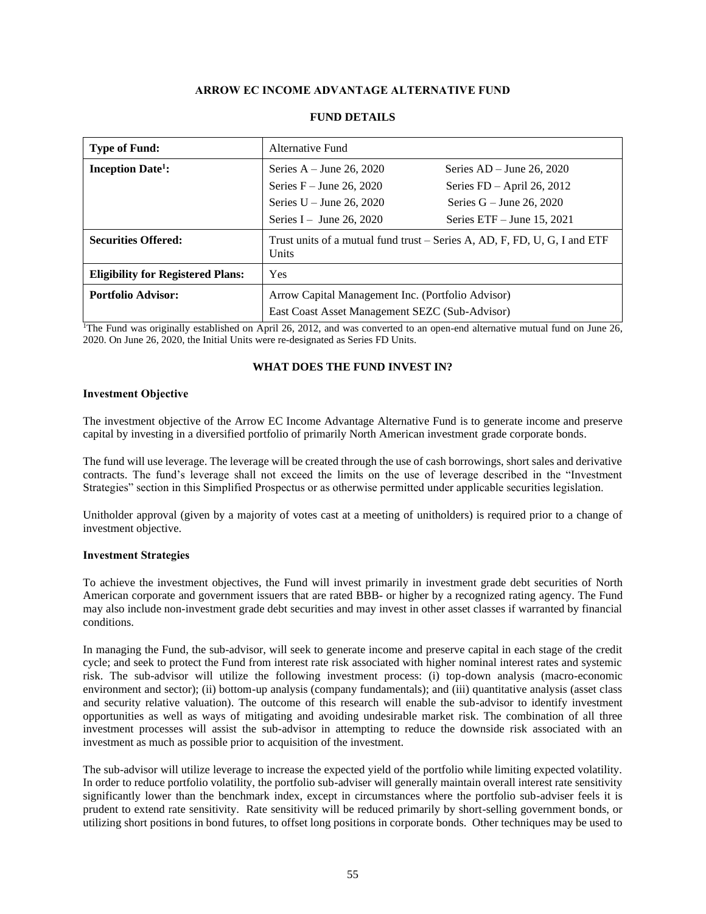# ARROW EC INCOME ADVANTAGE ALTERNATIVE FUND

## FUND DETAILS

| **Type of Fund:** | Alternative Fund | |
|---|---|---|
| **Inception Date[1]:** | Series A – June 26, 2020<br>Series F – June 26, 2020<br>Series U – June 26, 2020<br>Series I – June 26, 2020 | Series AD – June 26, 2020<br>Series FD – April 26, 2012<br>Series G – June 26, 2020<br>Series ETF – June 15, 2021 |
| **Securities Offered:** | Trust units of a mutual fund trust – Series A, AD, F, FD, U, G, I and ETF Units | |
| **Eligibility for Registered Plans:** | Yes | |
| **Portfolio Advisor:** | Arrow Capital Management Inc. (Portfolio Advisor)<br>East Coast Asset Management SEZC (Sub-Advisor) | |

[1]The Fund was originally established on April 26, 2012, and was converted to an open-end alternative mutual fund on June 26, 2020. On June 26, 2020, the Initial Units were re-designated as Series FD Units.

## WHAT DOES THE FUND INVEST IN?

### Investment Objective

The investment objective of the Arrow EC Income Advantage Alternative Fund is to generate income and preserve capital by investing in a diversified portfolio of primarily North American investment grade corporate bonds.

The fund will use leverage. The leverage will be created through the use of cash borrowings, short sales and derivative contracts. The fund's leverage shall not exceed the limits on the use of leverage described in the "Investment Strategies" section in this Simplified Prospectus or as otherwise permitted under applicable securities legislation.

Unitholder approval (given by a majority of votes cast at a meeting of unitholders) is required prior to a change of investment objective.

### Investment Strategies

To achieve the investment objectives, the Fund will invest primarily in investment grade debt securities of North American corporate and government issuers that are rated BBB- or higher by a recognized rating agency. The Fund may also include non-investment grade debt securities and may invest in other asset classes if warranted by financial conditions.

In managing the Fund, the sub-advisor, will seek to generate income and preserve capital in each stage of the credit cycle; and seek to protect the Fund from interest rate risk associated with higher nominal interest rates and systemic risk. The sub-advisor will utilize the following investment process: (i) top-down analysis (macro-economic environment and sector); (ii) bottom-up analysis (company fundamentals); and (iii) quantitative analysis (asset class and security relative valuation). The outcome of this research will enable the sub-advisor to identify investment opportunities as well as ways of mitigating and avoiding undesirable market risk. The combination of all three investment processes will assist the sub-advisor in attempting to reduce the downside risk associated with an investment as much as possible prior to acquisition of the investment.

The sub-advisor will utilize leverage to increase the expected yield of the portfolio while limiting expected volatility. In order to reduce portfolio volatility, the portfolio sub-adviser will generally maintain overall interest rate sensitivity significantly lower than the benchmark index, except in circumstances where the portfolio sub-adviser feels it is prudent to extend rate sensitivity. Rate sensitivity will be reduced primarily by short-selling government bonds, or utilizing short positions in bond futures, to offset long positions in corporate bonds. Other techniques may be used to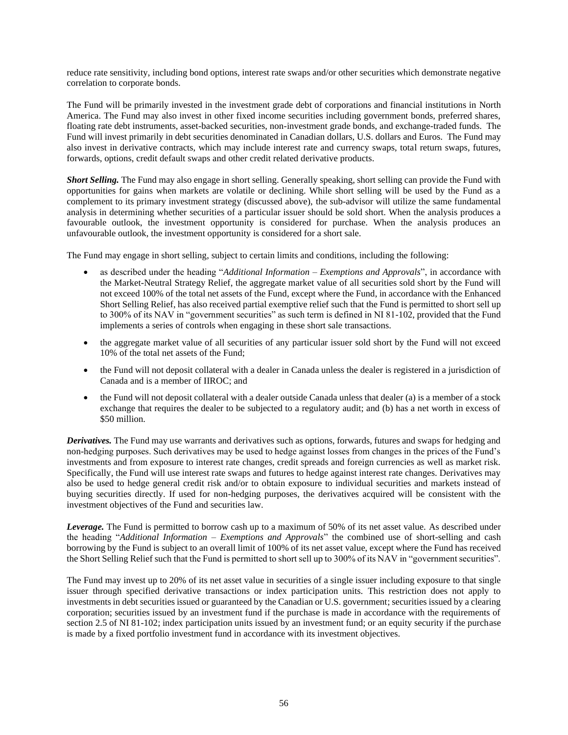reduce rate sensitivity, including bond options, interest rate swaps and/or other securities which demonstrate negative correlation to corporate bonds.

The Fund will be primarily invested in the investment grade debt of corporations and financial institutions in North America. The Fund may also invest in other fixed income securities including government bonds, preferred shares, floating rate debt instruments, asset-backed securities, non-investment grade bonds, and exchange-traded funds. The Fund will invest primarily in debt securities denominated in Canadian dollars, U.S. dollars and Euros. The Fund may also invest in derivative contracts, which may include interest rate and currency swaps, total return swaps, futures, forwards, options, credit default swaps and other credit related derivative products.

***Short Selling.*** The Fund may also engage in short selling. Generally speaking, short selling can provide the Fund with opportunities for gains when markets are volatile or declining. While short selling will be used by the Fund as a complement to its primary investment strategy (discussed above), the sub-advisor will utilize the same fundamental analysis in determining whether securities of a particular issuer should be sold short. When the analysis produces a favourable outlook, the investment opportunity is considered for purchase. When the analysis produces an unfavourable outlook, the investment opportunity is considered for a short sale.

The Fund may engage in short selling, subject to certain limits and conditions, including the following:

- as described under the heading "*Additional Information – Exemptions and Approvals*", in accordance with the Market-Neutral Strategy Relief, the aggregate market value of all securities sold short by the Fund will not exceed 100% of the total net assets of the Fund, except where the Fund, in accordance with the Enhanced Short Selling Relief, has also received partial exemptive relief such that the Fund is permitted to short sell up to 300% of its NAV in "government securities" as such term is defined in NI 81-102, provided that the Fund implements a series of controls when engaging in these short sale transactions.
- the aggregate market value of all securities of any particular issuer sold short by the Fund will not exceed 10% of the total net assets of the Fund;
- the Fund will not deposit collateral with a dealer in Canada unless the dealer is registered in a jurisdiction of Canada and is a member of IIROC; and
- the Fund will not deposit collateral with a dealer outside Canada unless that dealer (a) is a member of a stock exchange that requires the dealer to be subjected to a regulatory audit; and (b) has a net worth in excess of $50 million.

***Derivatives.*** The Fund may use warrants and derivatives such as options, forwards, futures and swaps for hedging and non-hedging purposes. Such derivatives may be used to hedge against losses from changes in the prices of the Fund's investments and from exposure to interest rate changes, credit spreads and foreign currencies as well as market risk. Specifically, the Fund will use interest rate swaps and futures to hedge against interest rate changes. Derivatives may also be used to hedge general credit risk and/or to obtain exposure to individual securities and markets instead of buying securities directly. If used for non-hedging purposes, the derivatives acquired will be consistent with the investment objectives of the Fund and securities law.

***Leverage.*** The Fund is permitted to borrow cash up to a maximum of 50% of its net asset value. As described under the heading "*Additional Information – Exemptions and Approvals*" the combined use of short-selling and cash borrowing by the Fund is subject to an overall limit of 100% of its net asset value, except where the Fund has received the Short Selling Relief such that the Fund is permitted to short sell up to 300% of its NAV in "government securities".

The Fund may invest up to 20% of its net asset value in securities of a single issuer including exposure to that single issuer through specified derivative transactions or index participation units. This restriction does not apply to investments in debt securities issued or guaranteed by the Canadian or U.S. government; securities issued by a clearing corporation; securities issued by an investment fund if the purchase is made in accordance with the requirements of section 2.5 of NI 81-102; index participation units issued by an investment fund; or an equity security if the purchase is made by a fixed portfolio investment fund in accordance with its investment objectives.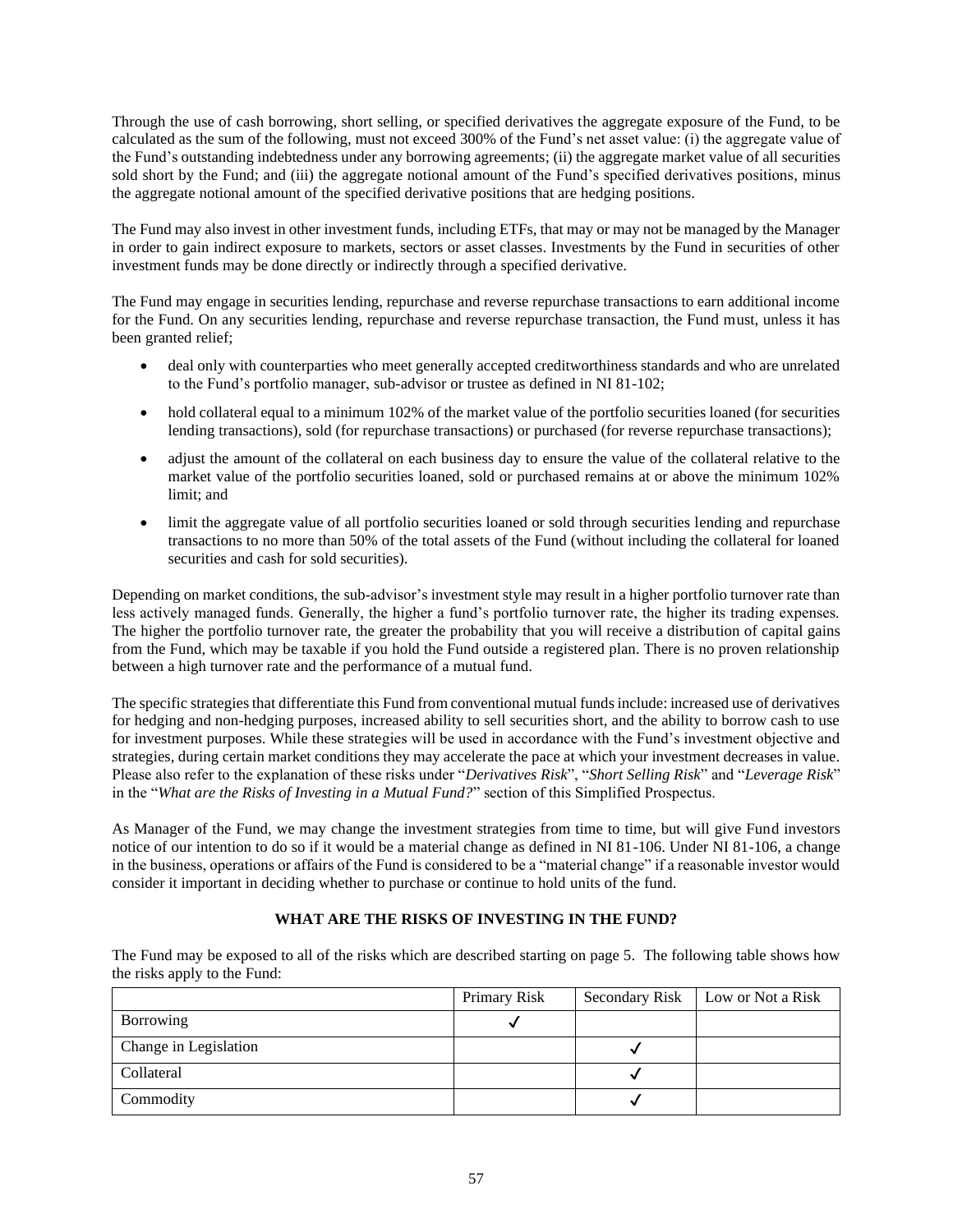Through the use of cash borrowing, short selling, or specified derivatives the aggregate exposure of the Fund, to be calculated as the sum of the following, must not exceed 300% of the Fund's net asset value: (i) the aggregate value of the Fund's outstanding indebtedness under any borrowing agreements; (ii) the aggregate market value of all securities sold short by the Fund; and (iii) the aggregate notional amount of the Fund's specified derivatives positions, minus the aggregate notional amount of the specified derivative positions that are hedging positions.

The Fund may also invest in other investment funds, including ETFs, that may or may not be managed by the Manager in order to gain indirect exposure to markets, sectors or asset classes. Investments by the Fund in securities of other investment funds may be done directly or indirectly through a specified derivative.

The Fund may engage in securities lending, repurchase and reverse repurchase transactions to earn additional income for the Fund. On any securities lending, repurchase and reverse repurchase transaction, the Fund must, unless it has been granted relief;

- deal only with counterparties who meet generally accepted creditworthiness standards and who are unrelated to the Fund's portfolio manager, sub-advisor or trustee as defined in NI 81-102;
- hold collateral equal to a minimum 102% of the market value of the portfolio securities loaned (for securities lending transactions), sold (for repurchase transactions) or purchased (for reverse repurchase transactions);
- adjust the amount of the collateral on each business day to ensure the value of the collateral relative to the market value of the portfolio securities loaned, sold or purchased remains at or above the minimum 102% limit; and
- limit the aggregate value of all portfolio securities loaned or sold through securities lending and repurchase transactions to no more than 50% of the total assets of the Fund (without including the collateral for loaned securities and cash for sold securities).

Depending on market conditions, the sub-advisor's investment style may result in a higher portfolio turnover rate than less actively managed funds. Generally, the higher a fund's portfolio turnover rate, the higher its trading expenses. The higher the portfolio turnover rate, the greater the probability that you will receive a distribution of capital gains from the Fund, which may be taxable if you hold the Fund outside a registered plan. There is no proven relationship between a high turnover rate and the performance of a mutual fund.

The specific strategies that differentiate this Fund from conventional mutual funds include: increased use of derivatives for hedging and non-hedging purposes, increased ability to sell securities short, and the ability to borrow cash to use for investment purposes. While these strategies will be used in accordance with the Fund's investment objective and strategies, during certain market conditions they may accelerate the pace at which your investment decreases in value. Please also refer to the explanation of these risks under "*Derivatives Risk*", "*Short Selling Risk*" and "*Leverage Risk*" in the "*What are the Risks of Investing in a Mutual Fund?*" section of this Simplified Prospectus.

As Manager of the Fund, we may change the investment strategies from time to time, but will give Fund investors notice of our intention to do so if it would be a material change as defined in NI 81-106. Under NI 81-106, a change in the business, operations or affairs of the Fund is considered to be a "material change" if a reasonable investor would consider it important in deciding whether to purchase or continue to hold units of the fund.

## WHAT ARE THE RISKS OF INVESTING IN THE FUND?

The Fund may be exposed to all of the risks which are described starting on page 5. The following table shows how the risks apply to the Fund:

| | Primary Risk | Secondary Risk | Low or Not a Risk |
|---|---|---|---|
| Borrowing | ✓ | | |
| Change in Legislation | | ✓ | |
| Collateral | | ✓ | |
| Commodity | | ✓ | |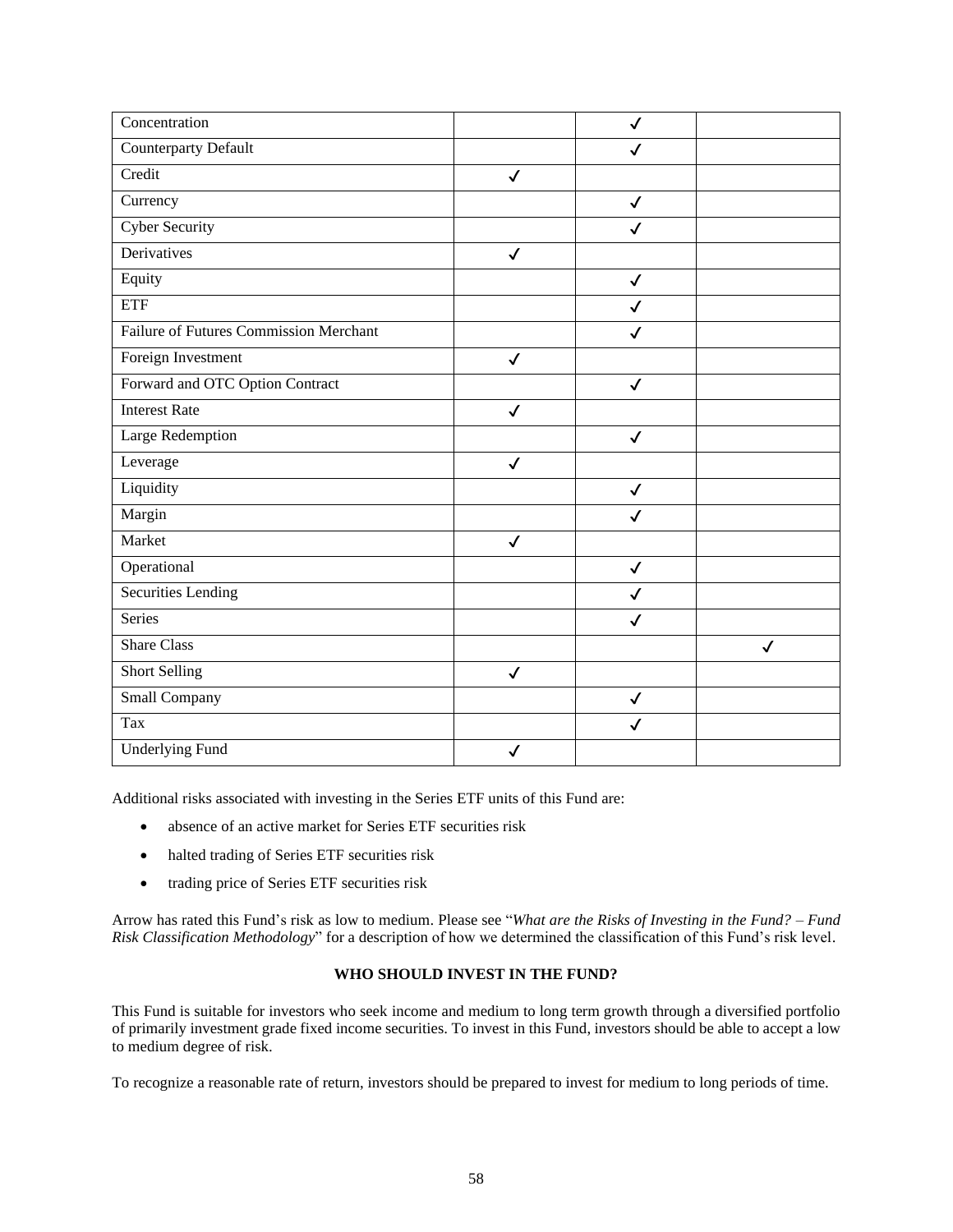| Concentration | | ✓ | |
|---|---|---|---|
| Counterparty Default | | ✓ | |
| Credit | ✓ | | |
| Currency | | ✓ | |
| Cyber Security | | ✓ | |
| Derivatives | ✓ | | |
| Equity | | ✓ | |
| ETF | | ✓ | |
| Failure of Futures Commission Merchant | | ✓ | |
| Foreign Investment | ✓ | | |
| Forward and OTC Option Contract | | ✓ | |
| Interest Rate | ✓ | | |
| Large Redemption | | ✓ | |
| Leverage | ✓ | | |
| Liquidity | | ✓ | |
| Margin | | ✓ | |
| Market | ✓ | | |
| Operational | | ✓ | |
| Securities Lending | | ✓ | |
| Series | | ✓ | |
| Share Class | | | ✓ |
| Short Selling | ✓ | | |
| Small Company | | ✓ | |
| Tax | | ✓ | |
| Underlying Fund | ✓ | | |

Additional risks associated with investing in the Series ETF units of this Fund are:

- absence of an active market for Series ETF securities risk
- halted trading of Series ETF securities risk
- trading price of Series ETF securities risk

Arrow has rated this Fund's risk as low to medium. Please see "*What are the Risks of Investing in the Fund? – Fund Risk Classification Methodology*" for a description of how we determined the classification of this Fund's risk level.

## WHO SHOULD INVEST IN THE FUND?

This Fund is suitable for investors who seek income and medium to long term growth through a diversified portfolio of primarily investment grade fixed income securities. To invest in this Fund, investors should be able to accept a low to medium degree of risk.

To recognize a reasonable rate of return, investors should be prepared to invest for medium to long periods of time.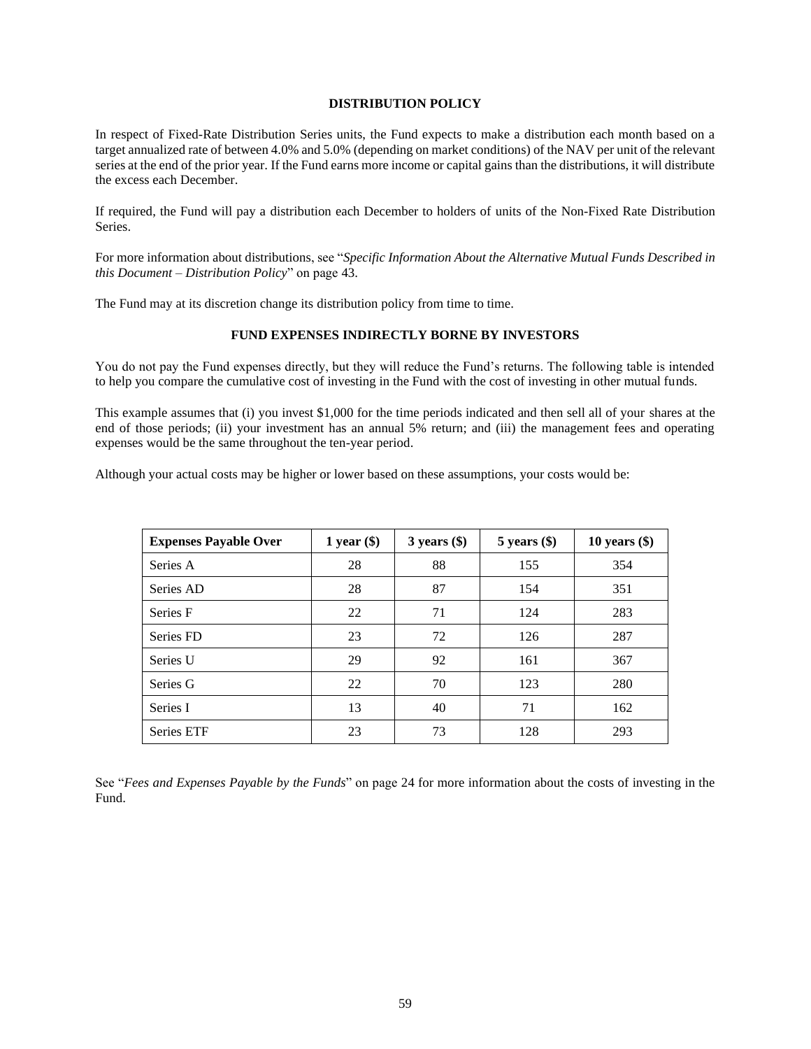## DISTRIBUTION POLICY

In respect of Fixed-Rate Distribution Series units, the Fund expects to make a distribution each month based on a target annualized rate of between 4.0% and 5.0% (depending on market conditions) of the NAV per unit of the relevant series at the end of the prior year. If the Fund earns more income or capital gains than the distributions, it will distribute the excess each December.

If required, the Fund will pay a distribution each December to holders of units of the Non-Fixed Rate Distribution Series.

For more information about distributions, see "*Specific Information About the Alternative Mutual Funds Described in this Document – Distribution Policy*" on page 43.

The Fund may at its discretion change its distribution policy from time to time.

## FUND EXPENSES INDIRECTLY BORNE BY INVESTORS

You do not pay the Fund expenses directly, but they will reduce the Fund's returns. The following table is intended to help you compare the cumulative cost of investing in the Fund with the cost of investing in other mutual funds.

This example assumes that (i) you invest $1,000 for the time periods indicated and then sell all of your shares at the end of those periods; (ii) your investment has an annual 5% return; and (iii) the management fees and operating expenses would be the same throughout the ten-year period.

Although your actual costs may be higher or lower based on these assumptions, your costs would be:

| Expenses Payable Over | 1 year ($) | 3 years ($) | 5 years ($) | 10 years ($) |
|---|---|---|---|---|
| Series A | 28 | 88 | 155 | 354 |
| Series AD | 28 | 87 | 154 | 351 |
| Series F | 22 | 71 | 124 | 283 |
| Series FD | 23 | 72 | 126 | 287 |
| Series U | 29 | 92 | 161 | 367 |
| Series G | 22 | 70 | 123 | 280 |
| Series I | 13 | 40 | 71 | 162 |
| Series ETF | 23 | 73 | 128 | 293 |

See "*Fees and Expenses Payable by the Funds*" on page 24 for more information about the costs of investing in the Fund.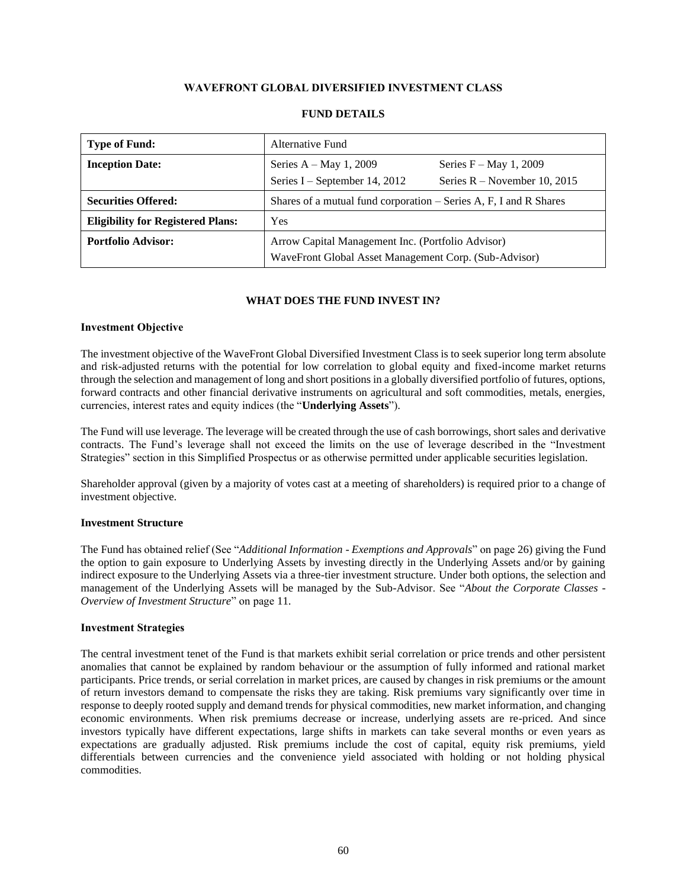# WAVEFRONT GLOBAL DIVERSIFIED INVESTMENT CLASS

## FUND DETAILS

| **Type of Fund:** | Alternative Fund |
|---|---|
| **Inception Date:** | Series A – May 1, 2009 &nbsp;&nbsp;&nbsp; Series F – May 1, 2009<br>Series I – September 14, 2012 &nbsp;&nbsp;&nbsp; Series R – November 10, 2015 |
| **Securities Offered:** | Shares of a mutual fund corporation – Series A, F, I and R Shares |
| **Eligibility for Registered Plans:** | Yes |
| **Portfolio Advisor:** | Arrow Capital Management Inc. (Portfolio Advisor)<br>WaveFront Global Asset Management Corp. (Sub-Advisor) |

## WHAT DOES THE FUND INVEST IN?

### Investment Objective

The investment objective of the WaveFront Global Diversified Investment Class is to seek superior long term absolute and risk-adjusted returns with the potential for low correlation to global equity and fixed-income market returns through the selection and management of long and short positions in a globally diversified portfolio of futures, options, forward contracts and other financial derivative instruments on agricultural and soft commodities, metals, energies, currencies, interest rates and equity indices (the "**Underlying Assets**").

The Fund will use leverage. The leverage will be created through the use of cash borrowings, short sales and derivative contracts. The Fund's leverage shall not exceed the limits on the use of leverage described in the "Investment Strategies" section in this Simplified Prospectus or as otherwise permitted under applicable securities legislation.

Shareholder approval (given by a majority of votes cast at a meeting of shareholders) is required prior to a change of investment objective.

### Investment Structure

The Fund has obtained relief (See "*Additional Information - Exemptions and Approvals*" on page 26) giving the Fund the option to gain exposure to Underlying Assets by investing directly in the Underlying Assets and/or by gaining indirect exposure to the Underlying Assets via a three-tier investment structure. Under both options, the selection and management of the Underlying Assets will be managed by the Sub-Advisor. See "*About the Corporate Classes - Overview of Investment Structure*" on page 11.

### Investment Strategies

The central investment tenet of the Fund is that markets exhibit serial correlation or price trends and other persistent anomalies that cannot be explained by random behaviour or the assumption of fully informed and rational market participants. Price trends, or serial correlation in market prices, are caused by changes in risk premiums or the amount of return investors demand to compensate the risks they are taking. Risk premiums vary significantly over time in response to deeply rooted supply and demand trends for physical commodities, new market information, and changing economic environments. When risk premiums decrease or increase, underlying assets are re-priced. And since investors typically have different expectations, large shifts in markets can take several months or even years as expectations are gradually adjusted. Risk premiums include the cost of capital, equity risk premiums, yield differentials between currencies and the convenience yield associated with holding or not holding physical commodities.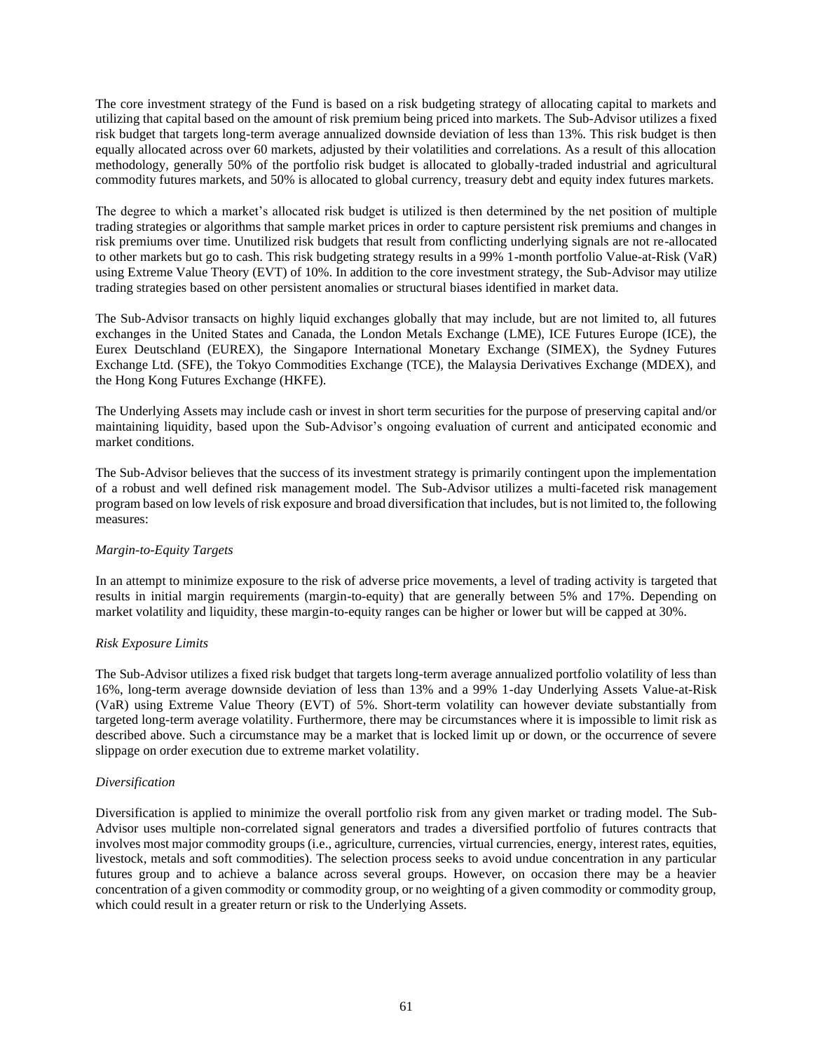The core investment strategy of the Fund is based on a risk budgeting strategy of allocating capital to markets and utilizing that capital based on the amount of risk premium being priced into markets. The Sub-Advisor utilizes a fixed risk budget that targets long-term average annualized downside deviation of less than 13%. This risk budget is then equally allocated across over 60 markets, adjusted by their volatilities and correlations. As a result of this allocation methodology, generally 50% of the portfolio risk budget is allocated to globally-traded industrial and agricultural commodity futures markets, and 50% is allocated to global currency, treasury debt and equity index futures markets.

The degree to which a market's allocated risk budget is utilized is then determined by the net position of multiple trading strategies or algorithms that sample market prices in order to capture persistent risk premiums and changes in risk premiums over time. Unutilized risk budgets that result from conflicting underlying signals are not re-allocated to other markets but go to cash. This risk budgeting strategy results in a 99% 1-month portfolio Value-at-Risk (VaR) using Extreme Value Theory (EVT) of 10%. In addition to the core investment strategy, the Sub-Advisor may utilize trading strategies based on other persistent anomalies or structural biases identified in market data.

The Sub-Advisor transacts on highly liquid exchanges globally that may include, but are not limited to, all futures exchanges in the United States and Canada, the London Metals Exchange (LME), ICE Futures Europe (ICE), the Eurex Deutschland (EUREX), the Singapore International Monetary Exchange (SIMEX), the Sydney Futures Exchange Ltd. (SFE), the Tokyo Commodities Exchange (TCE), the Malaysia Derivatives Exchange (MDEX), and the Hong Kong Futures Exchange (HKFE).

The Underlying Assets may include cash or invest in short term securities for the purpose of preserving capital and/or maintaining liquidity, based upon the Sub-Advisor's ongoing evaluation of current and anticipated economic and market conditions.

The Sub-Advisor believes that the success of its investment strategy is primarily contingent upon the implementation of a robust and well defined risk management model. The Sub-Advisor utilizes a multi-faceted risk management program based on low levels of risk exposure and broad diversification that includes, but is not limited to, the following measures:

*Margin-to-Equity Targets*

In an attempt to minimize exposure to the risk of adverse price movements, a level of trading activity is targeted that results in initial margin requirements (margin-to-equity) that are generally between 5% and 17%. Depending on market volatility and liquidity, these margin-to-equity ranges can be higher or lower but will be capped at 30%.

*Risk Exposure Limits*

The Sub-Advisor utilizes a fixed risk budget that targets long-term average annualized portfolio volatility of less than 16%, long-term average downside deviation of less than 13% and a 99% 1-day Underlying Assets Value-at-Risk (VaR) using Extreme Value Theory (EVT) of 5%. Short-term volatility can however deviate substantially from targeted long-term average volatility. Furthermore, there may be circumstances where it is impossible to limit risk as described above. Such a circumstance may be a market that is locked limit up or down, or the occurrence of severe slippage on order execution due to extreme market volatility.

*Diversification*

Diversification is applied to minimize the overall portfolio risk from any given market or trading model. The Sub-Advisor uses multiple non-correlated signal generators and trades a diversified portfolio of futures contracts that involves most major commodity groups (i.e., agriculture, currencies, virtual currencies, energy, interest rates, equities, livestock, metals and soft commodities). The selection process seeks to avoid undue concentration in any particular futures group and to achieve a balance across several groups. However, on occasion there may be a heavier concentration of a given commodity or commodity group, or no weighting of a given commodity or commodity group, which could result in a greater return or risk to the Underlying Assets.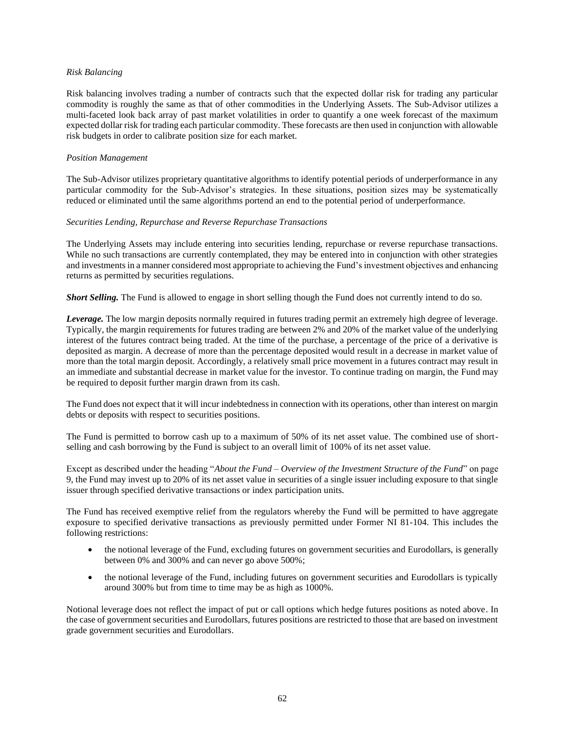*Risk Balancing*

Risk balancing involves trading a number of contracts such that the expected dollar risk for trading any particular commodity is roughly the same as that of other commodities in the Underlying Assets. The Sub-Advisor utilizes a multi-faceted look back array of past market volatilities in order to quantify a one week forecast of the maximum expected dollar risk for trading each particular commodity. These forecasts are then used in conjunction with allowable risk budgets in order to calibrate position size for each market.

*Position Management*

The Sub-Advisor utilizes proprietary quantitative algorithms to identify potential periods of underperformance in any particular commodity for the Sub-Advisor's strategies. In these situations, position sizes may be systematically reduced or eliminated until the same algorithms portend an end to the potential period of underperformance.

*Securities Lending, Repurchase and Reverse Repurchase Transactions*

The Underlying Assets may include entering into securities lending, repurchase or reverse repurchase transactions. While no such transactions are currently contemplated, they may be entered into in conjunction with other strategies and investments in a manner considered most appropriate to achieving the Fund's investment objectives and enhancing returns as permitted by securities regulations.

***Short Selling.*** The Fund is allowed to engage in short selling though the Fund does not currently intend to do so.

***Leverage.*** The low margin deposits normally required in futures trading permit an extremely high degree of leverage. Typically, the margin requirements for futures trading are between 2% and 20% of the market value of the underlying interest of the futures contract being traded. At the time of the purchase, a percentage of the price of a derivative is deposited as margin. A decrease of more than the percentage deposited would result in a decrease in market value of more than the total margin deposit. Accordingly, a relatively small price movement in a futures contract may result in an immediate and substantial decrease in market value for the investor. To continue trading on margin, the Fund may be required to deposit further margin drawn from its cash.

The Fund does not expect that it will incur indebtedness in connection with its operations, other than interest on margin debts or deposits with respect to securities positions.

The Fund is permitted to borrow cash up to a maximum of 50% of its net asset value. The combined use of short-selling and cash borrowing by the Fund is subject to an overall limit of 100% of its net asset value.

Except as described under the heading "*About the Fund – Overview of the Investment Structure of the Fund*" on page 9, the Fund may invest up to 20% of its net asset value in securities of a single issuer including exposure to that single issuer through specified derivative transactions or index participation units.

The Fund has received exemptive relief from the regulators whereby the Fund will be permitted to have aggregate exposure to specified derivative transactions as previously permitted under Former NI 81-104. This includes the following restrictions:

- the notional leverage of the Fund, excluding futures on government securities and Eurodollars, is generally between 0% and 300% and can never go above 500%;
- the notional leverage of the Fund, including futures on government securities and Eurodollars is typically around 300% but from time to time may be as high as 1000%.

Notional leverage does not reflect the impact of put or call options which hedge futures positions as noted above. In the case of government securities and Eurodollars, futures positions are restricted to those that are based on investment grade government securities and Eurodollars.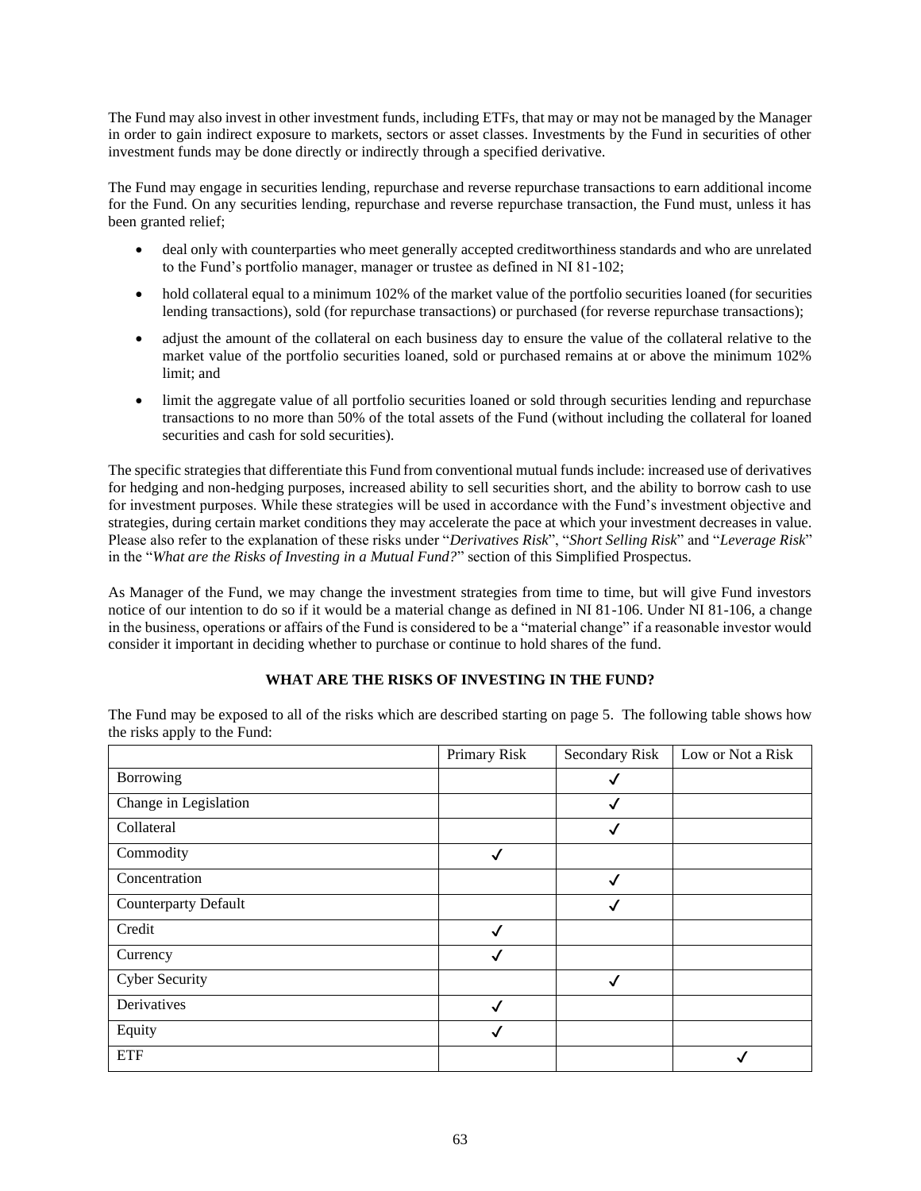The Fund may also invest in other investment funds, including ETFs, that may or may not be managed by the Manager in order to gain indirect exposure to markets, sectors or asset classes. Investments by the Fund in securities of other investment funds may be done directly or indirectly through a specified derivative.

The Fund may engage in securities lending, repurchase and reverse repurchase transactions to earn additional income for the Fund. On any securities lending, repurchase and reverse repurchase transaction, the Fund must, unless it has been granted relief;

- deal only with counterparties who meet generally accepted creditworthiness standards and who are unrelated to the Fund's portfolio manager, manager or trustee as defined in NI 81-102;
- hold collateral equal to a minimum 102% of the market value of the portfolio securities loaned (for securities lending transactions), sold (for repurchase transactions) or purchased (for reverse repurchase transactions);
- adjust the amount of the collateral on each business day to ensure the value of the collateral relative to the market value of the portfolio securities loaned, sold or purchased remains at or above the minimum 102% limit; and
- limit the aggregate value of all portfolio securities loaned or sold through securities lending and repurchase transactions to no more than 50% of the total assets of the Fund (without including the collateral for loaned securities and cash for sold securities).

The specific strategies that differentiate this Fund from conventional mutual funds include: increased use of derivatives for hedging and non-hedging purposes, increased ability to sell securities short, and the ability to borrow cash to use for investment purposes. While these strategies will be used in accordance with the Fund's investment objective and strategies, during certain market conditions they may accelerate the pace at which your investment decreases in value. Please also refer to the explanation of these risks under "*Derivatives Risk*", "*Short Selling Risk*" and "*Leverage Risk*" in the "*What are the Risks of Investing in a Mutual Fund?*" section of this Simplified Prospectus.

As Manager of the Fund, we may change the investment strategies from time to time, but will give Fund investors notice of our intention to do so if it would be a material change as defined in NI 81-106. Under NI 81-106, a change in the business, operations or affairs of the Fund is considered to be a "material change" if a reasonable investor would consider it important in deciding whether to purchase or continue to hold shares of the fund.

## WHAT ARE THE RISKS OF INVESTING IN THE FUND?

The Fund may be exposed to all of the risks which are described starting on page 5. The following table shows how the risks apply to the Fund:

| | Primary Risk | Secondary Risk | Low or Not a Risk |
|---|---|---|---|
| Borrowing | | ✓ | |
| Change in Legislation | | ✓ | |
| Collateral | | ✓ | |
| Commodity | ✓ | | |
| Concentration | | ✓ | |
| Counterparty Default | | ✓ | |
| Credit | ✓ | | |
| Currency | ✓ | | |
| Cyber Security | | ✓ | |
| Derivatives | ✓ | | |
| Equity | ✓ | | |
| ETF | | | ✓ |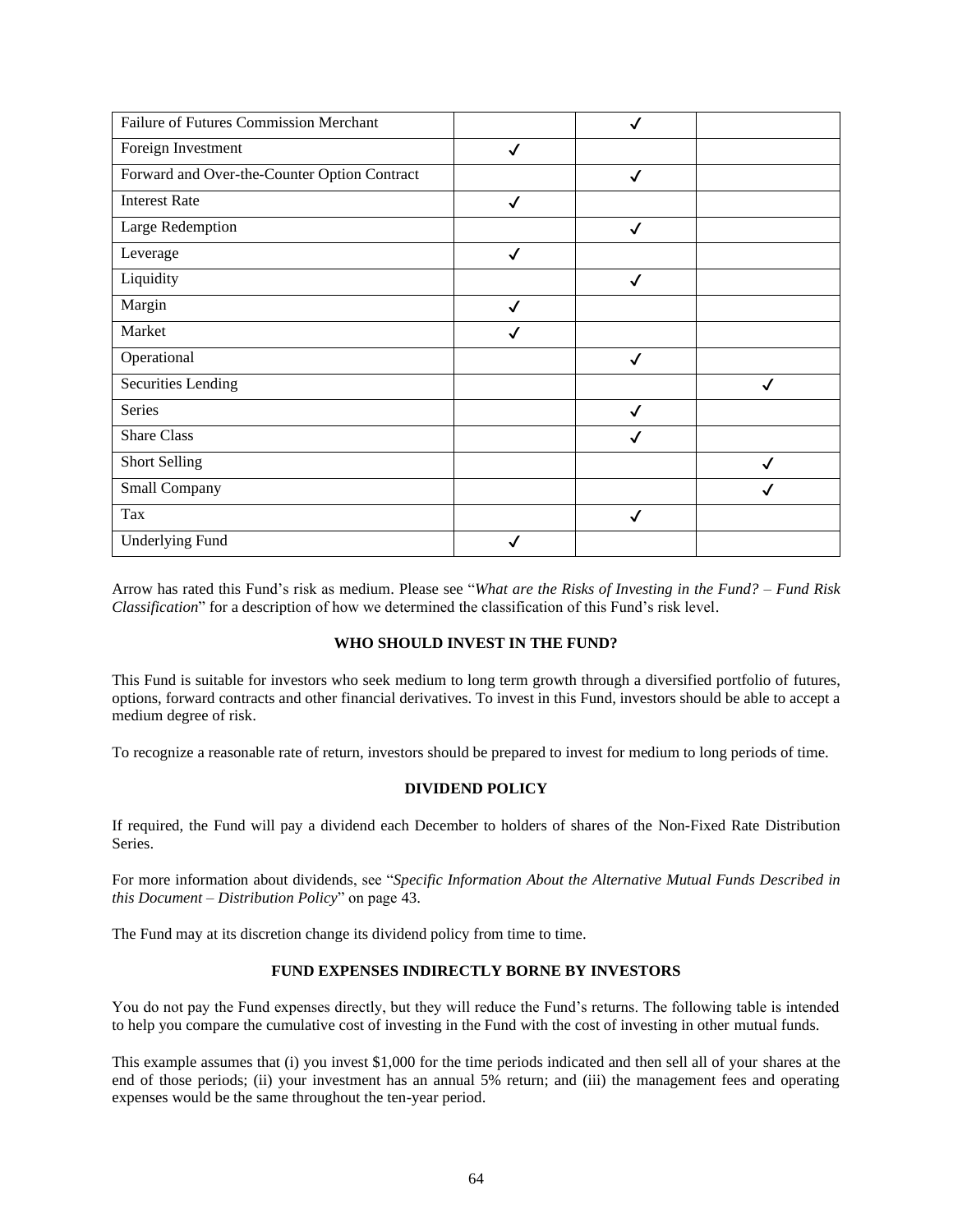| | | | |
|---|---|---|---|
| Failure of Futures Commission Merchant | | ✓ | |
| Foreign Investment | ✓ | | |
| Forward and Over-the-Counter Option Contract | | ✓ | |
| Interest Rate | ✓ | | |
| Large Redemption | | ✓ | |
| Leverage | ✓ | | |
| Liquidity | | ✓ | |
| Margin | ✓ | | |
| Market | ✓ | | |
| Operational | | ✓ | |
| Securities Lending | | | ✓ |
| Series | | ✓ | |
| Share Class | | ✓ | |
| Short Selling | | | ✓ |
| Small Company | | | ✓ |
| Tax | | ✓ | |
| Underlying Fund | ✓ | | |

Arrow has rated this Fund's risk as medium. Please see "*What are the Risks of Investing in the Fund? – Fund Risk Classification*" for a description of how we determined the classification of this Fund's risk level.

## WHO SHOULD INVEST IN THE FUND?

This Fund is suitable for investors who seek medium to long term growth through a diversified portfolio of futures, options, forward contracts and other financial derivatives. To invest in this Fund, investors should be able to accept a medium degree of risk.

To recognize a reasonable rate of return, investors should be prepared to invest for medium to long periods of time.

## DIVIDEND POLICY

If required, the Fund will pay a dividend each December to holders of shares of the Non-Fixed Rate Distribution Series.

For more information about dividends, see "*Specific Information About the Alternative Mutual Funds Described in this Document – Distribution Policy*" on page 43.

The Fund may at its discretion change its dividend policy from time to time.

## FUND EXPENSES INDIRECTLY BORNE BY INVESTORS

You do not pay the Fund expenses directly, but they will reduce the Fund's returns. The following table is intended to help you compare the cumulative cost of investing in the Fund with the cost of investing in other mutual funds.

This example assumes that (i) you invest $1,000 for the time periods indicated and then sell all of your shares at the end of those periods; (ii) your investment has an annual 5% return; and (iii) the management fees and operating expenses would be the same throughout the ten-year period.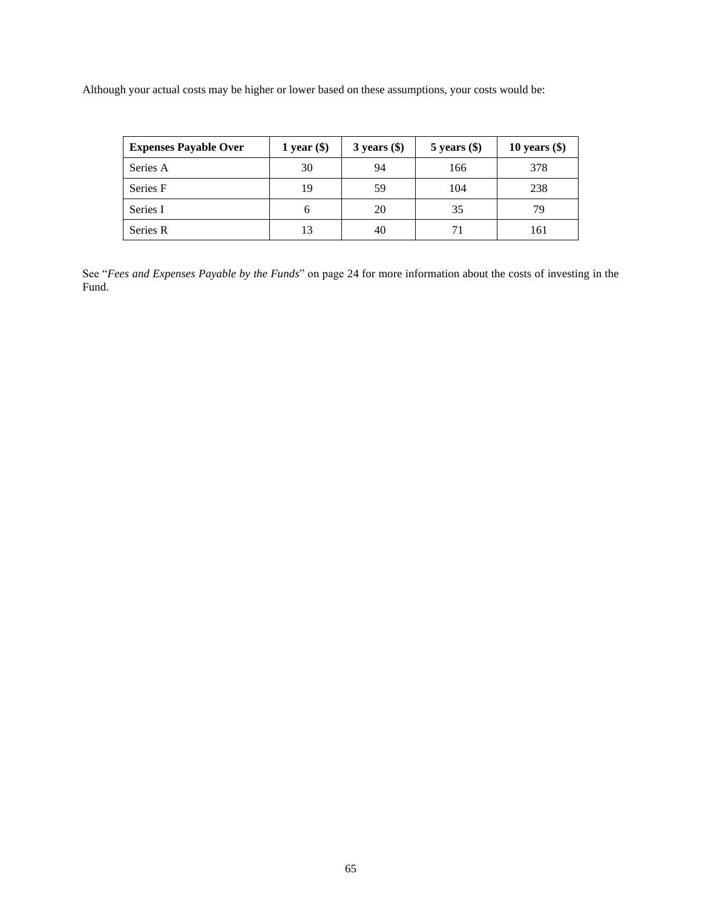Although your actual costs may be higher or lower based on these assumptions, your costs would be:

| **Expenses Payable Over** | **1 year ($)** | **3 years ($)** | **5 years ($)** | **10 years ($)** |
|---|---|---|---|---|
| Series A | 30 | 94 | 166 | 378 |
| Series F | 19 | 59 | 104 | 238 |
| Series I | 6 | 20 | 35 | 79 |
| Series R | 13 | 40 | 71 | 161 |

See "*Fees and Expenses Payable by the Funds*" on page 24 for more information about the costs of investing in the Fund.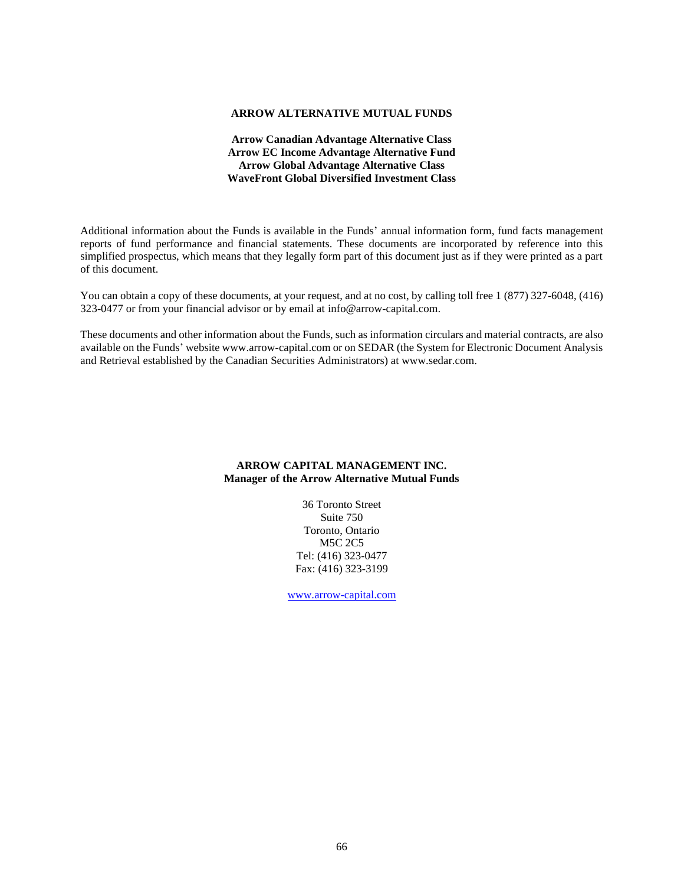**ARROW ALTERNATIVE MUTUAL FUNDS**

**Arrow Canadian Advantage Alternative Class**
**Arrow EC Income Advantage Alternative Fund**
**Arrow Global Advantage Alternative Class**
**WaveFront Global Diversified Investment Class**

Additional information about the Funds is available in the Funds' annual information form, fund facts management reports of fund performance and financial statements. These documents are incorporated by reference into this simplified prospectus, which means that they legally form part of this document just as if they were printed as a part of this document.

You can obtain a copy of these documents, at your request, and at no cost, by calling toll free 1 (877) 327-6048, (416) 323-0477 or from your financial advisor or by email at info@arrow-capital.com.

These documents and other information about the Funds, such as information circulars and material contracts, are also available on the Funds' website www.arrow-capital.com or on SEDAR (the System for Electronic Document Analysis and Retrieval established by the Canadian Securities Administrators) at www.sedar.com.

**ARROW CAPITAL MANAGEMENT INC.**
**Manager of the Arrow Alternative Mutual Funds**

36 Toronto Street
Suite 750
Toronto, Ontario
M5C 2C5
Tel: (416) 323-0477
Fax: (416) 323-3199

www.arrow-capital.com